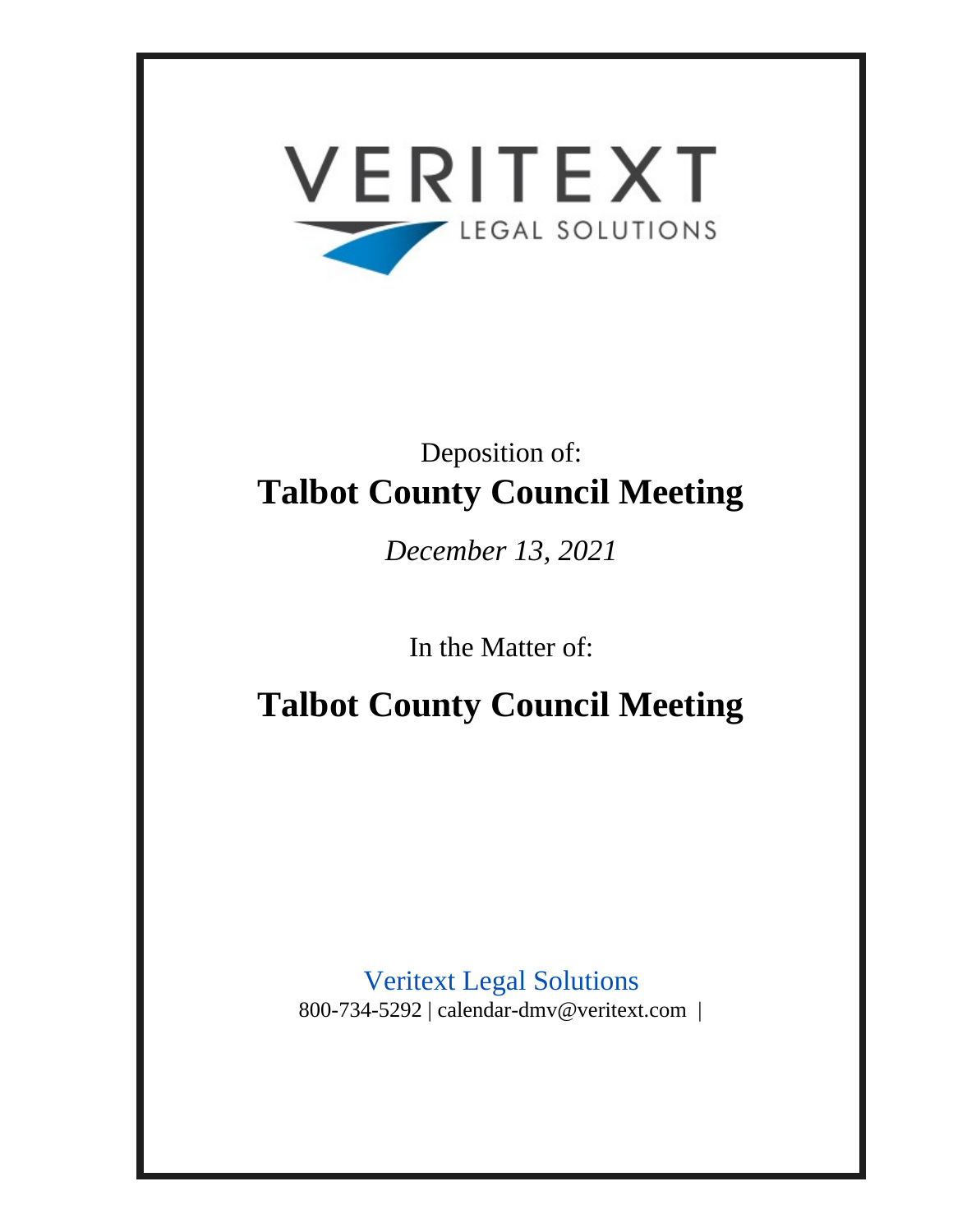VERITEXT

LEGAL SOLUTIONS

Deposition of:

# Talbot County Council Meeting

*December 13, 2021*

In the Matter of:

# Talbot County Council Meeting

Veritext Legal Solutions

800-734-5292 | calendar-dmv@veritext.com |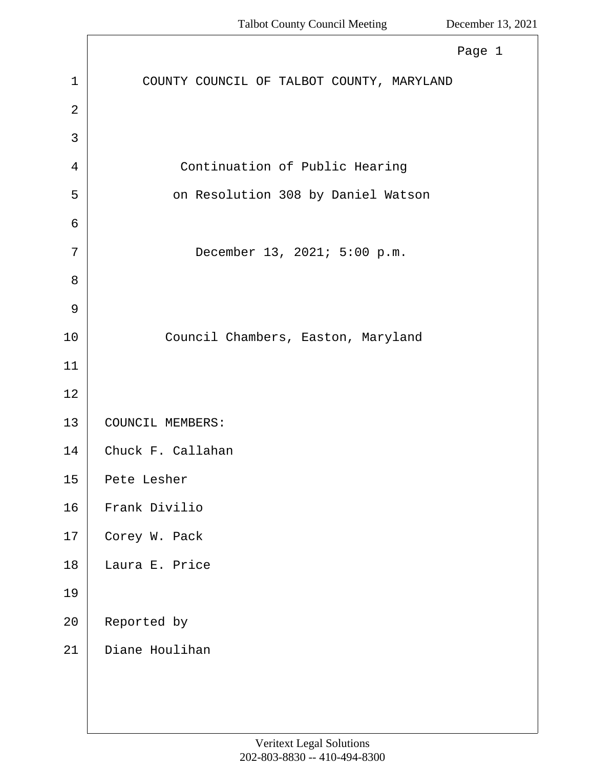COUNTY COUNCIL OF TALBOT COUNTY, MARYLAND

Continuation of Public Hearing

on Resolution 308 by Daniel Watson

December 13, 2021; 5:00 p.m.

Council Chambers, Easton, Maryland

COUNCIL MEMBERS:

Chuck F. Callahan

Pete Lesher

Frank Divilio

Corey W. Pack

Laura E. Price

Reported by

Diane Houlihan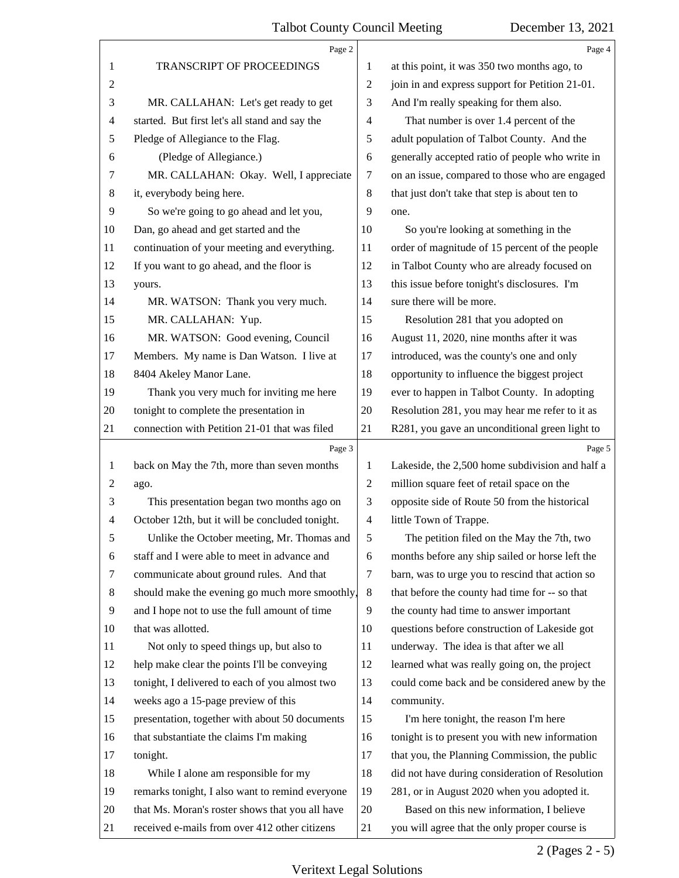TRANSCRIPT OF PROCEEDINGS

MR. CALLAHAN: Let's get ready to get started. But first let's all stand and say the Pledge of Allegiance to the Flag.

(Pledge of Allegiance.)

MR. CALLAHAN: Okay. Well, I appreciate it, everybody being here.

So we're going to go ahead and let you, Dan, go ahead and get started and the continuation of your meeting and everything. If you want to go ahead, and the floor is yours.

MR. WATSON: Thank you very much.

MR. CALLAHAN: Yup.

MR. WATSON: Good evening, Council Members. My name is Dan Watson. I live at 8404 Akeley Manor Lane.

Thank you very much for inviting me here tonight to complete the presentation in connection with Petition 21-01 that was filed back on May the 7th, more than seven months ago.

This presentation began two months ago on October 12th, but it will be concluded tonight.

Unlike the October meeting, Mr. Thomas and staff and I were able to meet in advance and communicate about ground rules. And that should make the evening go much more smoothly, and I hope not to use the full amount of time that was allotted.

Not only to speed things up, but also to help make clear the points I'll be conveying tonight, I delivered to each of you almost two weeks ago a 15-page preview of this presentation, together with about 50 documents that substantiate the claims I'm making tonight.

While I alone am responsible for my remarks tonight, I also want to remind everyone that Ms. Moran's roster shows that you all have received e-mails from over 412 other citizens at this point, it was 350 two months ago, to join in and express support for Petition 21-01. And I'm really speaking for them also.

That number is over 1.4 percent of the adult population of Talbot County. And the generally accepted ratio of people who write in on an issue, compared to those who are engaged that just don't take that step is about ten to one.

So you're looking at something in the order of magnitude of 15 percent of the people in Talbot County who are already focused on this issue before tonight's disclosures. I'm sure there will be more.

Resolution 281 that you adopted on August 11, 2020, nine months after it was introduced, was the county's one and only opportunity to influence the biggest project ever to happen in Talbot County. In adopting Resolution 281, you may hear me refer to it as R281, you gave an unconditional green light to Lakeside, the 2,500 home subdivision and half a million square feet of retail space on the opposite side of Route 50 from the historical little Town of Trappe.

The petition filed on the May the 7th, two months before any ship sailed or horse left the barn, was to urge you to rescind that action so that before the county had time for -- so that the county had time to answer important questions before construction of Lakeside got underway. The idea is that after we all learned what was really going on, the project could come back and be considered anew by the community.

I'm here tonight, the reason I'm here tonight is to present you with new information that you, the Planning Commission, the public did not have during consideration of Resolution 281, or in August 2020 when you adopted it.

Based on this new information, I believe you will agree that the only proper course is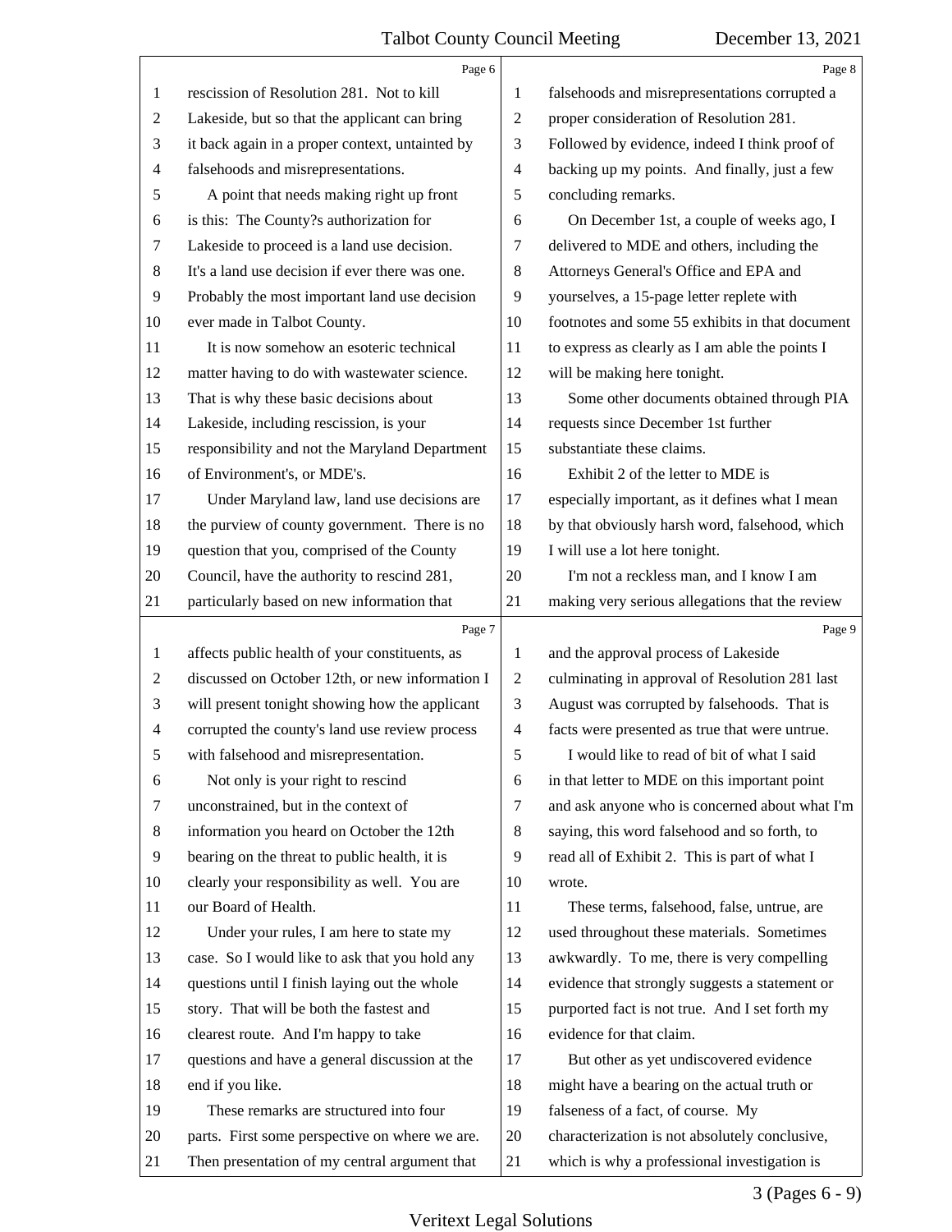Page 6

1 rescission of Resolution 281. Not to kill
2 Lakeside, but so that the applicant can bring
3 it back again in a proper context, untainted by
4 falsehoods and misrepresentations.
5 A point that needs making right up front
6 is this: The County?s authorization for
7 Lakeside to proceed is a land use decision.
8 It's a land use decision if ever there was one.
9 Probably the most important land use decision
10 ever made in Talbot County.
11 It is now somehow an esoteric technical
12 matter having to do with wastewater science.
13 That is why these basic decisions about
14 Lakeside, including rescission, is your
15 responsibility and not the Maryland Department
16 of Environment's, or MDE's.
17 Under Maryland law, land use decisions are
18 the purview of county government. There is no
19 question that you, comprised of the County
20 Council, have the authority to rescind 281,
21 particularly based on new information that

Page 7

1 affects public health of your constituents, as
2 discussed on October 12th, or new information I
3 will present tonight showing how the applicant
4 corrupted the county's land use review process
5 with falsehood and misrepresentation.
6 Not only is your right to rescind
7 unconstrained, but in the context of
8 information you heard on October the 12th
9 bearing on the threat to public health, it is
10 clearly your responsibility as well. You are
11 our Board of Health.
12 Under your rules, I am here to state my
13 case. So I would like to ask that you hold any
14 questions until I finish laying out the whole
15 story. That will be both the fastest and
16 clearest route. And I'm happy to take
17 questions and have a general discussion at the
18 end if you like.
19 These remarks are structured into four
20 parts. First some perspective on where we are.
21 Then presentation of my central argument that

Page 8

1 falsehoods and misrepresentations corrupted a
2 proper consideration of Resolution 281.
3 Followed by evidence, indeed I think proof of
4 backing up my points. And finally, just a few
5 concluding remarks.
6 On December 1st, a couple of weeks ago, I
7 delivered to MDE and others, including the
8 Attorneys General's Office and EPA and
9 yourselves, a 15-page letter replete with
10 footnotes and some 55 exhibits in that document
11 to express as clearly as I am able the points I
12 will be making here tonight.
13 Some other documents obtained through PIA
14 requests since December 1st further
15 substantiate these claims.
16 Exhibit 2 of the letter to MDE is
17 especially important, as it defines what I mean
18 by that obviously harsh word, falsehood, which
19 I will use a lot here tonight.
20 I'm not a reckless man, and I know I am
21 making very serious allegations that the review

Page 9

1 and the approval process of Lakeside
2 culminating in approval of Resolution 281 last
3 August was corrupted by falsehoods. That is
4 facts were presented as true that were untrue.
5 I would like to read of bit of what I said
6 in that letter to MDE on this important point
7 and ask anyone who is concerned about what I'm
8 saying, this word falsehood and so forth, to
9 read all of Exhibit 2. This is part of what I
10 wrote.
11 These terms, falsehood, false, untrue, are
12 used throughout these materials. Sometimes
13 awkwardly. To me, there is very compelling
14 evidence that strongly suggests a statement or
15 purported fact is not true. And I set forth my
16 evidence for that claim.
17 But other as yet undiscovered evidence
18 might have a bearing on the actual truth or
19 falseness of a fact, of course. My
20 characterization is not absolutely conclusive,
21 which is why a professional investigation is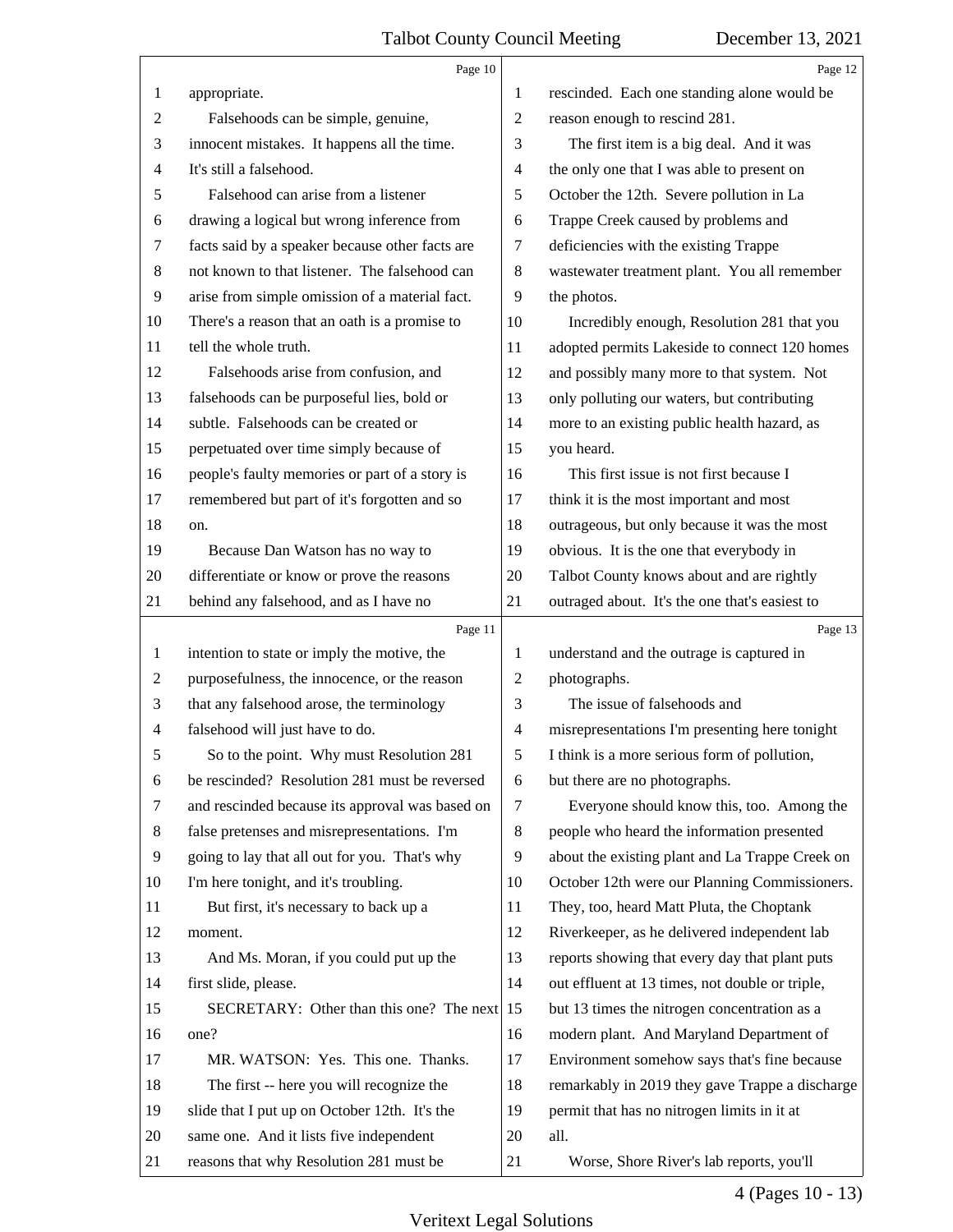Page 10

1 appropriate.
2 Falsehoods can be simple, genuine,
3 innocent mistakes. It happens all the time.
4 It's still a falsehood.
5 Falsehood can arise from a listener
6 drawing a logical but wrong inference from
7 facts said by a speaker because other facts are
8 not known to that listener. The falsehood can
9 arise from simple omission of a material fact.
10 There's a reason that an oath is a promise to
11 tell the whole truth.
12 Falsehoods arise from confusion, and
13 falsehoods can be purposeful lies, bold or
14 subtle. Falsehoods can be created or
15 perpetuated over time simply because of
16 people's faulty memories or part of a story is
17 remembered but part of it's forgotten and so
18 on.
19 Because Dan Watson has no way to
20 differentiate or know or prove the reasons
21 behind any falsehood, and as I have no

Page 11

1 intention to state or imply the motive, the
2 purposefulness, the innocence, or the reason
3 that any falsehood arose, the terminology
4 falsehood will just have to do.
5 So to the point. Why must Resolution 281
6 be rescinded? Resolution 281 must be reversed
7 and rescinded because its approval was based on
8 false pretenses and misrepresentations. I'm
9 going to lay that all out for you. That's why
10 I'm here tonight, and it's troubling.
11 But first, it's necessary to back up a
12 moment.
13 And Ms. Moran, if you could put up the
14 first slide, please.
15 SECRETARY: Other than this one? The next
16 one?
17 MR. WATSON: Yes. This one. Thanks.
18 The first -- here you will recognize the
19 slide that I put up on October 12th. It's the
20 same one. And it lists five independent
21 reasons that why Resolution 281 must be

Page 12

1 rescinded. Each one standing alone would be
2 reason enough to rescind 281.
3 The first item is a big deal. And it was
4 the only one that I was able to present on
5 October the 12th. Severe pollution in La
6 Trappe Creek caused by problems and
7 deficiencies with the existing Trappe
8 wastewater treatment plant. You all remember
9 the photos.
10 Incredibly enough, Resolution 281 that you
11 adopted permits Lakeside to connect 120 homes
12 and possibly many more to that system. Not
13 only polluting our waters, but contributing
14 more to an existing public health hazard, as
15 you heard.
16 This first issue is not first because I
17 think it is the most important and most
18 outrageous, but only because it was the most
19 obvious. It is the one that everybody in
20 Talbot County knows about and are rightly
21 outraged about. It's the one that's easiest to

Page 13

1 understand and the outrage is captured in
2 photographs.
3 The issue of falsehoods and
4 misrepresentations I'm presenting here tonight
5 I think is a more serious form of pollution,
6 but there are no photographs.
7 Everyone should know this, too. Among the
8 people who heard the information presented
9 about the existing plant and La Trappe Creek on
10 October 12th were our Planning Commissioners.
11 They, too, heard Matt Pluta, the Choptank
12 Riverkeeper, as he delivered independent lab
13 reports showing that every day that plant puts
14 out effluent at 13 times, not double or triple,
15 but 13 times the nitrogen concentration as a
16 modern plant. And Maryland Department of
17 Environment somehow says that's fine because
18 remarkably in 2019 they gave Trappe a discharge
19 permit that has no nitrogen limits in it at
20 all.
21 Worse, Shore River's lab reports, you'll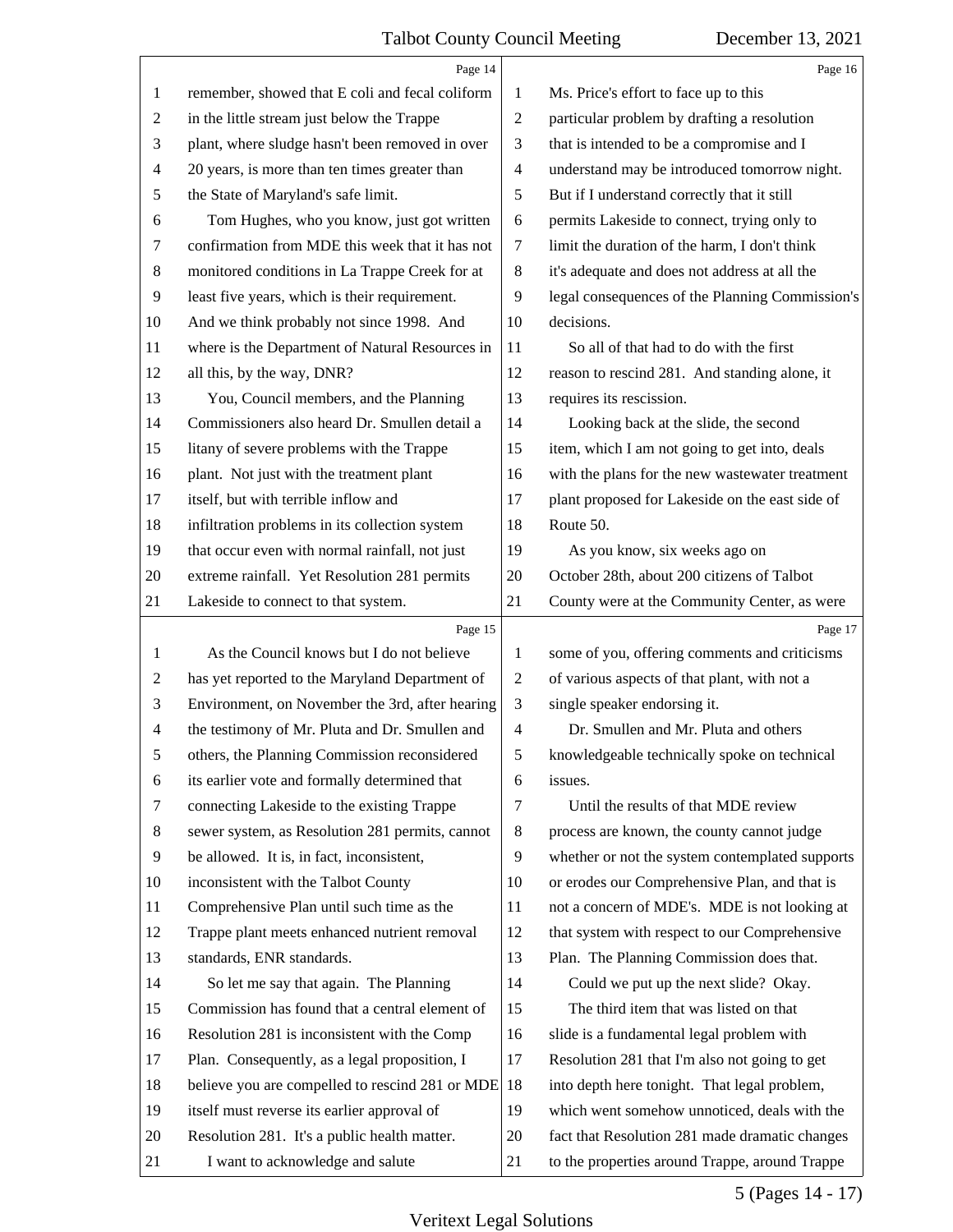remember, showed that E coli and fecal coliform in the little stream just below the Trappe plant, where sludge hasn't been removed in over 20 years, is more than ten times greater than the State of Maryland's safe limit.

Tom Hughes, who you know, just got written confirmation from MDE this week that it has not monitored conditions in La Trappe Creek for at least five years, which is their requirement. And we think probably not since 1998. And where is the Department of Natural Resources in all this, by the way, DNR?

You, Council members, and the Planning Commissioners also heard Dr. Smullen detail a litany of severe problems with the Trappe plant. Not just with the treatment plant itself, but with terrible inflow and infiltration problems in its collection system that occur even with normal rainfall, not just extreme rainfall. Yet Resolution 281 permits Lakeside to connect to that system.

As the Council knows but I do not believe has yet reported to the Maryland Department of Environment, on November the 3rd, after hearing the testimony of Mr. Pluta and Dr. Smullen and others, the Planning Commission reconsidered its earlier vote and formally determined that connecting Lakeside to the existing Trappe sewer system, as Resolution 281 permits, cannot be allowed. It is, in fact, inconsistent, inconsistent with the Talbot County Comprehensive Plan until such time as the Trappe plant meets enhanced nutrient removal standards, ENR standards.

So let me say that again. The Planning Commission has found that a central element of Resolution 281 is inconsistent with the Comp Plan. Consequently, as a legal proposition, I believe you are compelled to rescind 281 or MDE itself must reverse its earlier approval of Resolution 281. It's a public health matter.

I want to acknowledge and salute Ms. Price's effort to face up to this particular problem by drafting a resolution that is intended to be a compromise and I understand may be introduced tomorrow night. But if I understand correctly that it still permits Lakeside to connect, trying only to limit the duration of the harm, I don't think it's adequate and does not address at all the legal consequences of the Planning Commission's decisions.

So all of that had to do with the first reason to rescind 281. And standing alone, it requires its rescission.

Looking back at the slide, the second item, which I am not going to get into, deals with the plans for the new wastewater treatment plant proposed for Lakeside on the east side of Route 50.

As you know, six weeks ago on October 28th, about 200 citizens of Talbot County were at the Community Center, as were some of you, offering comments and criticisms of various aspects of that plant, with not a single speaker endorsing it.

Dr. Smullen and Mr. Pluta and others knowledgeable technically spoke on technical issues.

Until the results of that MDE review process are known, the county cannot judge whether or not the system contemplated supports or erodes our Comprehensive Plan, and that is not a concern of MDE's. MDE is not looking at that system with respect to our Comprehensive Plan. The Planning Commission does that.

Could we put up the next slide? Okay.

The third item that was listed on that slide is a fundamental legal problem with Resolution 281 that I'm also not going to get into depth here tonight. That legal problem, which went somehow unnoticed, deals with the fact that Resolution 281 made dramatic changes to the properties around Trappe, around Trappe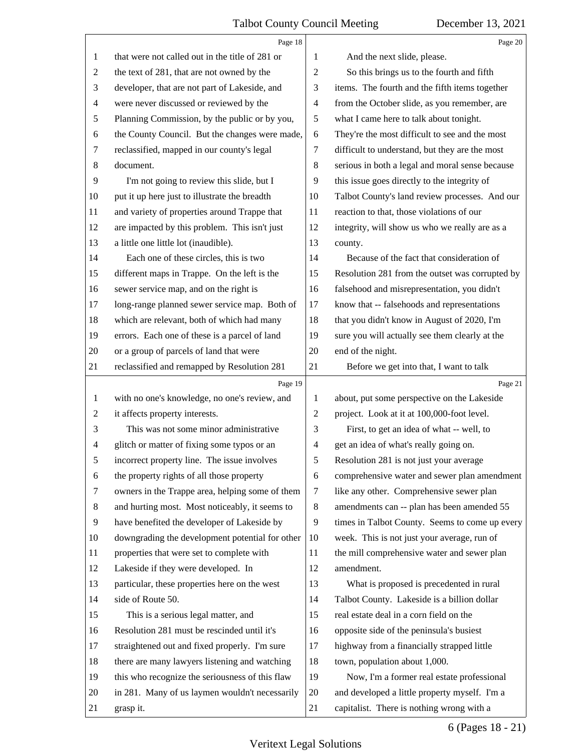Page 18

that were not called out in the title of 281 or the text of 281, that are not owned by the developer, that are not part of Lakeside, and were never discussed or reviewed by the Planning Commission, by the public or by you, the County Council. But the changes were made, reclassified, mapped in our county's legal document.

I'm not going to review this slide, but I put it up here just to illustrate the breadth and variety of properties around Trappe that are impacted by this problem. This isn't just a little one little lot (inaudible).

Each one of these circles, this is two different maps in Trappe. On the left is the sewer service map, and on the right is long-range planned sewer service map. Both of which are relevant, both of which had many errors. Each one of these is a parcel of land or a group of parcels of land that were reclassified and remapped by Resolution 281

Page 19

with no one's knowledge, no one's review, and it affects property interests.

This was not some minor administrative glitch or matter of fixing some typos or an incorrect property line. The issue involves the property rights of all those property owners in the Trappe area, helping some of them and hurting most. Most noticeably, it seems to have benefited the developer of Lakeside by downgrading the development potential for other properties that were set to complete with Lakeside if they were developed. In particular, these properties here on the west side of Route 50.

This is a serious legal matter, and Resolution 281 must be rescinded until it's straightened out and fixed properly. I'm sure there are many lawyers listening and watching this who recognize the seriousness of this flaw in 281. Many of us laymen wouldn't necessarily grasp it.

Page 20

And the next slide, please.

So this brings us to the fourth and fifth items. The fourth and the fifth items together from the October slide, as you remember, are what I came here to talk about tonight. They're the most difficult to see and the most difficult to understand, but they are the most serious in both a legal and moral sense because this issue goes directly to the integrity of Talbot County's land review processes. And our reaction to that, those violations of our integrity, will show us who we really are as a county.

Because of the fact that consideration of Resolution 281 from the outset was corrupted by falsehood and misrepresentation, you didn't know that -- falsehoods and representations that you didn't know in August of 2020, I'm sure you will actually see them clearly at the end of the night.

Before we get into that, I want to talk

Page 21

about, put some perspective on the Lakeside project. Look at it at 100,000-foot level.

First, to get an idea of what -- well, to get an idea of what's really going on. Resolution 281 is not just your average comprehensive water and sewer plan amendment like any other. Comprehensive sewer plan amendments can -- plan has been amended 55 times in Talbot County. Seems to come up every week. This is not just your average, run of the mill comprehensive water and sewer plan amendment.

What is proposed is precedented in rural Talbot County. Lakeside is a billion dollar real estate deal in a corn field on the opposite side of the peninsula's busiest highway from a financially strapped little town, population about 1,000.

Now, I'm a former real estate professional and developed a little property myself. I'm a capitalist. There is nothing wrong with a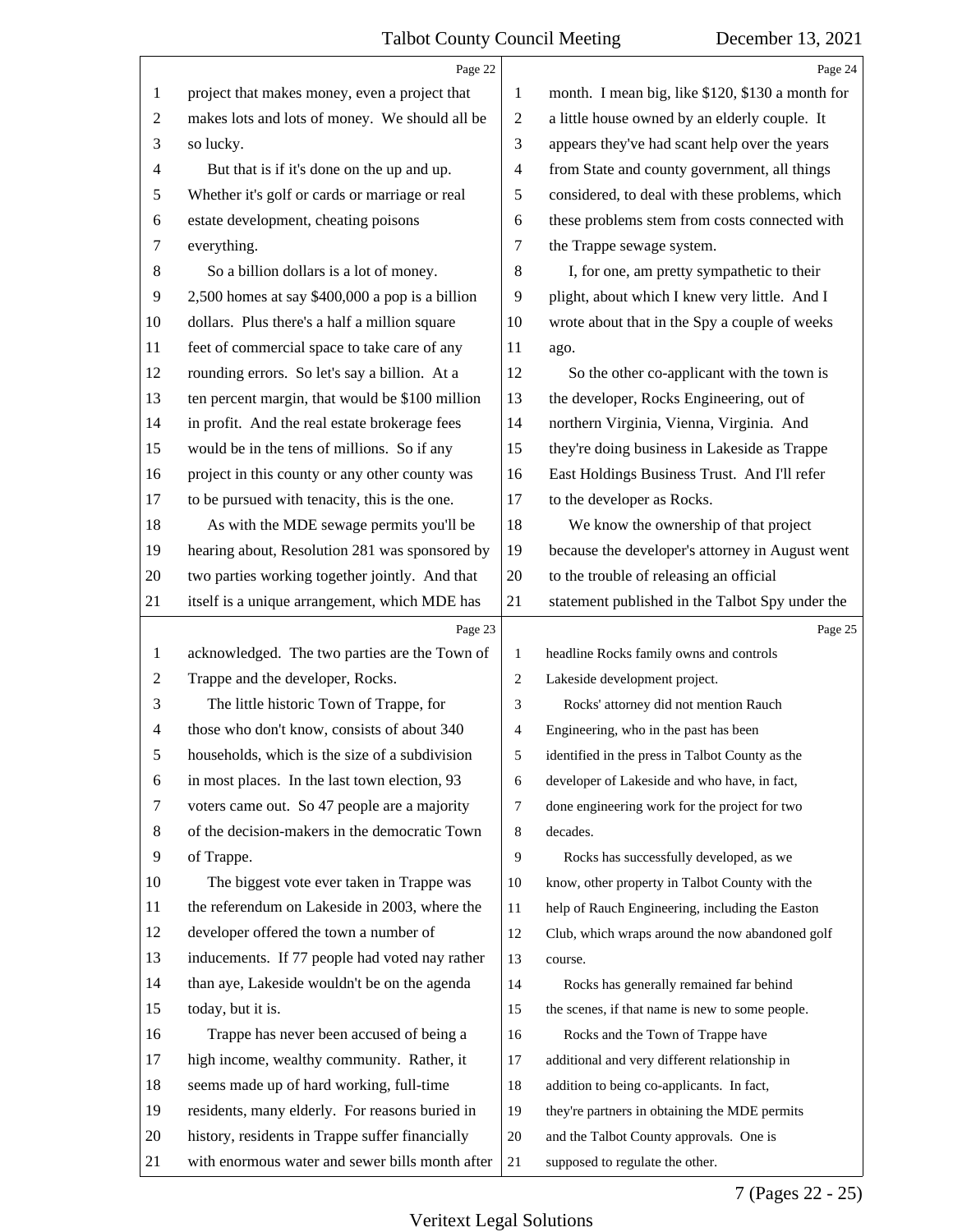project that makes money, even a project that makes lots and lots of money. We should all be so lucky.

But that is if it's done on the up and up. Whether it's golf or cards or marriage or real estate development, cheating poisons everything.

So a billion dollars is a lot of money. 2,500 homes at say $400,000 a pop is a billion dollars. Plus there's a half a million square feet of commercial space to take care of any rounding errors. So let's say a billion. At a ten percent margin, that would be $100 million in profit. And the real estate brokerage fees would be in the tens of millions. So if any project in this county or any other county was to be pursued with tenacity, this is the one.

As with the MDE sewage permits you'll be hearing about, Resolution 281 was sponsored by two parties working together jointly. And that itself is a unique arrangement, which MDE has acknowledged. The two parties are the Town of Trappe and the developer, Rocks.

The little historic Town of Trappe, for those who don't know, consists of about 340 households, which is the size of a subdivision in most places. In the last town election, 93 voters came out. So 47 people are a majority of the decision-makers in the democratic Town of Trappe.

The biggest vote ever taken in Trappe was the referendum on Lakeside in 2003, where the developer offered the town a number of inducements. If 77 people had voted nay rather than aye, Lakeside wouldn't be on the agenda today, but it is.

Trappe has never been accused of being a high income, wealthy community. Rather, it seems made up of hard working, full-time residents, many elderly. For reasons buried in history, residents in Trappe suffer financially with enormous water and sewer bills month after month. I mean big, like $120, $130 a month for a little house owned by an elderly couple. It appears they've had scant help over the years from State and county government, all things considered, to deal with these problems, which these problems stem from costs connected with the Trappe sewage system.

I, for one, am pretty sympathetic to their plight, about which I knew very little. And I wrote about that in the Spy a couple of weeks ago.

So the other co-applicant with the town is the developer, Rocks Engineering, out of northern Virginia, Vienna, Virginia. And they're doing business in Lakeside as Trappe East Holdings Business Trust. And I'll refer to the developer as Rocks.

We know the ownership of that project because the developer's attorney in August went to the trouble of releasing an official statement published in the Talbot Spy under the headline Rocks family owns and controls Lakeside development project.

Rocks' attorney did not mention Rauch Engineering, who in the past has been identified in the press in Talbot County as the developer of Lakeside and who have, in fact, done engineering work for the project for two decades.

Rocks has successfully developed, as we know, other property in Talbot County with the help of Rauch Engineering, including the Easton Club, which wraps around the now abandoned golf course.

Rocks has generally remained far behind the scenes, if that name is new to some people.

Rocks and the Town of Trappe have additional and very different relationship in addition to being co-applicants. In fact, they're partners in obtaining the MDE permits and the Talbot County approvals. One is supposed to regulate the other.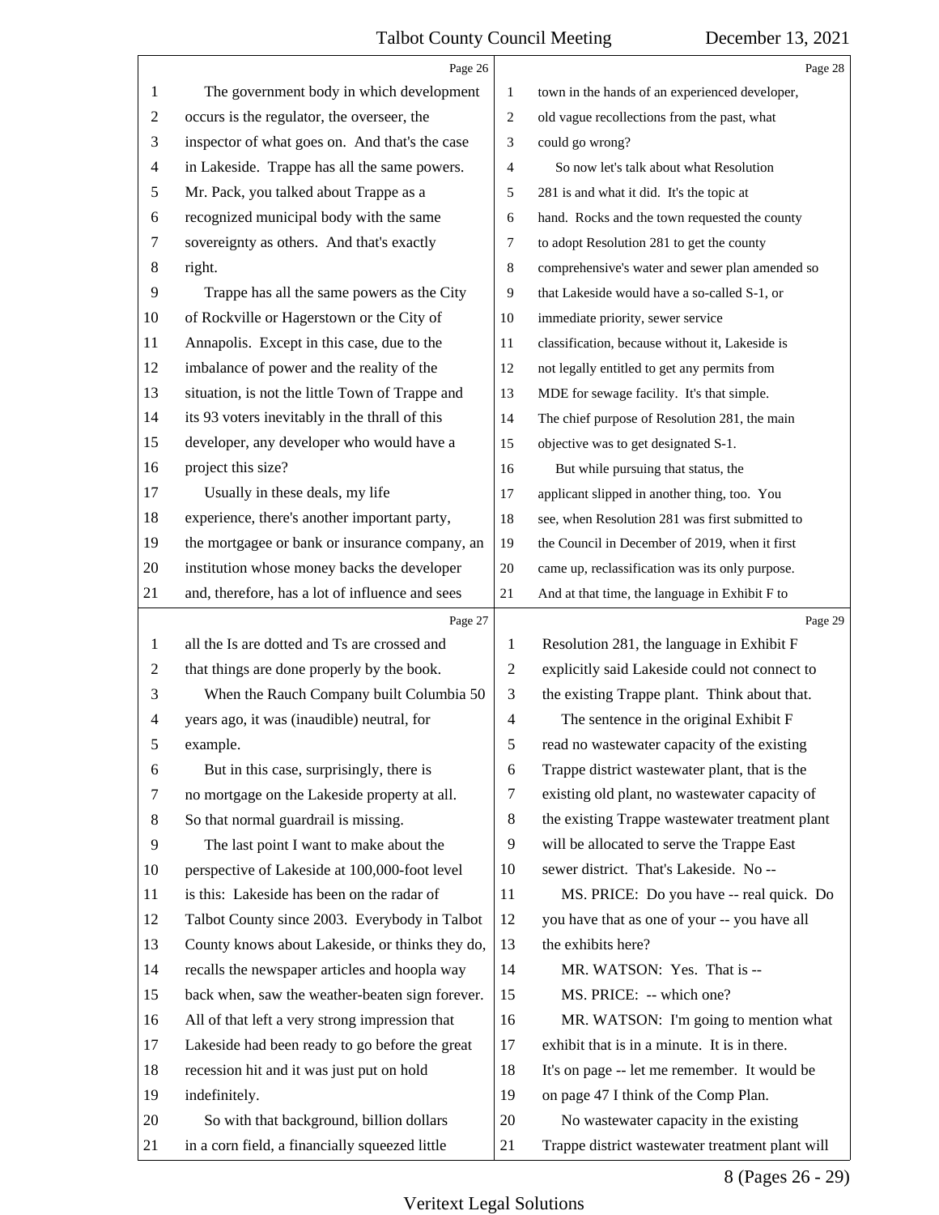Page 26

1 The government body in which development
2 occurs is the regulator, the overseer, the
3 inspector of what goes on. And that's the case
4 in Lakeside. Trappe has all the same powers.
5 Mr. Pack, you talked about Trappe as a
6 recognized municipal body with the same
7 sovereignty as others. And that's exactly
8 right.
9 Trappe has all the same powers as the City
10 of Rockville or Hagerstown or the City of
11 Annapolis. Except in this case, due to the
12 imbalance of power and the reality of the
13 situation, is not the little Town of Trappe and
14 its 93 voters inevitably in the thrall of this
15 developer, any developer who would have a
16 project this size?
17 Usually in these deals, my life
18 experience, there's another important party,
19 the mortgagee or bank or insurance company, an
20 institution whose money backs the developer
21 and, therefore, has a lot of influence and sees

Page 27

1 all the Is are dotted and Ts are crossed and
2 that things are done properly by the book.
3 When the Rauch Company built Columbia 50
4 years ago, it was (inaudible) neutral, for
5 example.
6 But in this case, surprisingly, there is
7 no mortgage on the Lakeside property at all.
8 So that normal guardrail is missing.
9 The last point I want to make about the
10 perspective of Lakeside at 100,000-foot level
11 is this: Lakeside has been on the radar of
12 Talbot County since 2003. Everybody in Talbot
13 County knows about Lakeside, or thinks they do,
14 recalls the newspaper articles and hoopla way
15 back when, saw the weather-beaten sign forever.
16 All of that left a very strong impression that
17 Lakeside had been ready to go before the great
18 recession hit and it was just put on hold
19 indefinitely.
20 So with that background, billion dollars
21 in a corn field, a financially squeezed little

Page 28

1 town in the hands of an experienced developer,
2 old vague recollections from the past, what
3 could go wrong?
4 So now let's talk about what Resolution
5 281 is and what it did. It's the topic at
6 hand. Rocks and the town requested the county
7 to adopt Resolution 281 to get the county
8 comprehensive's water and sewer plan amended so
9 that Lakeside would have a so-called S-1, or
10 immediate priority, sewer service
11 classification, because without it, Lakeside is
12 not legally entitled to get any permits from
13 MDE for sewage facility. It's that simple.
14 The chief purpose of Resolution 281, the main
15 objective was to get designated S-1.
16 But while pursuing that status, the
17 applicant slipped in another thing, too. You
18 see, when Resolution 281 was first submitted to
19 the Council in December of 2019, when it first
20 came up, reclassification was its only purpose.
21 And at that time, the language in Exhibit F to

Page 29

1 Resolution 281, the language in Exhibit F
2 explicitly said Lakeside could not connect to
3 the existing Trappe plant. Think about that.
4 The sentence in the original Exhibit F
5 read no wastewater capacity of the existing
6 Trappe district wastewater plant, that is the
7 existing old plant, no wastewater capacity of
8 the existing Trappe wastewater treatment plant
9 will be allocated to serve the Trappe East
10 sewer district. That's Lakeside. No --
11 MS. PRICE: Do you have -- real quick. Do
12 you have that as one of your -- you have all
13 the exhibits here?
14 MR. WATSON: Yes. That is --
15 MS. PRICE: -- which one?
16 MR. WATSON: I'm going to mention what
17 exhibit that is in a minute. It is in there.
18 It's on page -- let me remember. It would be
19 on page 47 I think of the Comp Plan.
20 No wastewater capacity in the existing
21 Trappe district wastewater treatment plant will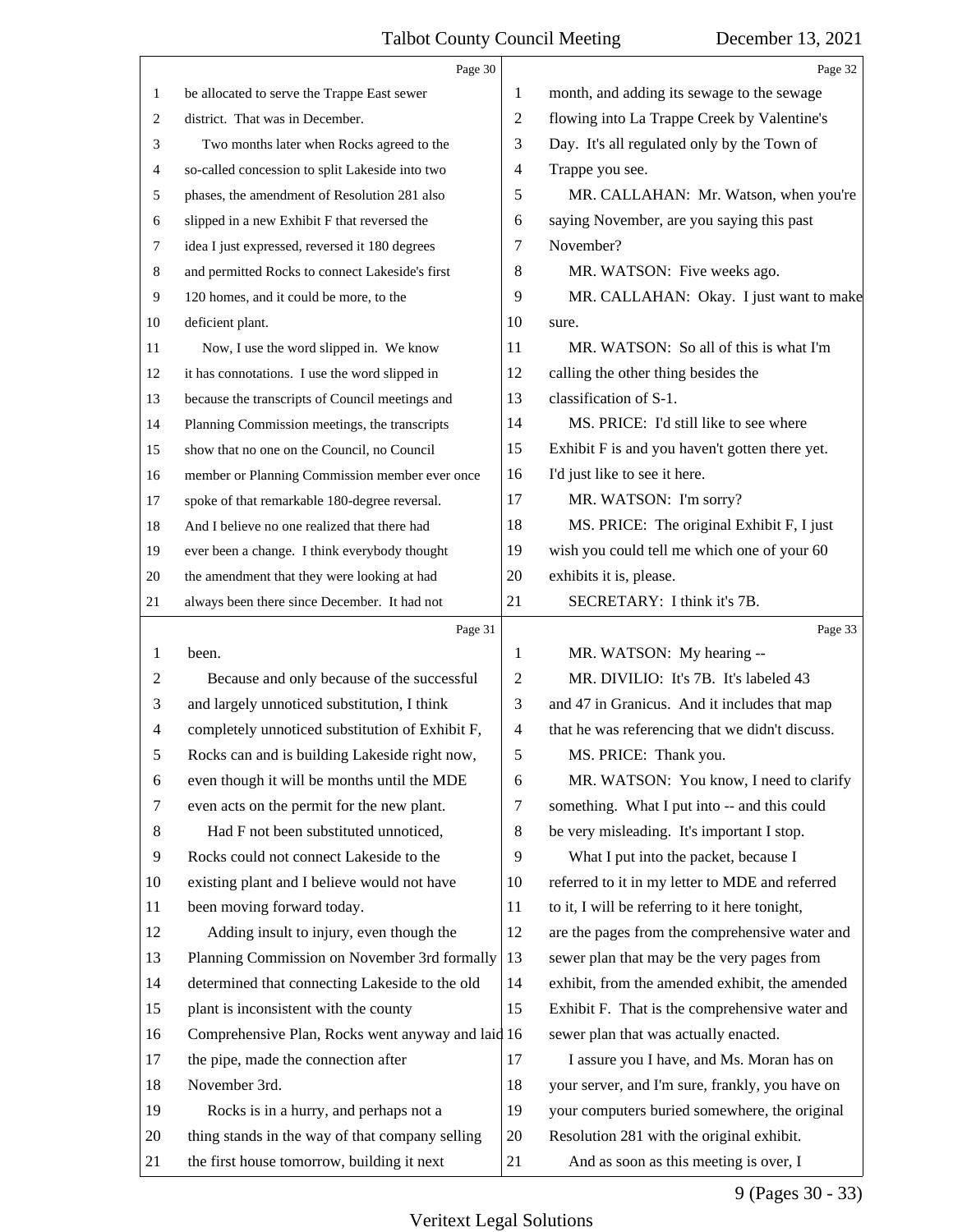be allocated to serve the Trappe East sewer district. That was in December.

Two months later when Rocks agreed to the so-called concession to split Lakeside into two phases, the amendment of Resolution 281 also slipped in a new Exhibit F that reversed the idea I just expressed, reversed it 180 degrees and permitted Rocks to connect Lakeside's first 120 homes, and it could be more, to the deficient plant.

Now, I use the word slipped in. We know it has connotations. I use the word slipped in because the transcripts of Council meetings and Planning Commission meetings, the transcripts show that no one on the Council, no Council member or Planning Commission member ever once spoke of that remarkable 180-degree reversal. And I believe no one realized that there had ever been a change. I think everybody thought the amendment that they were looking at had always been there since December. It had not been.

Because and only because of the successful and largely unnoticed substitution, I think completely unnoticed substitution of Exhibit F, Rocks can and is building Lakeside right now, even though it will be months until the MDE even acts on the permit for the new plant.

Had F not been substituted unnoticed, Rocks could not connect Lakeside to the existing plant and I believe would not have been moving forward today.

Adding insult to injury, even though the Planning Commission on November 3rd formally determined that connecting Lakeside to the old plant is inconsistent with the county Comprehensive Plan, Rocks went anyway and laid the pipe, made the connection after November 3rd.

Rocks is in a hurry, and perhaps not a thing stands in the way of that company selling the first house tomorrow, building it next month, and adding its sewage to the sewage flowing into La Trappe Creek by Valentine's Day. It's all regulated only by the Town of Trappe you see.

MR. CALLAHAN: Mr. Watson, when you're saying November, are you saying this past November?

MR. WATSON: Five weeks ago.

MR. CALLAHAN: Okay. I just want to make sure.

MR. WATSON: So all of this is what I'm calling the other thing besides the classification of S-1.

MS. PRICE: I'd still like to see where Exhibit F is and you haven't gotten there yet. I'd just like to see it here.

MR. WATSON: I'm sorry?

MS. PRICE: The original Exhibit F, I just wish you could tell me which one of your 60 exhibits it is, please.

SECRETARY: I think it's 7B.

MR. WATSON: My hearing --

MR. DIVILIO: It's 7B. It's labeled 43 and 47 in Granicus. And it includes that map that he was referencing that we didn't discuss.

MS. PRICE: Thank you.

MR. WATSON: You know, I need to clarify something. What I put into -- and this could be very misleading. It's important I stop.

What I put into the packet, because I referred to it in my letter to MDE and referred to it, I will be referring to it here tonight, are the pages from the comprehensive water and sewer plan that may be the very pages from exhibit, from the amended exhibit, the amended Exhibit F. That is the comprehensive water and sewer plan that was actually enacted.

I assure you I have, and Ms. Moran has on your server, and I'm sure, frankly, you have on your computers buried somewhere, the original Resolution 281 with the original exhibit.

And as soon as this meeting is over, I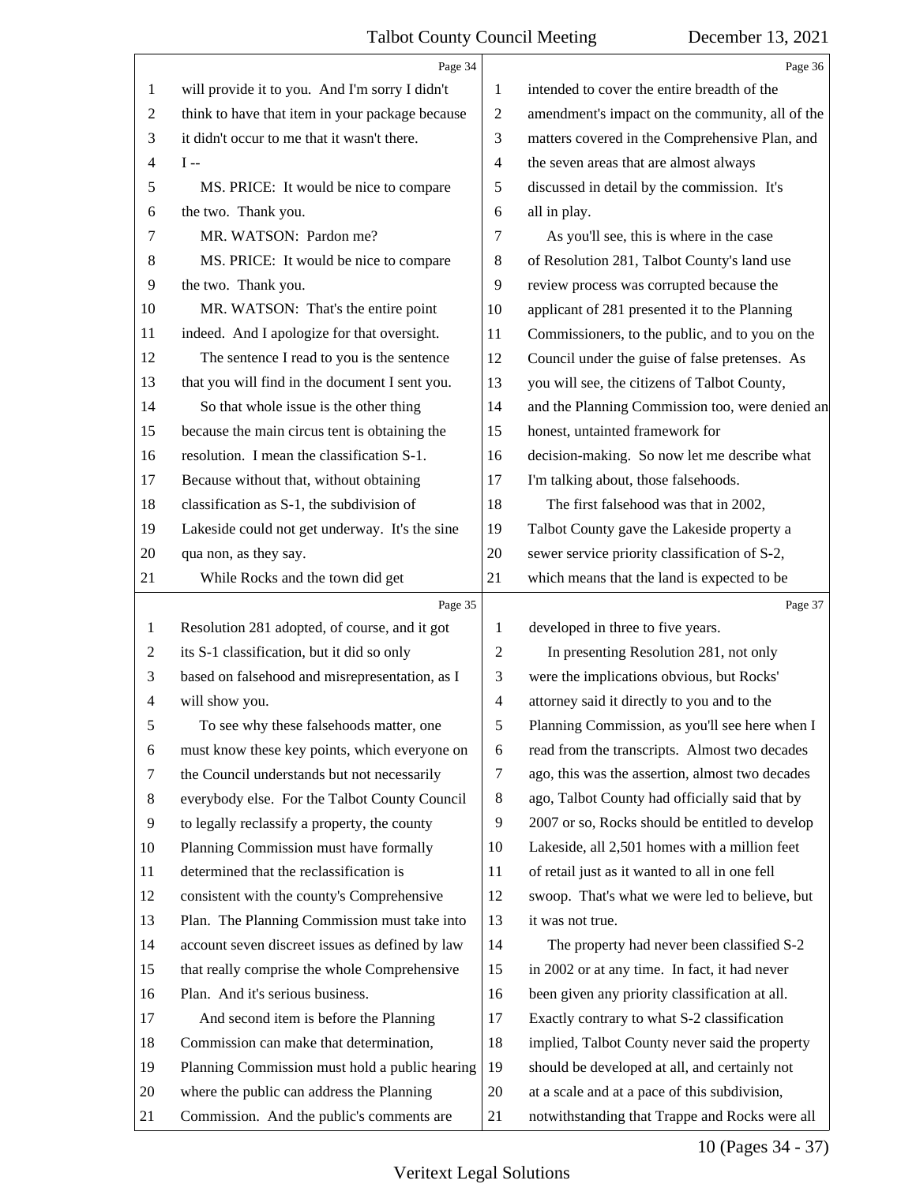Page 34

1 will provide it to you. And I'm sorry I didn't
2 think to have that item in your package because
3 it didn't occur to me that it wasn't there.
4 I --
5 MS. PRICE: It would be nice to compare
6 the two. Thank you.
7 MR. WATSON: Pardon me?
8 MS. PRICE: It would be nice to compare
9 the two. Thank you.
10 MR. WATSON: That's the entire point
11 indeed. And I apologize for that oversight.
12 The sentence I read to you is the sentence
13 that you will find in the document I sent you.
14 So that whole issue is the other thing
15 because the main circus tent is obtaining the
16 resolution. I mean the classification S-1.
17 Because without that, without obtaining
18 classification as S-1, the subdivision of
19 Lakeside could not get underway. It's the sine
20 qua non, as they say.
21 While Rocks and the town did get

Page 35

1 Resolution 281 adopted, of course, and it got
2 its S-1 classification, but it did so only
3 based on falsehood and misrepresentation, as I
4 will show you.
5 To see why these falsehoods matter, one
6 must know these key points, which everyone on
7 the Council understands but not necessarily
8 everybody else. For the Talbot County Council
9 to legally reclassify a property, the county
10 Planning Commission must have formally
11 determined that the reclassification is
12 consistent with the county's Comprehensive
13 Plan. The Planning Commission must take into
14 account seven discreet issues as defined by law
15 that really comprise the whole Comprehensive
16 Plan. And it's serious business.
17 And second item is before the Planning
18 Commission can make that determination,
19 Planning Commission must hold a public hearing
20 where the public can address the Planning
21 Commission. And the public's comments are

Page 36

1 intended to cover the entire breadth of the
2 amendment's impact on the community, all of the
3 matters covered in the Comprehensive Plan, and
4 the seven areas that are almost always
5 discussed in detail by the commission. It's
6 all in play.
7 As you'll see, this is where in the case
8 of Resolution 281, Talbot County's land use
9 review process was corrupted because the
10 applicant of 281 presented it to the Planning
11 Commissioners, to the public, and to you on the
12 Council under the guise of false pretenses. As
13 you will see, the citizens of Talbot County,
14 and the Planning Commission too, were denied an
15 honest, untainted framework for
16 decision-making. So now let me describe what
17 I'm talking about, those falsehoods.
18 The first falsehood was that in 2002,
19 Talbot County gave the Lakeside property a
20 sewer service priority classification of S-2,
21 which means that the land is expected to be

Page 37

1 developed in three to five years.
2 In presenting Resolution 281, not only
3 were the implications obvious, but Rocks'
4 attorney said it directly to you and to the
5 Planning Commission, as you'll see here when I
6 read from the transcripts. Almost two decades
7 ago, this was the assertion, almost two decades
8 ago, Talbot County had officially said that by
9 2007 or so, Rocks should be entitled to develop
10 Lakeside, all 2,501 homes with a million feet
11 of retail just as it wanted to all in one fell
12 swoop. That's what we were led to believe, but
13 it was not true.
14 The property had never been classified S-2
15 in 2002 or at any time. In fact, it had never
16 been given any priority classification at all.
17 Exactly contrary to what S-2 classification
18 implied, Talbot County never said the property
19 should be developed at all, and certainly not
20 at a scale and at a pace of this subdivision,
21 notwithstanding that Trappe and Rocks were all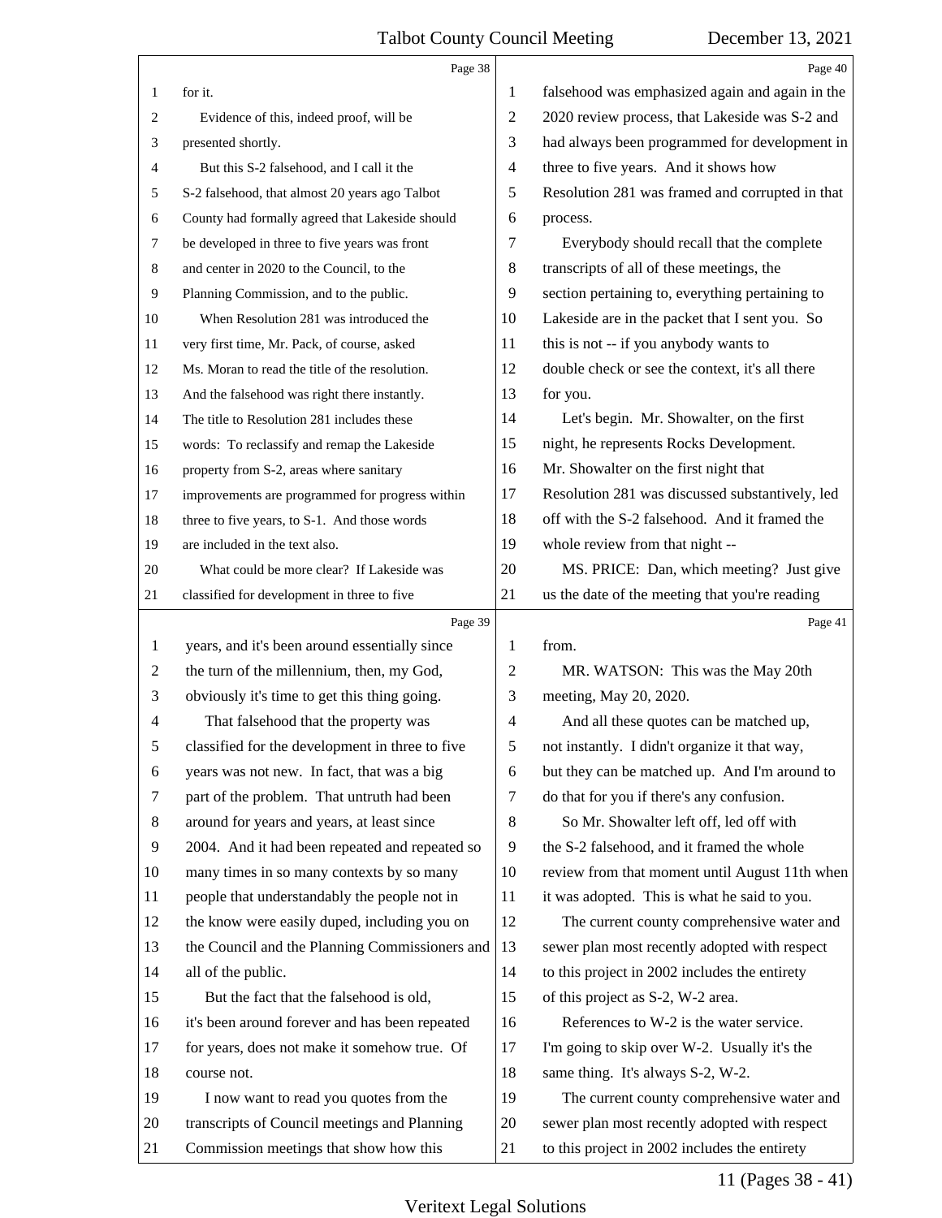for it.

Evidence of this, indeed proof, will be presented shortly.

But this S-2 falsehood, and I call it the S-2 falsehood, that almost 20 years ago Talbot County had formally agreed that Lakeside should be developed in three to five years was front and center in 2020 to the Council, to the Planning Commission, and to the public.

When Resolution 281 was introduced the very first time, Mr. Pack, of course, asked Ms. Moran to read the title of the resolution. And the falsehood was right there instantly. The title to Resolution 281 includes these words: To reclassify and remap the Lakeside property from S-2, areas where sanitary improvements are programmed for progress within three to five years, to S-1. And those words are included in the text also.

What could be more clear? If Lakeside was classified for development in three to five years, and it's been around essentially since the turn of the millennium, then, my God, obviously it's time to get this thing going.

That falsehood that the property was classified for the development in three to five years was not new. In fact, that was a big part of the problem. That untruth had been around for years and years, at least since 2004. And it had been repeated and repeated so many times in so many contexts by so many people that understandably the people not in the know were easily duped, including you on the Council and the Planning Commissioners and all of the public.

But the fact that the falsehood is old, it's been around forever and has been repeated for years, does not make it somehow true. Of course not.

I now want to read you quotes from the transcripts of Council meetings and Planning Commission meetings that show how this falsehood was emphasized again and again in the 2020 review process, that Lakeside was S-2 and had always been programmed for development in three to five years. And it shows how Resolution 281 was framed and corrupted in that process.

Everybody should recall that the complete transcripts of all of these meetings, the section pertaining to, everything pertaining to Lakeside are in the packet that I sent you. So this is not -- if you anybody wants to double check or see the context, it's all there for you.

Let's begin. Mr. Showalter, on the first night, he represents Rocks Development. Mr. Showalter on the first night that Resolution 281 was discussed substantively, led off with the S-2 falsehood. And it framed the whole review from that night --

MS. PRICE: Dan, which meeting? Just give us the date of the meeting that you're reading from.

MR. WATSON: This was the May 20th meeting, May 20, 2020.

And all these quotes can be matched up, not instantly. I didn't organize it that way, but they can be matched up. And I'm around to do that for you if there's any confusion.

So Mr. Showalter left off, led off with the S-2 falsehood, and it framed the whole review from that moment until August 11th when it was adopted. This is what he said to you.

The current county comprehensive water and sewer plan most recently adopted with respect to this project in 2002 includes the entirety of this project as S-2, W-2 area.

References to W-2 is the water service. I'm going to skip over W-2. Usually it's the same thing. It's always S-2, W-2.

The current county comprehensive water and sewer plan most recently adopted with respect to this project in 2002 includes the entirety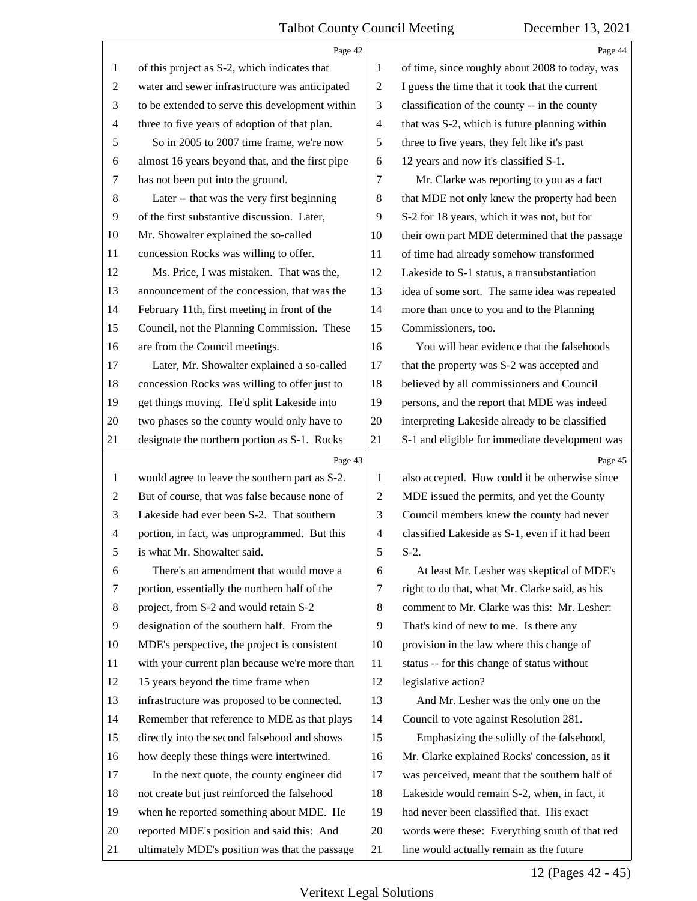of this project as S-2, which indicates that water and sewer infrastructure was anticipated to be extended to serve this development within three to five years of adoption of that plan.

So in 2005 to 2007 time frame, we're now almost 16 years beyond that, and the first pipe has not been put into the ground.

Later -- that was the very first beginning of the first substantive discussion. Later, Mr. Showalter explained the so-called concession Rocks was willing to offer.

Ms. Price, I was mistaken. That was the, announcement of the concession, that was the February 11th, first meeting in front of the Council, not the Planning Commission. These are from the Council meetings.

Later, Mr. Showalter explained a so-called concession Rocks was willing to offer just to get things moving. He'd split Lakeside into two phases so the county would only have to designate the northern portion as S-1. Rocks would agree to leave the southern part as S-2. But of course, that was false because none of Lakeside had ever been S-2. That southern portion, in fact, was unprogrammed. But this is what Mr. Showalter said.

There's an amendment that would move a portion, essentially the northern half of the project, from S-2 and would retain S-2 designation of the southern half. From the MDE's perspective, the project is consistent with your current plan because we're more than 15 years beyond the time frame when infrastructure was proposed to be connected. Remember that reference to MDE as that plays directly into the second falsehood and shows how deeply these things were intertwined.

In the next quote, the county engineer did not create but just reinforced the falsehood when he reported something about MDE. He reported MDE's position and said this: And ultimately MDE's position was that the passage of time, since roughly about 2008 to today, was I guess the time that it took that the current classification of the county -- in the county that was S-2, which is future planning within three to five years, they felt like it's past 12 years and now it's classified S-1.

Mr. Clarke was reporting to you as a fact that MDE not only knew the property had been S-2 for 18 years, which it was not, but for their own part MDE determined that the passage of time had already somehow transformed Lakeside to S-1 status, a transubstantiation idea of some sort. The same idea was repeated more than once to you and to the Planning Commissioners, too.

You will hear evidence that the falsehoods that the property was S-2 was accepted and believed by all commissioners and Council persons, and the report that MDE was indeed interpreting Lakeside already to be classified S-1 and eligible for immediate development was also accepted. How could it be otherwise since MDE issued the permits, and yet the County Council members knew the county had never classified Lakeside as S-1, even if it had been S-2.

At least Mr. Lesher was skeptical of MDE's right to do that, what Mr. Clarke said, as his comment to Mr. Clarke was this: Mr. Lesher: That's kind of new to me. Is there any provision in the law where this change of status -- for this change of status without legislative action?

And Mr. Lesher was the only one on the Council to vote against Resolution 281.

Emphasizing the solidly of the falsehood, Mr. Clarke explained Rocks' concession, as it was perceived, meant that the southern half of Lakeside would remain S-2, when, in fact, it had never been classified that. His exact words were these: Everything south of that red line would actually remain as the future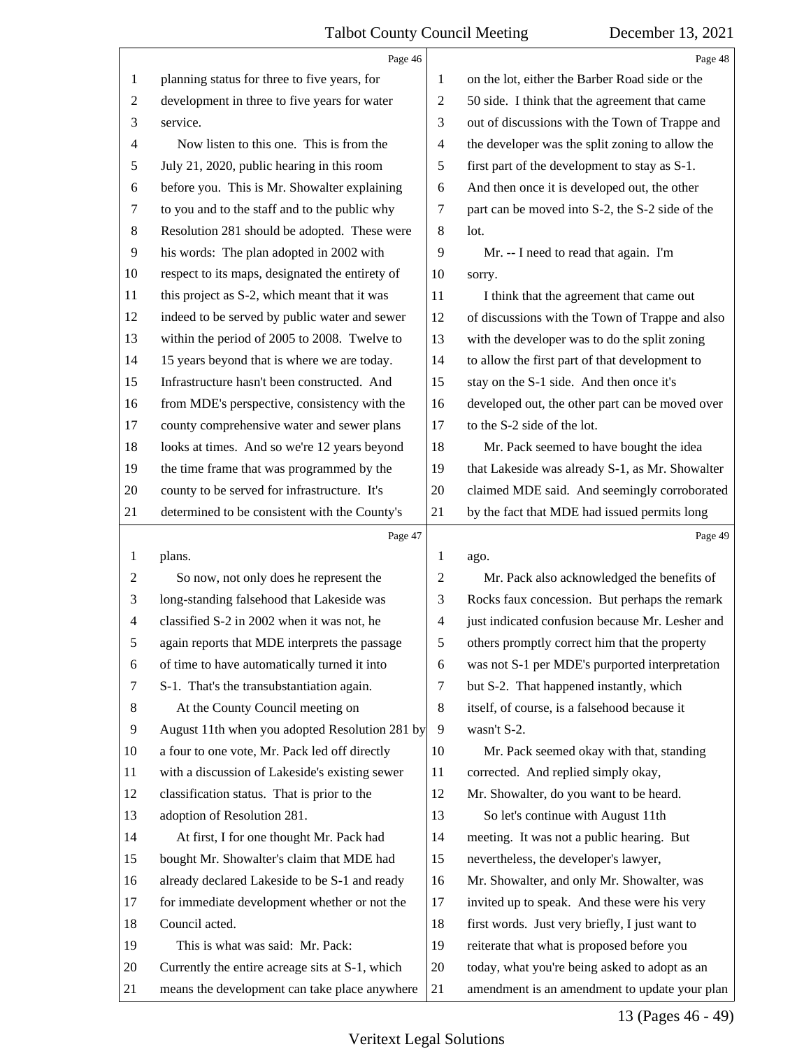**Page 46**

1 planning status for three to five years, for
2 development in three to five years for water
3 service.
4 Now listen to this one. This is from the
5 July 21, 2020, public hearing in this room
6 before you. This is Mr. Showalter explaining
7 to you and to the staff and to the public why
8 Resolution 281 should be adopted. These were
9 his words: The plan adopted in 2002 with
10 respect to its maps, designated the entirety of
11 this project as S-2, which meant that it was
12 indeed to be served by public water and sewer
13 within the period of 2005 to 2008. Twelve to
14 15 years beyond that is where we are today.
15 Infrastructure hasn't been constructed. And
16 from MDE's perspective, consistency with the
17 county comprehensive water and sewer plans
18 looks at times. And so we're 12 years beyond
19 the time frame that was programmed by the
20 county to be served for infrastructure. It's
21 determined to be consistent with the County's

**Page 47**

1 plans.
2 So now, not only does he represent the
3 long-standing falsehood that Lakeside was
4 classified S-2 in 2002 when it was not, he
5 again reports that MDE interprets the passage
6 of time to have automatically turned it into
7 S-1. That's the transubstantiation again.
8 At the County Council meeting on
9 August 11th when you adopted Resolution 281 by
10 a four to one vote, Mr. Pack led off directly
11 with a discussion of Lakeside's existing sewer
12 classification status. That is prior to the
13 adoption of Resolution 281.
14 At first, I for one thought Mr. Pack had
15 bought Mr. Showalter's claim that MDE had
16 already declared Lakeside to be S-1 and ready
17 for immediate development whether or not the
18 Council acted.
19 This is what was said: Mr. Pack:
20 Currently the entire acreage sits at S-1, which
21 means the development can take place anywhere

**Page 48**

1 on the lot, either the Barber Road side or the
2 50 side. I think that the agreement that came
3 out of discussions with the Town of Trappe and
4 the developer was the split zoning to allow the
5 first part of the development to stay as S-1.
6 And then once it is developed out, the other
7 part can be moved into S-2, the S-2 side of the
8 lot.
9 Mr. -- I need to read that again. I'm
10 sorry.
11 I think that the agreement that came out
12 of discussions with the Town of Trappe and also
13 with the developer was to do the split zoning
14 to allow the first part of that development to
15 stay on the S-1 side. And then once it's
16 developed out, the other part can be moved over
17 to the S-2 side of the lot.
18 Mr. Pack seemed to have bought the idea
19 that Lakeside was already S-1, as Mr. Showalter
20 claimed MDE said. And seemingly corroborated
21 by the fact that MDE had issued permits long

**Page 49**

1 ago.
2 Mr. Pack also acknowledged the benefits of
3 Rocks faux concession. But perhaps the remark
4 just indicated confusion because Mr. Lesher and
5 others promptly correct him that the property
6 was not S-1 per MDE's purported interpretation
7 but S-2. That happened instantly, which
8 itself, of course, is a falsehood because it
9 wasn't S-2.
10 Mr. Pack seemed okay with that, standing
11 corrected. And replied simply okay,
12 Mr. Showalter, do you want to be heard.
13 So let's continue with August 11th
14 meeting. It was not a public hearing. But
15 nevertheless, the developer's lawyer,
16 Mr. Showalter, and only Mr. Showalter, was
17 invited up to speak. And these were his very
18 first words. Just very briefly, I just want to
19 reiterate that what is proposed before you
20 today, what you're being asked to adopt as an
21 amendment is an amendment to update your plan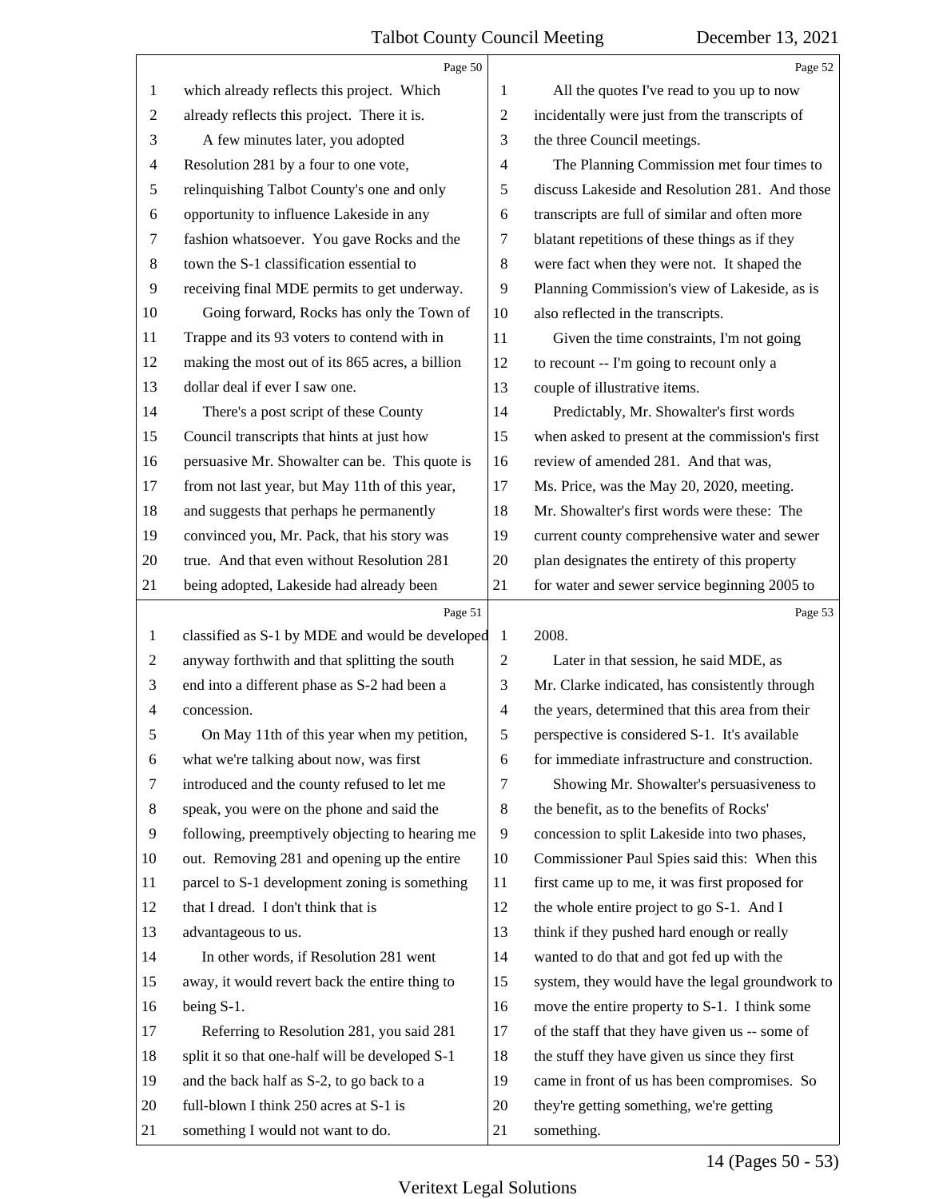Page 50

1 which already reflects this project. Which
2 already reflects this project. There it is.
3 A few minutes later, you adopted
4 Resolution 281 by a four to one vote,
5 relinquishing Talbot County's one and only
6 opportunity to influence Lakeside in any
7 fashion whatsoever. You gave Rocks and the
8 town the S-1 classification essential to
9 receiving final MDE permits to get underway.
10 Going forward, Rocks has only the Town of
11 Trappe and its 93 voters to contend with in
12 making the most out of its 865 acres, a billion
13 dollar deal if ever I saw one.
14 There's a post script of these County
15 Council transcripts that hints at just how
16 persuasive Mr. Showalter can be. This quote is
17 from not last year, but May 11th of this year,
18 and suggests that perhaps he permanently
19 convinced you, Mr. Pack, that his story was
20 true. And that even without Resolution 281
21 being adopted, Lakeside had already been

Page 51

1 classified as S-1 by MDE and would be developed
2 anyway forthwith and that splitting the south
3 end into a different phase as S-2 had been a
4 concession.
5 On May 11th of this year when my petition,
6 what we're talking about now, was first
7 introduced and the county refused to let me
8 speak, you were on the phone and said the
9 following, preemptively objecting to hearing me
10 out. Removing 281 and opening up the entire
11 parcel to S-1 development zoning is something
12 that I dread. I don't think that is
13 advantageous to us.
14 In other words, if Resolution 281 went
15 away, it would revert back the entire thing to
16 being S-1.
17 Referring to Resolution 281, you said 281
18 split it so that one-half will be developed S-1
19 and the back half as S-2, to go back to a
20 full-blown I think 250 acres at S-1 is
21 something I would not want to do.

Page 52

1 All the quotes I've read to you up to now
2 incidentally were just from the transcripts of
3 the three Council meetings.
4 The Planning Commission met four times to
5 discuss Lakeside and Resolution 281. And those
6 transcripts are full of similar and often more
7 blatant repetitions of these things as if they
8 were fact when they were not. It shaped the
9 Planning Commission's view of Lakeside, as is
10 also reflected in the transcripts.
11 Given the time constraints, I'm not going
12 to recount -- I'm going to recount only a
13 couple of illustrative items.
14 Predictably, Mr. Showalter's first words
15 when asked to present at the commission's first
16 review of amended 281. And that was,
17 Ms. Price, was the May 20, 2020, meeting.
18 Mr. Showalter's first words were these: The
19 current county comprehensive water and sewer
20 plan designates the entirety of this property
21 for water and sewer service beginning 2005 to

Page 53

1 2008.
2 Later in that session, he said MDE, as
3 Mr. Clarke indicated, has consistently through
4 the years, determined that this area from their
5 perspective is considered S-1. It's available
6 for immediate infrastructure and construction.
7 Showing Mr. Showalter's persuasiveness to
8 the benefit, as to the benefits of Rocks'
9 concession to split Lakeside into two phases,
10 Commissioner Paul Spies said this: When this
11 first came up to me, it was first proposed for
12 the whole entire project to go S-1. And I
13 think if they pushed hard enough or really
14 wanted to do that and got fed up with the
15 system, they would have the legal groundwork to
16 move the entire property to S-1. I think some
17 of the staff that they have given us -- some of
18 the stuff they have given us since they first
19 came in front of us has been compromises. So
20 they're getting something, we're getting
21 something.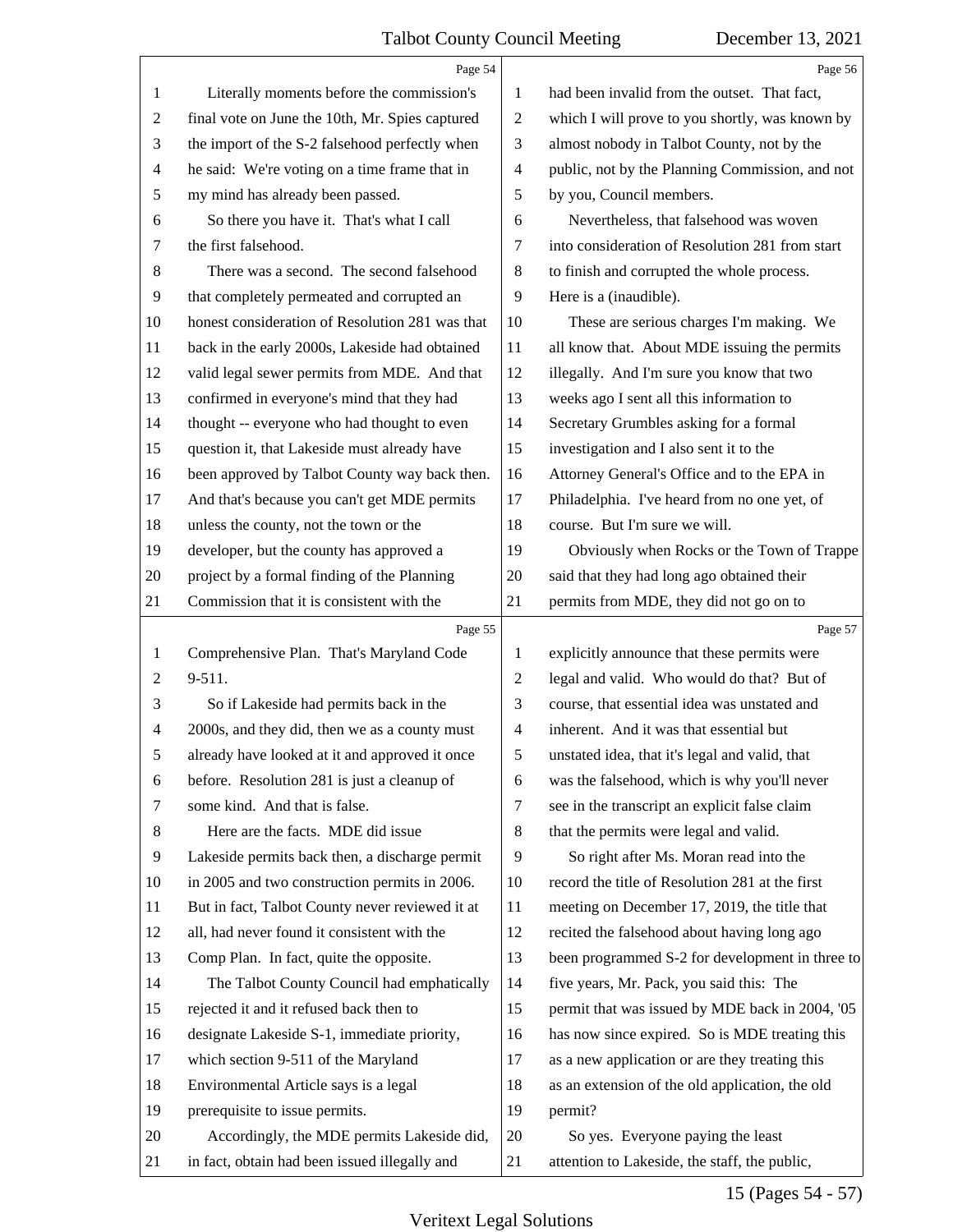Literally moments before the commission's final vote on June the 10th, Mr. Spies captured the import of the S-2 falsehood perfectly when he said: We're voting on a time frame that in my mind has already been passed.

So there you have it. That's what I call the first falsehood.

There was a second. The second falsehood that completely permeated and corrupted an honest consideration of Resolution 281 was that back in the early 2000s, Lakeside had obtained valid legal sewer permits from MDE. And that confirmed in everyone's mind that they had thought -- everyone who had thought to even question it, that Lakeside must already have been approved by Talbot County way back then. And that's because you can't get MDE permits unless the county, not the town or the developer, but the county has approved a project by a formal finding of the Planning Commission that it is consistent with the Comprehensive Plan. That's Maryland Code 9-511.

So if Lakeside had permits back in the 2000s, and they did, then we as a county must already have looked at it and approved it once before. Resolution 281 is just a cleanup of some kind. And that is false.

Here are the facts. MDE did issue Lakeside permits back then, a discharge permit in 2005 and two construction permits in 2006. But in fact, Talbot County never reviewed it at all, had never found it consistent with the Comp Plan. In fact, quite the opposite.

The Talbot County Council had emphatically rejected it and it refused back then to designate Lakeside S-1, immediate priority, which section 9-511 of the Maryland Environmental Article says is a legal prerequisite to issue permits.

Accordingly, the MDE permits Lakeside did, in fact, obtain had been issued illegally and had been invalid from the outset. That fact, which I will prove to you shortly, was known by almost nobody in Talbot County, not by the public, not by the Planning Commission, and not by you, Council members.

Nevertheless, that falsehood was woven into consideration of Resolution 281 from start to finish and corrupted the whole process. Here is a (inaudible).

These are serious charges I'm making. We all know that. About MDE issuing the permits illegally. And I'm sure you know that two weeks ago I sent all this information to Secretary Grumbles asking for a formal investigation and I also sent it to the Attorney General's Office and to the EPA in Philadelphia. I've heard from no one yet, of course. But I'm sure we will.

Obviously when Rocks or the Town of Trappe said that they had long ago obtained their permits from MDE, they did not go on to explicitly announce that these permits were legal and valid. Who would do that? But of course, that essential idea was unstated and inherent. And it was that essential but unstated idea, that it's legal and valid, that was the falsehood, which is why you'll never see in the transcript an explicit false claim that the permits were legal and valid.

So right after Ms. Moran read into the record the title of Resolution 281 at the first meeting on December 17, 2019, the title that recited the falsehood about having long ago been programmed S-2 for development in three to five years, Mr. Pack, you said this: The permit that was issued by MDE back in 2004, '05 has now since expired. So is MDE treating this as a new application or are they treating this as an extension of the old application, the old permit?

So yes. Everyone paying the least attention to Lakeside, the staff, the public,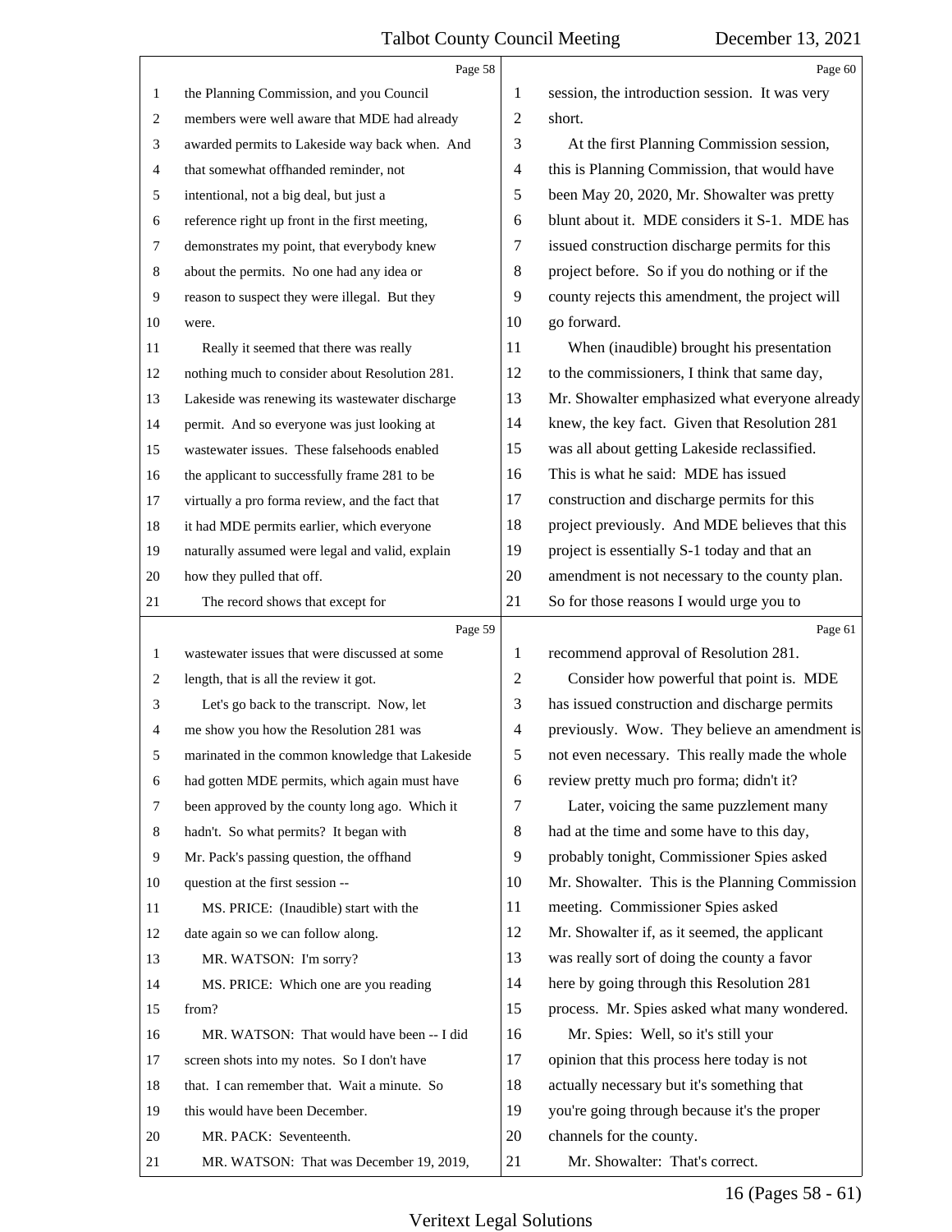Page 58

1 the Planning Commission, and you Council
2 members were well aware that MDE had already
3 awarded permits to Lakeside way back when. And
4 that somewhat offhanded reminder, not
5 intentional, not a big deal, but just a
6 reference right up front in the first meeting,
7 demonstrates my point, that everybody knew
8 about the permits. No one had any idea or
9 reason to suspect they were illegal. But they
10 were.
11 Really it seemed that there was really
12 nothing much to consider about Resolution 281.
13 Lakeside was renewing its wastewater discharge
14 permit. And so everyone was just looking at
15 wastewater issues. These falsehoods enabled
16 the applicant to successfully frame 281 to be
17 virtually a pro forma review, and the fact that
18 it had MDE permits earlier, which everyone
19 naturally assumed were legal and valid, explain
20 how they pulled that off.
21 The record shows that except for

Page 59

1 wastewater issues that were discussed at some
2 length, that is all the review it got.
3 Let's go back to the transcript. Now, let
4 me show you how the Resolution 281 was
5 marinated in the common knowledge that Lakeside
6 had gotten MDE permits, which again must have
7 been approved by the county long ago. Which it
8 hadn't. So what permits? It began with
9 Mr. Pack's passing question, the offhand
10 question at the first session --
11 MS. PRICE: (Inaudible) start with the
12 date again so we can follow along.
13 MR. WATSON: I'm sorry?
14 MS. PRICE: Which one are you reading
15 from?
16 MR. WATSON: That would have been -- I did
17 screen shots into my notes. So I don't have
18 that. I can remember that. Wait a minute. So
19 this would have been December.
20 MR. PACK: Seventeenth.
21 MR. WATSON: That was December 19, 2019,

Page 60

1 session, the introduction session. It was very
2 short.
3 At the first Planning Commission session,
4 this is Planning Commission, that would have
5 been May 20, 2020, Mr. Showalter was pretty
6 blunt about it. MDE considers it S-1. MDE has
7 issued construction discharge permits for this
8 project before. So if you do nothing or if the
9 county rejects this amendment, the project will
10 go forward.
11 When (inaudible) brought his presentation
12 to the commissioners, I think that same day,
13 Mr. Showalter emphasized what everyone already
14 knew, the key fact. Given that Resolution 281
15 was all about getting Lakeside reclassified.
16 This is what he said: MDE has issued
17 construction and discharge permits for this
18 project previously. And MDE believes that this
19 project is essentially S-1 today and that an
20 amendment is not necessary to the county plan.
21 So for those reasons I would urge you to

Page 61

1 recommend approval of Resolution 281.
2 Consider how powerful that point is. MDE
3 has issued construction and discharge permits
4 previously. Wow. They believe an amendment is
5 not even necessary. This really made the whole
6 review pretty much pro forma; didn't it?
7 Later, voicing the same puzzlement many
8 had at the time and some have to this day,
9 probably tonight, Commissioner Spies asked
10 Mr. Showalter. This is the Planning Commission
11 meeting. Commissioner Spies asked
12 Mr. Showalter if, as it seemed, the applicant
13 was really sort of doing the county a favor
14 here by going through this Resolution 281
15 process. Mr. Spies asked what many wondered.
16 Mr. Spies: Well, so it's still your
17 opinion that this process here today is not
18 actually necessary but it's something that
19 you're going through because it's the proper
20 channels for the county.
21 Mr. Showalter: That's correct.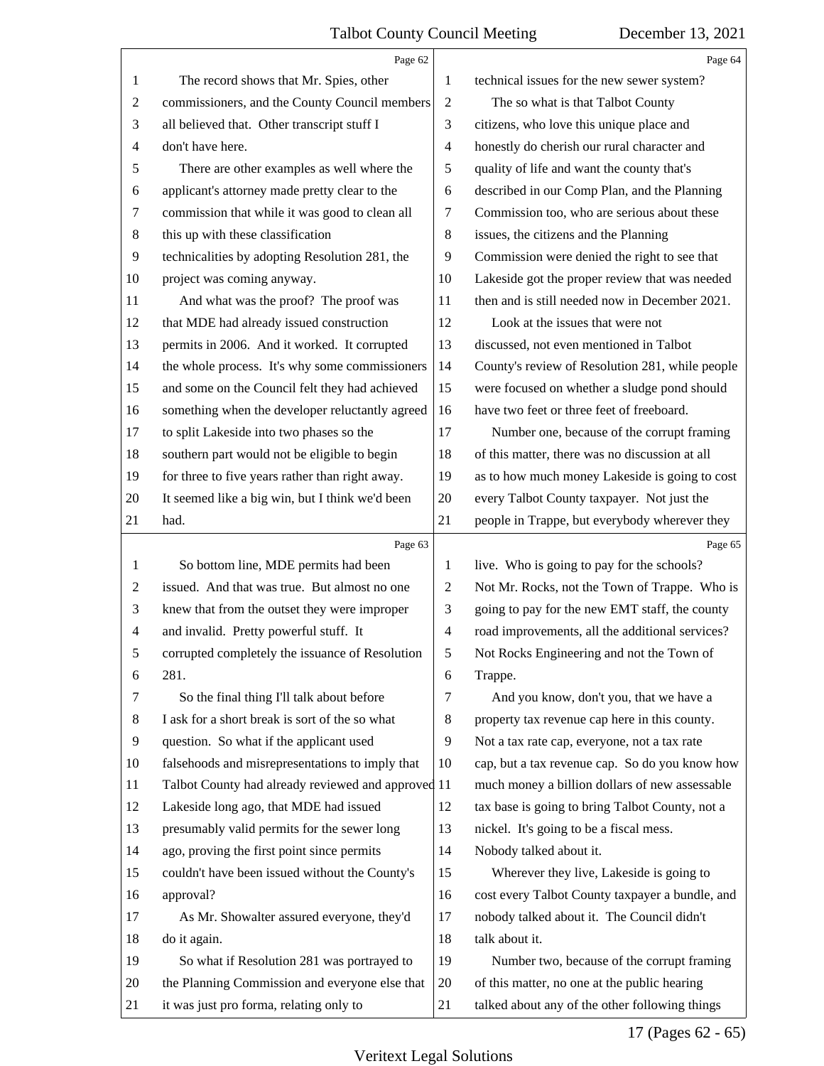The record shows that Mr. Spies, other commissioners, and the County Council members all believed that. Other transcript stuff I don't have here.

There are other examples as well where the applicant's attorney made pretty clear to the commission that while it was good to clean all this up with these classification technicalities by adopting Resolution 281, the project was coming anyway.

And what was the proof? The proof was that MDE had already issued construction permits in 2006. And it worked. It corrupted the whole process. It's why some commissioners and some on the Council felt they had achieved something when the developer reluctantly agreed to split Lakeside into two phases so the southern part would not be eligible to begin for three to five years rather than right away. It seemed like a big win, but I think we'd been had.

So bottom line, MDE permits had been issued. And that was true. But almost no one knew that from the outset they were improper and invalid. Pretty powerful stuff. It corrupted completely the issuance of Resolution 281.

So the final thing I'll talk about before I ask for a short break is sort of the so what question. So what if the applicant used falsehoods and misrepresentations to imply that Talbot County had already reviewed and approved Lakeside long ago, that MDE had issued presumably valid permits for the sewer long ago, proving the first point since permits couldn't have been issued without the County's approval?

As Mr. Showalter assured everyone, they'd do it again.

So what if Resolution 281 was portrayed to the Planning Commission and everyone else that it was just pro forma, relating only to technical issues for the new sewer system?

The so what is that Talbot County citizens, who love this unique place and honestly do cherish our rural character and quality of life and want the county that's described in our Comp Plan, and the Planning Commission too, who are serious about these issues, the citizens and the Planning Commission were denied the right to see that Lakeside got the proper review that was needed then and is still needed now in December 2021.

Look at the issues that were not discussed, not even mentioned in Talbot County's review of Resolution 281, while people were focused on whether a sludge pond should have two feet or three feet of freeboard.

Number one, because of the corrupt framing of this matter, there was no discussion at all as to how much money Lakeside is going to cost every Talbot County taxpayer. Not just the people in Trappe, but everybody wherever they live. Who is going to pay for the schools? Not Mr. Rocks, not the Town of Trappe. Who is going to pay for the new EMT staff, the county road improvements, all the additional services? Not Rocks Engineering and not the Town of Trappe.

And you know, don't you, that we have a property tax revenue cap here in this county. Not a tax rate cap, everyone, not a tax rate cap, but a tax revenue cap. So do you know how much money a billion dollars of new assessable tax base is going to bring Talbot County, not a nickel. It's going to be a fiscal mess. Nobody talked about it.

Wherever they live, Lakeside is going to cost every Talbot County taxpayer a bundle, and nobody talked about it. The Council didn't talk about it.

Number two, because of the corrupt framing of this matter, no one at the public hearing talked about any of the other following things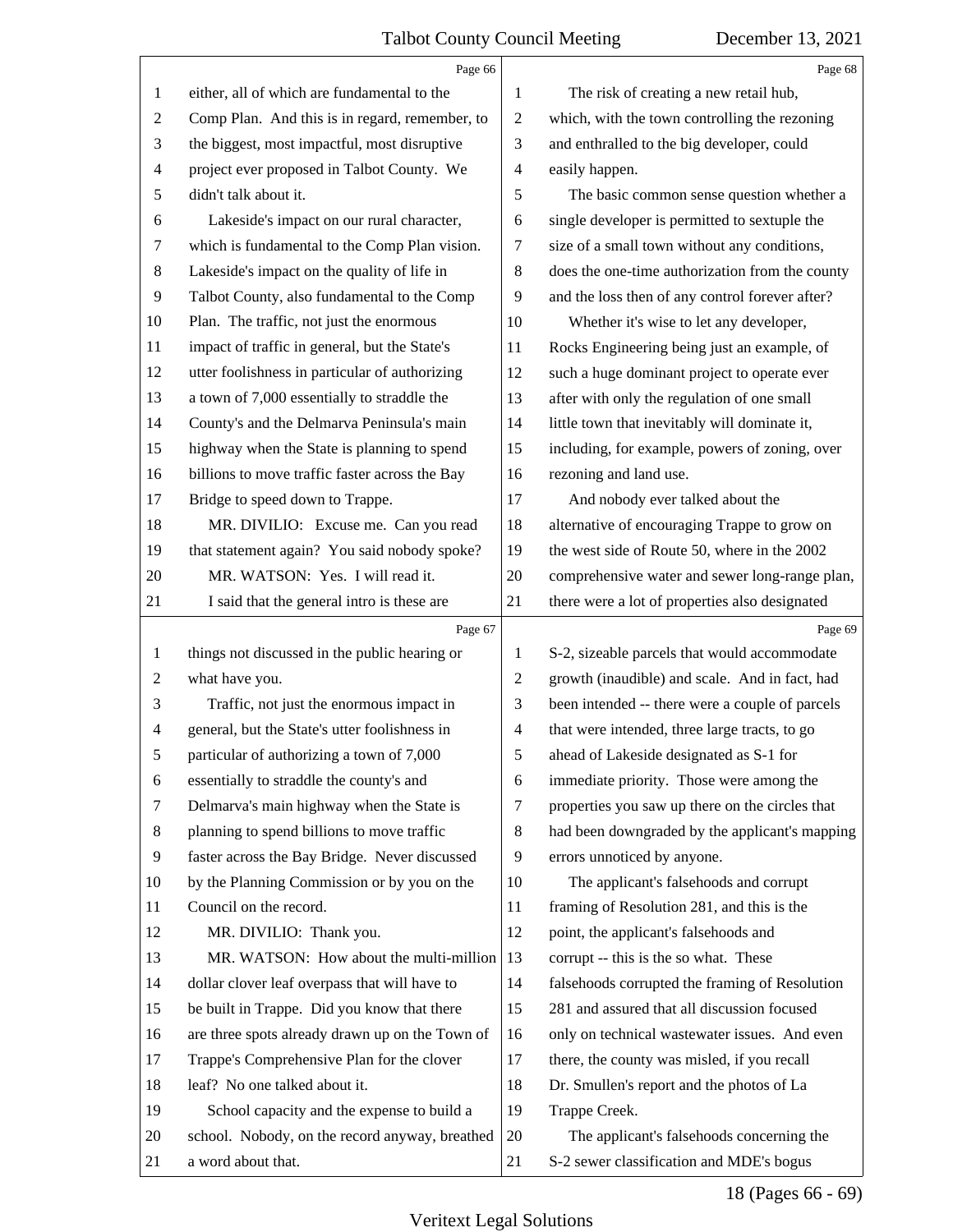## Page 66

either, all of which are fundamental to the Comp Plan. And this is in regard, remember, to the biggest, most impactful, most disruptive project ever proposed in Talbot County. We didn't talk about it.

Lakeside's impact on our rural character, which is fundamental to the Comp Plan vision. Lakeside's impact on the quality of life in Talbot County, also fundamental to the Comp Plan. The traffic, not just the enormous impact of traffic in general, but the State's utter foolishness in particular of authorizing a town of 7,000 essentially to straddle the County's and the Delmarva Peninsula's main highway when the State is planning to spend billions to move traffic faster across the Bay Bridge to speed down to Trappe.

MR. DIVILIO: Excuse me. Can you read that statement again? You said nobody spoke?

MR. WATSON: Yes. I will read it.

I said that the general intro is these are

## Page 67

things not discussed in the public hearing or what have you.

Traffic, not just the enormous impact in general, but the State's utter foolishness in particular of authorizing a town of 7,000 essentially to straddle the county's and Delmarva's main highway when the State is planning to spend billions to move traffic faster across the Bay Bridge. Never discussed by the Planning Commission or by you on the Council on the record.

MR. DIVILIO: Thank you.

MR. WATSON: How about the multi-million dollar clover leaf overpass that will have to be built in Trappe. Did you know that there are three spots already drawn up on the Town of Trappe's Comprehensive Plan for the clover leaf? No one talked about it.

School capacity and the expense to build a school. Nobody, on the record anyway, breathed a word about that.

## Page 68

The risk of creating a new retail hub, which, with the town controlling the rezoning and enthralled to the big developer, could easily happen.

The basic common sense question whether a single developer is permitted to sextuple the size of a small town without any conditions, does the one-time authorization from the county and the loss then of any control forever after?

Whether it's wise to let any developer, Rocks Engineering being just an example, of such a huge dominant project to operate ever after with only the regulation of one small little town that inevitably will dominate it, including, for example, powers of zoning, over rezoning and land use.

And nobody ever talked about the alternative of encouraging Trappe to grow on the west side of Route 50, where in the 2002 comprehensive water and sewer long-range plan, there were a lot of properties also designated

## Page 69

S-2, sizeable parcels that would accommodate growth (inaudible) and scale. And in fact, had been intended -- there were a couple of parcels that were intended, three large tracts, to go ahead of Lakeside designated as S-1 for immediate priority. Those were among the properties you saw up there on the circles that had been downgraded by the applicant's mapping errors unnoticed by anyone.

The applicant's falsehoods and corrupt framing of Resolution 281, and this is the point, the applicant's falsehoods and corrupt -- this is the so what. These falsehoods corrupted the framing of Resolution 281 and assured that all discussion focused only on technical wastewater issues. And even there, the county was misled, if you recall Dr. Smullen's report and the photos of La Trappe Creek.

The applicant's falsehoods concerning the S-2 sewer classification and MDE's bogus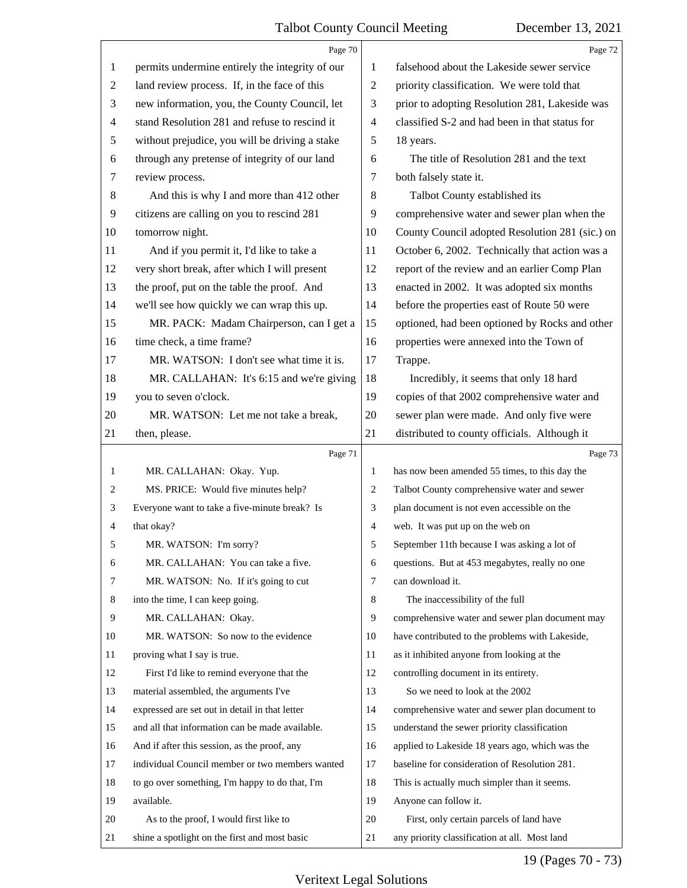Page 70

1 permits undermine entirely the integrity of our
2 land review process. If, in the face of this
3 new information, you, the County Council, let
4 stand Resolution 281 and refuse to rescind it
5 without prejudice, you will be driving a stake
6 through any pretense of integrity of our land
7 review process.
8 And this is why I and more than 412 other
9 citizens are calling on you to rescind 281
10 tomorrow night.
11 And if you permit it, I'd like to take a
12 very short break, after which I will present
13 the proof, put on the table the proof. And
14 we'll see how quickly we can wrap this up.
15 MR. PACK: Madam Chairperson, can I get a
16 time check, a time frame?
17 MR. WATSON: I don't see what time it is.
18 MR. CALLAHAN: It's 6:15 and we're giving
19 you to seven o'clock.
20 MR. WATSON: Let me not take a break,
21 then, please.

Page 71

1 MR. CALLAHAN: Okay. Yup.
2 MS. PRICE: Would five minutes help?
3 Everyone want to take a five-minute break? Is
4 that okay?
5 MR. WATSON: I'm sorry?
6 MR. CALLAHAN: You can take a five.
7 MR. WATSON: No. If it's going to cut
8 into the time, I can keep going.
9 MR. CALLAHAN: Okay.
10 MR. WATSON: So now to the evidence
11 proving what I say is true.
12 First I'd like to remind everyone that the
13 material assembled, the arguments I've
14 expressed are set out in detail in that letter
15 and all that information can be made available.
16 And if after this session, as the proof, any
17 individual Council member or two members wanted
18 to go over something, I'm happy to do that, I'm
19 available.
20 As to the proof, I would first like to
21 shine a spotlight on the first and most basic

Page 72

1 falsehood about the Lakeside sewer service
2 priority classification. We were told that
3 prior to adopting Resolution 281, Lakeside was
4 classified S-2 and had been in that status for
5 18 years.
6 The title of Resolution 281 and the text
7 both falsely state it.
8 Talbot County established its
9 comprehensive water and sewer plan when the
10 County Council adopted Resolution 281 (sic.) on
11 October 6, 2002. Technically that action was a
12 report of the review and an earlier Comp Plan
13 enacted in 2002. It was adopted six months
14 before the properties east of Route 50 were
15 optioned, had been optioned by Rocks and other
16 properties were annexed into the Town of
17 Trappe.
18 Incredibly, it seems that only 18 hard
19 copies of that 2002 comprehensive water and
20 sewer plan were made. And only five were
21 distributed to county officials. Although it

Page 73

1 has now been amended 55 times, to this day the
2 Talbot County comprehensive water and sewer
3 plan document is not even accessible on the
4 web. It was put up on the web on
5 September 11th because I was asking a lot of
6 questions. But at 453 megabytes, really no one
7 can download it.
8 The inaccessibility of the full
9 comprehensive water and sewer plan document may
10 have contributed to the problems with Lakeside,
11 as it inhibited anyone from looking at the
12 controlling document in its entirety.
13 So we need to look at the 2002
14 comprehensive water and sewer plan document to
15 understand the sewer priority classification
16 applied to Lakeside 18 years ago, which was the
17 baseline for consideration of Resolution 281.
18 This is actually much simpler than it seems.
19 Anyone can follow it.
20 First, only certain parcels of land have
21 any priority classification at all. Most land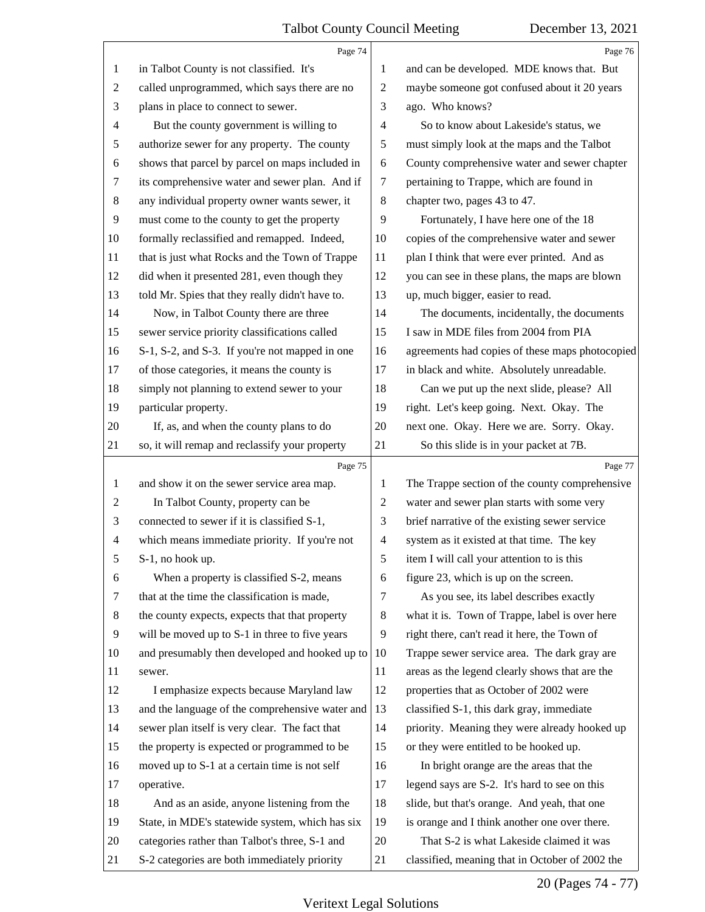in Talbot County is not classified. It's called unprogrammed, which says there are no plans in place to connect to sewer.

But the county government is willing to authorize sewer for any property. The county shows that parcel by parcel on maps included in its comprehensive water and sewer plan. And if any individual property owner wants sewer, it must come to the county to get the property formally reclassified and remapped. Indeed, that is just what Rocks and the Town of Trappe did when it presented 281, even though they told Mr. Spies that they really didn't have to.

Now, in Talbot County there are three sewer service priority classifications called S-1, S-2, and S-3. If you're not mapped in one of those categories, it means the county is simply not planning to extend sewer to your particular property.

If, as, and when the county plans to do so, it will remap and reclassify your property and show it on the sewer service area map.

In Talbot County, property can be connected to sewer if it is classified S-1, which means immediate priority. If you're not S-1, no hook up.

When a property is classified S-2, means that at the time the classification is made, the county expects, expects that that property will be moved up to S-1 in three to five years and presumably then developed and hooked up to sewer.

I emphasize expects because Maryland law and the language of the comprehensive water and sewer plan itself is very clear. The fact that the property is expected or programmed to be moved up to S-1 at a certain time is not self operative.

And as an aside, anyone listening from the State, in MDE's statewide system, which has six categories rather than Talbot's three, S-1 and S-2 categories are both immediately priority and can be developed. MDE knows that. But maybe someone got confused about it 20 years ago. Who knows?

So to know about Lakeside's status, we must simply look at the maps and the Talbot County comprehensive water and sewer chapter pertaining to Trappe, which are found in chapter two, pages 43 to 47.

Fortunately, I have here one of the 18 copies of the comprehensive water and sewer plan I think that were ever printed. And as you can see in these plans, the maps are blown up, much bigger, easier to read.

The documents, incidentally, the documents I saw in MDE files from 2004 from PIA agreements had copies of these maps photocopied in black and white. Absolutely unreadable.

Can we put up the next slide, please? All right. Let's keep going. Next. Okay. The next one. Okay. Here we are. Sorry. Okay.

So this slide is in your packet at 7B. The Trappe section of the county comprehensive water and sewer plan starts with some very brief narrative of the existing sewer service system as it existed at that time. The key item I will call your attention to is this figure 23, which is up on the screen.

As you see, its label describes exactly what it is. Town of Trappe, label is over here right there, can't read it here, the Town of Trappe sewer service area. The dark gray are areas as the legend clearly shows that are the properties that as October of 2002 were classified S-1, this dark gray, immediate priority. Meaning they were already hooked up or they were entitled to be hooked up.

In bright orange are the areas that the legend says are S-2. It's hard to see on this slide, but that's orange. And yeah, that one is orange and I think another one over there.

That S-2 is what Lakeside claimed it was classified, meaning that in October of 2002 the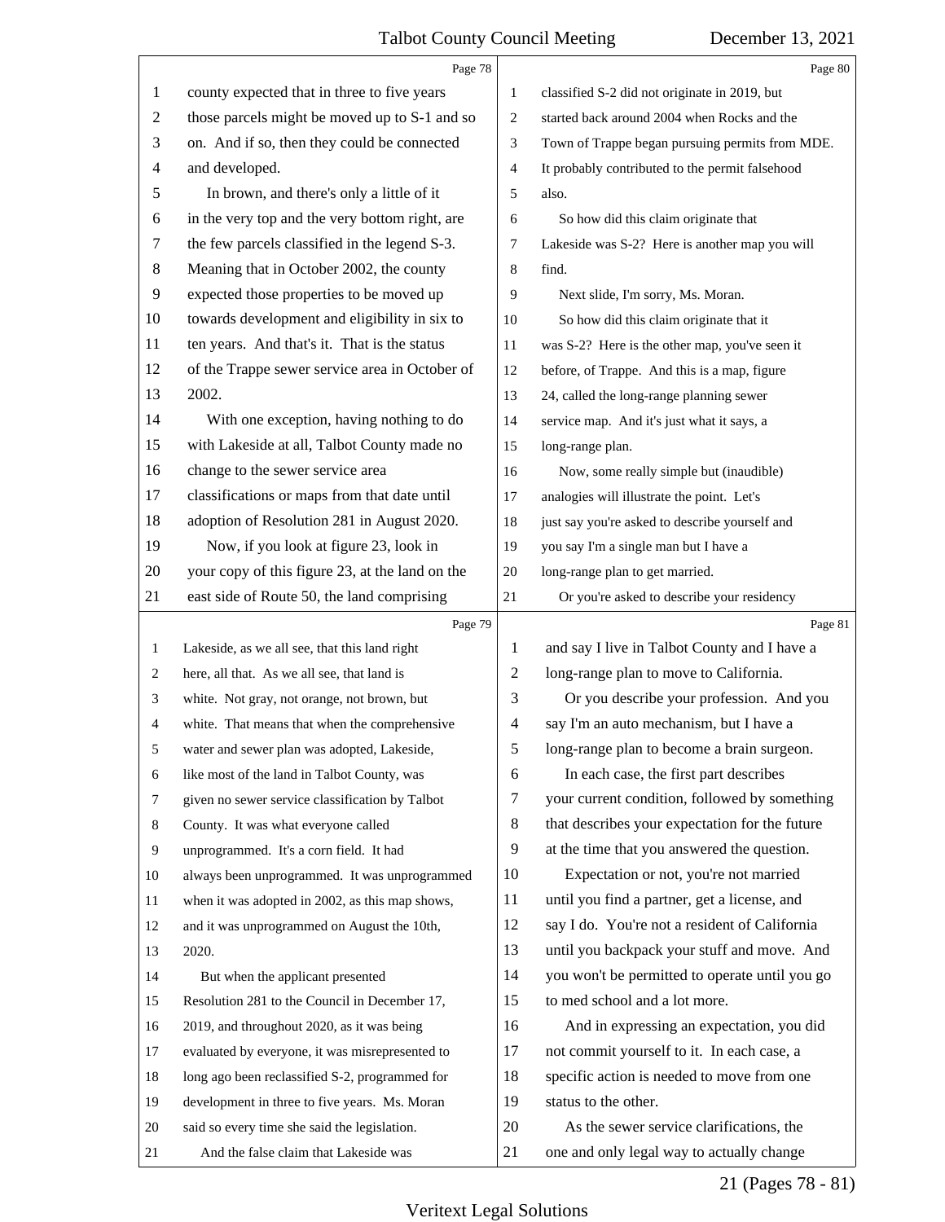county expected that in three to five years those parcels might be moved up to S-1 and so on. And if so, then they could be connected and developed.

In brown, and there's only a little of it in the very top and the very bottom right, are the few parcels classified in the legend S-3. Meaning that in October 2002, the county expected those properties to be moved up towards development and eligibility in six to ten years. And that's it. That is the status of the Trappe sewer service area in October of 2002.

With one exception, having nothing to do with Lakeside at all, Talbot County made no change to the sewer service area classifications or maps from that date until adoption of Resolution 281 in August 2020.

Now, if you look at figure 23, look in your copy of this figure 23, at the land on the east side of Route 50, the land comprising Lakeside, as we all see, that this land right here, all that. As we all see, that land is white. Not gray, not orange, not brown, but white. That means that when the comprehensive water and sewer plan was adopted, Lakeside, like most of the land in Talbot County, was given no sewer service classification by Talbot County. It was what everyone called unprogrammed. It's a corn field. It had always been unprogrammed. It was unprogrammed when it was adopted in 2002, as this map shows, and it was unprogrammed on August the 10th, 2020.

But when the applicant presented Resolution 281 to the Council in December 17, 2019, and throughout 2020, as it was being evaluated by everyone, it was misrepresented to long ago been reclassified S-2, programmed for development in three to five years. Ms. Moran said so every time she said the legislation.

And the false claim that Lakeside was classified S-2 did not originate in 2019, but started back around 2004 when Rocks and the Town of Trappe began pursuing permits from MDE. It probably contributed to the permit falsehood also.

So how did this claim originate that Lakeside was S-2? Here is another map you will find.

Next slide, I'm sorry, Ms. Moran.

So how did this claim originate that it was S-2? Here is the other map, you've seen it before, of Trappe. And this is a map, figure 24, called the long-range planning sewer service map. And it's just what it says, a long-range plan.

Now, some really simple but (inaudible) analogies will illustrate the point. Let's just say you're asked to describe yourself and you say I'm a single man but I have a long-range plan to get married.

Or you're asked to describe your residency and say I live in Talbot County and I have a long-range plan to move to California.

Or you describe your profession. And you say I'm an auto mechanism, but I have a long-range plan to become a brain surgeon.

In each case, the first part describes your current condition, followed by something that describes your expectation for the future at the time that you answered the question.

Expectation or not, you're not married until you find a partner, get a license, and say I do. You're not a resident of California until you backpack your stuff and move. And you won't be permitted to operate until you go to med school and a lot more.

And in expressing an expectation, you did not commit yourself to it. In each case, a specific action is needed to move from one status to the other.

As the sewer service clarifications, the one and only legal way to actually change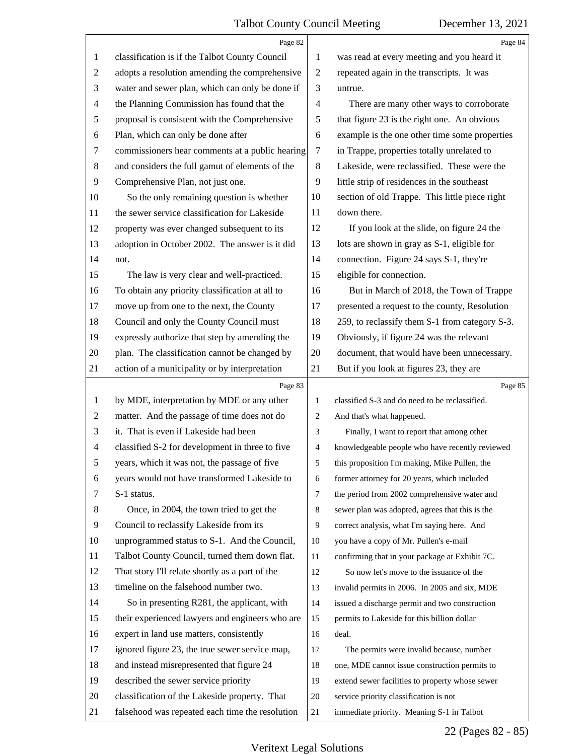classification is if the Talbot County Council adopts a resolution amending the comprehensive water and sewer plan, which can only be done if the Planning Commission has found that the proposal is consistent with the Comprehensive Plan, which can only be done after commissioners hear comments at a public hearing and considers the full gamut of elements of the Comprehensive Plan, not just one.

So the only remaining question is whether the sewer service classification for Lakeside property was ever changed subsequent to its adoption in October 2002. The answer is it did not.

The law is very clear and well-practiced. To obtain any priority classification at all to move up from one to the next, the County Council and only the County Council must expressly authorize that step by amending the plan. The classification cannot be changed by action of a municipality or by interpretation by MDE, interpretation by MDE or any other matter. And the passage of time does not do it. That is even if Lakeside had been classified S-2 for development in three to five years, which it was not, the passage of five years would not have transformed Lakeside to S-1 status.

Once, in 2004, the town tried to get the Council to reclassify Lakeside from its unprogrammed status to S-1. And the Council, Talbot County Council, turned them down flat. That story I'll relate shortly as a part of the timeline on the falsehood number two.

So in presenting R281, the applicant, with their experienced lawyers and engineers who are expert in land use matters, consistently ignored figure 23, the true sewer service map, and instead misrepresented that figure 24 described the sewer service priority classification of the Lakeside property. That falsehood was repeated each time the resolution was read at every meeting and you heard it repeated again in the transcripts. It was untrue.

There are many other ways to corroborate that figure 23 is the right one. An obvious example is the one other time some properties in Trappe, properties totally unrelated to Lakeside, were reclassified. These were the little strip of residences in the southeast section of old Trappe. This little piece right down there.

If you look at the slide, on figure 24 the lots are shown in gray as S-1, eligible for connection. Figure 24 says S-1, they're eligible for connection.

But in March of 2018, the Town of Trappe presented a request to the county, Resolution 259, to reclassify them S-1 from category S-3. Obviously, if figure 24 was the relevant document, that would have been unnecessary. But if you look at figures 23, they are classified S-3 and do need to be reclassified. And that's what happened.

Finally, I want to report that among other knowledgeable people who have recently reviewed this proposition I'm making, Mike Pullen, the former attorney for 20 years, which included the period from 2002 comprehensive water and sewer plan was adopted, agrees that this is the correct analysis, what I'm saying here. And you have a copy of Mr. Pullen's e-mail confirming that in your package at Exhibit 7C.

So now let's move to the issuance of the invalid permits in 2006. In 2005 and six, MDE issued a discharge permit and two construction permits to Lakeside for this billion dollar deal.

The permits were invalid because, number one, MDE cannot issue construction permits to extend sewer facilities to property whose sewer service priority classification is not immediate priority. Meaning S-1 in Talbot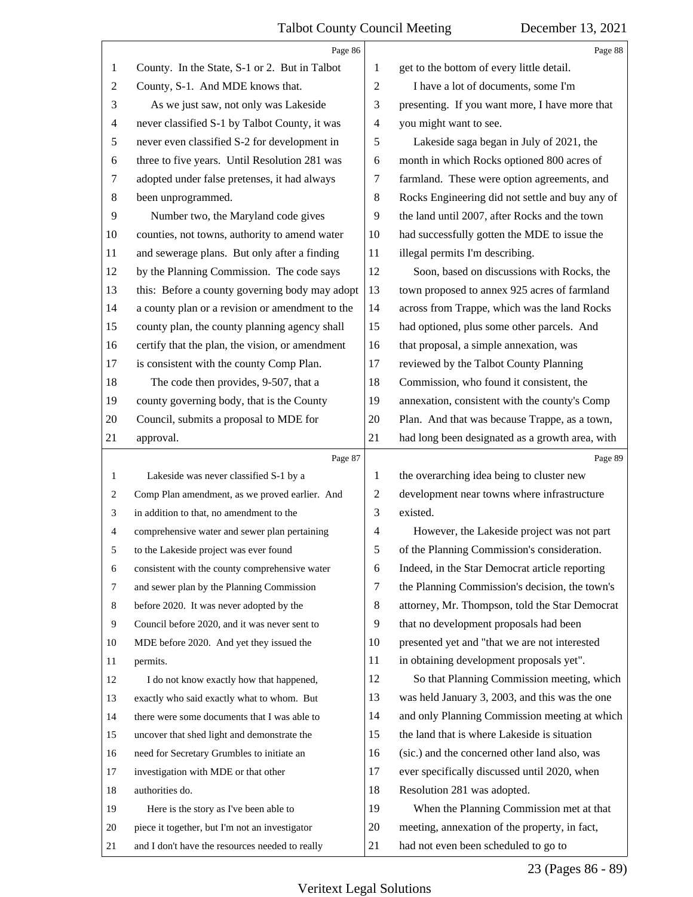Page 86

County. In the State, S-1 or 2. But in Talbot County, S-1. And MDE knows that.

As we just saw, not only was Lakeside never classified S-1 by Talbot County, it was never even classified S-2 for development in three to five years. Until Resolution 281 was adopted under false pretenses, it had always been unprogrammed.

Number two, the Maryland code gives counties, not towns, authority to amend water and sewerage plans. But only after a finding by the Planning Commission. The code says this: Before a county governing body may adopt a county plan or a revision or amendment to the county plan, the county planning agency shall certify that the plan, the vision, or amendment is consistent with the county Comp Plan.

The code then provides, 9-507, that a county governing body, that is the County Council, submits a proposal to MDE for approval.

Page 87

Lakeside was never classified S-1 by a Comp Plan amendment, as we proved earlier. And in addition to that, no amendment to the comprehensive water and sewer plan pertaining to the Lakeside project was ever found consistent with the county comprehensive water and sewer plan by the Planning Commission before 2020. It was never adopted by the Council before 2020, and it was never sent to MDE before 2020. And yet they issued the permits.

I do not know exactly how that happened, exactly who said exactly what to whom. But there were some documents that I was able to uncover that shed light and demonstrate the need for Secretary Grumbles to initiate an investigation with MDE or that other authorities do.

Here is the story as I've been able to piece it together, but I'm not an investigator and I don't have the resources needed to really

Page 88

get to the bottom of every little detail.

I have a lot of documents, some I'm presenting. If you want more, I have more that you might want to see.

Lakeside saga began in July of 2021, the month in which Rocks optioned 800 acres of farmland. These were option agreements, and Rocks Engineering did not settle and buy any of the land until 2007, after Rocks and the town had successfully gotten the MDE to issue the illegal permits I'm describing.

Soon, based on discussions with Rocks, the town proposed to annex 925 acres of farmland across from Trappe, which was the land Rocks had optioned, plus some other parcels. And that proposal, a simple annexation, was reviewed by the Talbot County Planning Commission, who found it consistent, the annexation, consistent with the county's Comp Plan. And that was because Trappe, as a town, had long been designated as a growth area, with

Page 89

the overarching idea being to cluster new development near towns where infrastructure existed.

However, the Lakeside project was not part of the Planning Commission's consideration. Indeed, in the Star Democrat article reporting the Planning Commission's decision, the town's attorney, Mr. Thompson, told the Star Democrat that no development proposals had been presented yet and "that we are not interested in obtaining development proposals yet".

So that Planning Commission meeting, which was held January 3, 2003, and this was the one and only Planning Commission meeting at which the land that is where Lakeside is situation (sic.) and the concerned other land also, was ever specifically discussed until 2020, when Resolution 281 was adopted.

When the Planning Commission met at that meeting, annexation of the property, in fact, had not even been scheduled to go to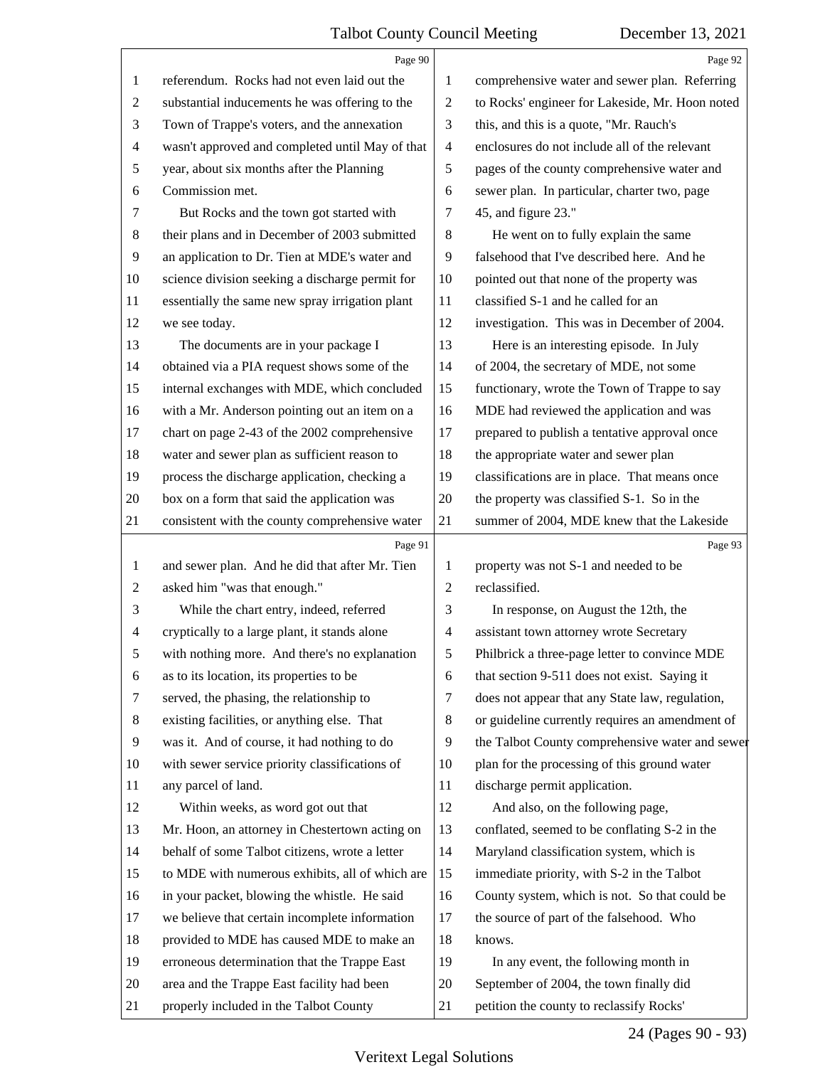Page 90

referendum. Rocks had not even laid out the substantial inducements he was offering to the Town of Trappe's voters, and the annexation wasn't approved and completed until May of that year, about six months after the Planning Commission met.

But Rocks and the town got started with their plans and in December of 2003 submitted an application to Dr. Tien at MDE's water and science division seeking a discharge permit for essentially the same new spray irrigation plant we see today.

The documents are in your package I obtained via a PIA request shows some of the internal exchanges with MDE, which concluded with a Mr. Anderson pointing out an item on a chart on page 2-43 of the 2002 comprehensive water and sewer plan as sufficient reason to process the discharge application, checking a box on a form that said the application was consistent with the county comprehensive water

Page 91

and sewer plan. And he did that after Mr. Tien asked him "was that enough."

While the chart entry, indeed, referred cryptically to a large plant, it stands alone with nothing more. And there's no explanation as to its location, its properties to be served, the phasing, the relationship to existing facilities, or anything else. That was it. And of course, it had nothing to do with sewer service priority classifications of any parcel of land.

Within weeks, as word got out that Mr. Hoon, an attorney in Chestertown acting on behalf of some Talbot citizens, wrote a letter to MDE with numerous exhibits, all of which are in your packet, blowing the whistle. He said we believe that certain incomplete information provided to MDE has caused MDE to make an erroneous determination that the Trappe East area and the Trappe East facility had been properly included in the Talbot County

Page 92

comprehensive water and sewer plan. Referring to Rocks' engineer for Lakeside, Mr. Hoon noted this, and this is a quote, "Mr. Rauch's enclosures do not include all of the relevant pages of the county comprehensive water and sewer plan. In particular, charter two, page 45, and figure 23."

He went on to fully explain the same falsehood that I've described here. And he pointed out that none of the property was classified S-1 and he called for an investigation. This was in December of 2004.

Here is an interesting episode. In July of 2004, the secretary of MDE, not some functionary, wrote the Town of Trappe to say MDE had reviewed the application and was prepared to publish a tentative approval once the appropriate water and sewer plan classifications are in place. That means once the property was classified S-1. So in the summer of 2004, MDE knew that the Lakeside

Page 93

property was not S-1 and needed to be reclassified.

In response, on August the 12th, the assistant town attorney wrote Secretary Philbrick a three-page letter to convince MDE that section 9-511 does not exist. Saying it does not appear that any State law, regulation, or guideline currently requires an amendment of the Talbot County comprehensive water and sewer plan for the processing of this ground water discharge permit application.

And also, on the following page, conflated, seemed to be conflating S-2 in the Maryland classification system, which is immediate priority, with S-2 in the Talbot County system, which is not. So that could be the source of part of the falsehood. Who knows.

In any event, the following month in September of 2004, the town finally did petition the county to reclassify Rocks'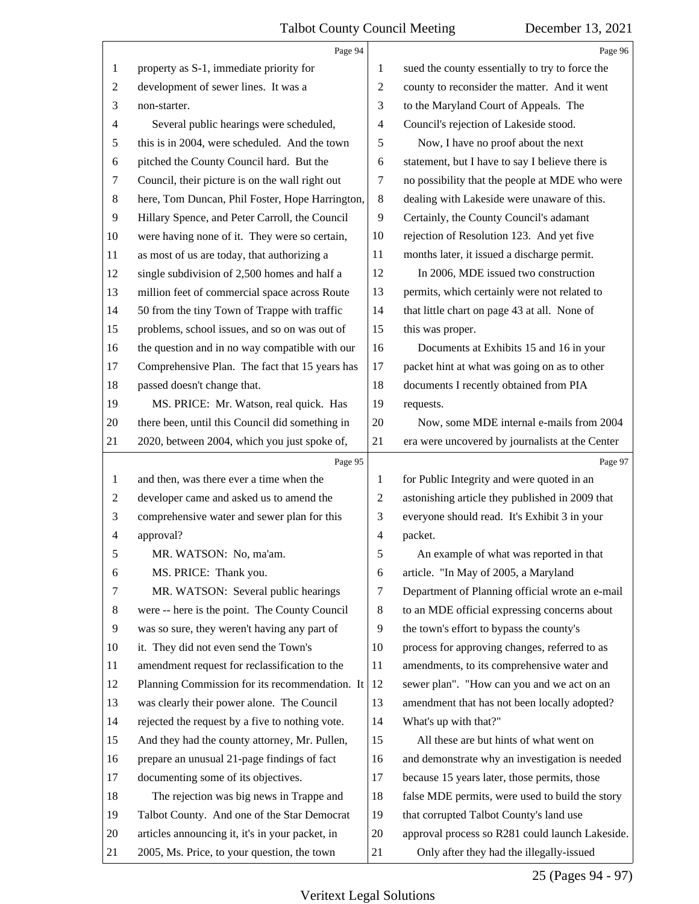Page 94

1 property as S-1, immediate priority for
2 development of sewer lines. It was a
3 non-starter.
4 Several public hearings were scheduled,
5 this is in 2004, were scheduled. And the town
6 pitched the County Council hard. But the
7 Council, their picture is on the wall right out
8 here, Tom Duncan, Phil Foster, Hope Harrington,
9 Hillary Spence, and Peter Carroll, the Council
10 were having none of it. They were so certain,
11 as most of us are today, that authorizing a
12 single subdivision of 2,500 homes and half a
13 million feet of commercial space across Route
14 50 from the tiny Town of Trappe with traffic
15 problems, school issues, and so on was out of
16 the question and in no way compatible with our
17 Comprehensive Plan. The fact that 15 years has
18 passed doesn't change that.
19 MS. PRICE: Mr. Watson, real quick. Has
20 there been, until this Council did something in
21 2020, between 2004, which you just spoke of,

Page 95

1 and then, was there ever a time when the
2 developer came and asked us to amend the
3 comprehensive water and sewer plan for this
4 approval?
5 MR. WATSON: No, ma'am.
6 MS. PRICE: Thank you.
7 MR. WATSON: Several public hearings
8 were -- here is the point. The County Council
9 was so sure, they weren't having any part of
10 it. They did not even send the Town's
11 amendment request for reclassification to the
12 Planning Commission for its recommendation. It
13 was clearly their power alone. The Council
14 rejected the request by a five to nothing vote.
15 And they had the county attorney, Mr. Pullen,
16 prepare an unusual 21-page findings of fact
17 documenting some of its objectives.
18 The rejection was big news in Trappe and
19 Talbot County. And one of the Star Democrat
20 articles announcing it, it's in your packet, in
21 2005, Ms. Price, to your question, the town

Page 96

1 sued the county essentially to try to force the
2 county to reconsider the matter. And it went
3 to the Maryland Court of Appeals. The
4 Council's rejection of Lakeside stood.
5 Now, I have no proof about the next
6 statement, but I have to say I believe there is
7 no possibility that the people at MDE who were
8 dealing with Lakeside were unaware of this.
9 Certainly, the County Council's adamant
10 rejection of Resolution 123. And yet five
11 months later, it issued a discharge permit.
12 In 2006, MDE issued two construction
13 permits, which certainly were not related to
14 that little chart on page 43 at all. None of
15 this was proper.
16 Documents at Exhibits 15 and 16 in your
17 packet hint at what was going on as to other
18 documents I recently obtained from PIA
19 requests.
20 Now, some MDE internal e-mails from 2004
21 era were uncovered by journalists at the Center

Page 97

1 for Public Integrity and were quoted in an
2 astonishing article they published in 2009 that
3 everyone should read. It's Exhibit 3 in your
4 packet.
5 An example of what was reported in that
6 article. "In May of 2005, a Maryland
7 Department of Planning official wrote an e-mail
8 to an MDE official expressing concerns about
9 the town's effort to bypass the county's
10 process for approving changes, referred to as
11 amendments, to its comprehensive water and
12 sewer plan". "How can you and we act on an
13 amendment that has not been locally adopted?
14 What's up with that?"
15 All these are but hints of what went on
16 and demonstrate why an investigation is needed
17 because 15 years later, those permits, those
18 false MDE permits, were used to build the story
19 that corrupted Talbot County's land use
20 approval process so R281 could launch Lakeside.
21 Only after they had the illegally-issued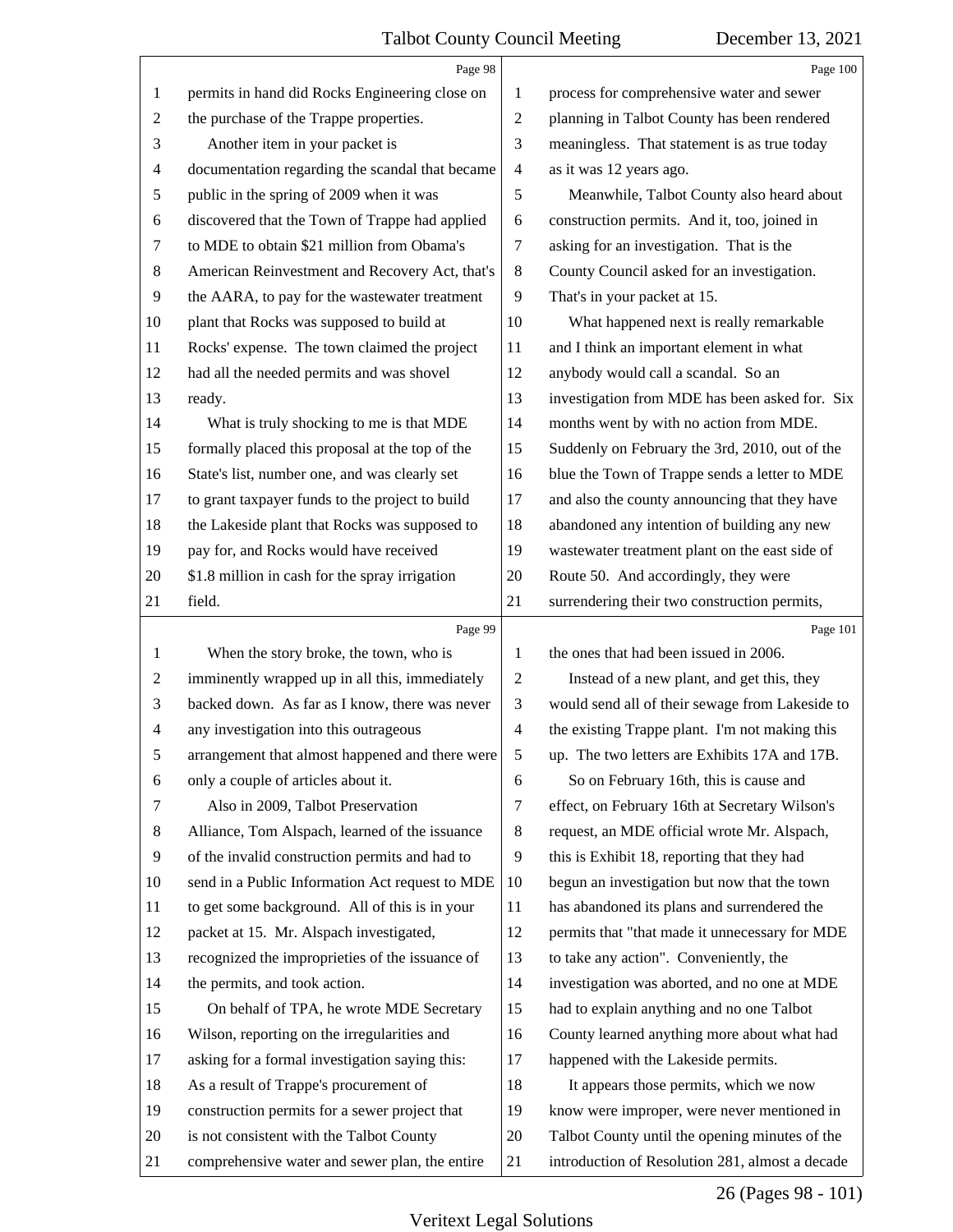Page 98

permits in hand did Rocks Engineering close on the purchase of the Trappe properties.

Another item in your packet is documentation regarding the scandal that became public in the spring of 2009 when it was discovered that the Town of Trappe had applied to MDE to obtain $21 million from Obama's American Reinvestment and Recovery Act, that's the AARA, to pay for the wastewater treatment plant that Rocks was supposed to build at Rocks' expense. The town claimed the project had all the needed permits and was shovel ready.

What is truly shocking to me is that MDE formally placed this proposal at the top of the State's list, number one, and was clearly set to grant taxpayer funds to the project to build the Lakeside plant that Rocks was supposed to pay for, and Rocks would have received $1.8 million in cash for the spray irrigation field.

Page 99

When the story broke, the town, who is imminently wrapped up in all this, immediately backed down. As far as I know, there was never any investigation into this outrageous arrangement that almost happened and there were only a couple of articles about it.

Also in 2009, Talbot Preservation Alliance, Tom Alspach, learned of the issuance of the invalid construction permits and had to send in a Public Information Act request to MDE to get some background. All of this is in your packet at 15. Mr. Alspach investigated, recognized the improprieties of the issuance of the permits, and took action.

On behalf of TPA, he wrote MDE Secretary Wilson, reporting on the irregularities and asking for a formal investigation saying this: As a result of Trappe's procurement of construction permits for a sewer project that is not consistent with the Talbot County comprehensive water and sewer plan, the entire

Page 100

process for comprehensive water and sewer planning in Talbot County has been rendered meaningless. That statement is as true today as it was 12 years ago.

Meanwhile, Talbot County also heard about construction permits. And it, too, joined in asking for an investigation. That is the County Council asked for an investigation. That's in your packet at 15.

What happened next is really remarkable and I think an important element in what anybody would call a scandal. So an investigation from MDE has been asked for. Six months went by with no action from MDE. Suddenly on February the 3rd, 2010, out of the blue the Town of Trappe sends a letter to MDE and also the county announcing that they have abandoned any intention of building any new wastewater treatment plant on the east side of Route 50. And accordingly, they were surrendering their two construction permits,

Page 101

the ones that had been issued in 2006.

Instead of a new plant, and get this, they would send all of their sewage from Lakeside to the existing Trappe plant. I'm not making this up. The two letters are Exhibits 17A and 17B.

So on February 16th, this is cause and effect, on February 16th at Secretary Wilson's request, an MDE official wrote Mr. Alspach, this is Exhibit 18, reporting that they had begun an investigation but now that the town has abandoned its plans and surrendered the permits that "that made it unnecessary for MDE to take any action". Conveniently, the investigation was aborted, and no one at MDE had to explain anything and no one Talbot County learned anything more about what had happened with the Lakeside permits.

It appears those permits, which we now know were improper, were never mentioned in Talbot County until the opening minutes of the introduction of Resolution 281, almost a decade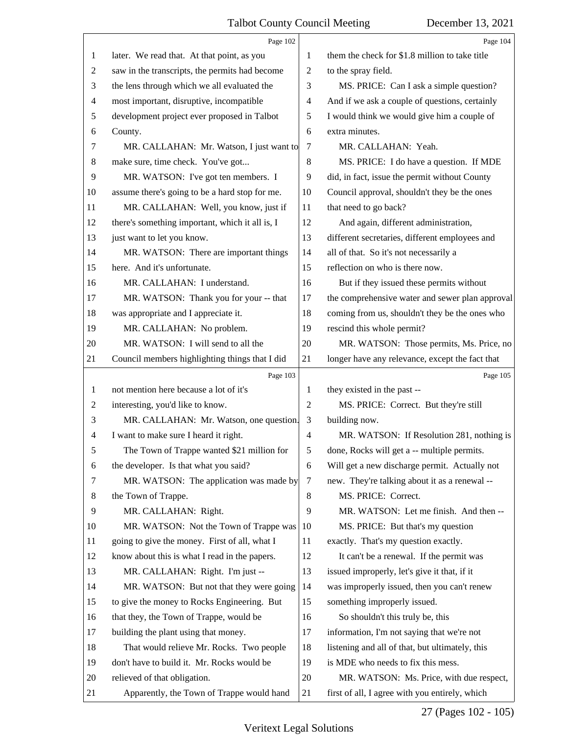Page 102

later. We read that. At that point, as you saw in the transcripts, the permits had become the lens through which we all evaluated the most important, disruptive, incompatible development project ever proposed in Talbot County.

MR. CALLAHAN: Mr. Watson, I just want to make sure, time check. You've got...

MR. WATSON: I've got ten members. I assume there's going to be a hard stop for me.

MR. CALLAHAN: Well, you know, just if there's something important, which it all is, I just want to let you know.

MR. WATSON: There are important things here. And it's unfortunate.

MR. CALLAHAN: I understand.

MR. WATSON: Thank you for your -- that was appropriate and I appreciate it.

MR. CALLAHAN: No problem.

MR. WATSON: I will send to all the Council members highlighting things that I did

Page 103

not mention here because a lot of it's interesting, you'd like to know.

MR. CALLAHAN: Mr. Watson, one question. I want to make sure I heard it right.

The Town of Trappe wanted $21 million for the developer. Is that what you said?

MR. WATSON: The application was made by the Town of Trappe.

MR. CALLAHAN: Right.

MR. WATSON: Not the Town of Trappe was going to give the money. First of all, what I know about this is what I read in the papers.

MR. CALLAHAN: Right. I'm just --

MR. WATSON: But not that they were going to give the money to Rocks Engineering. But that they, the Town of Trappe, would be building the plant using that money.

That would relieve Mr. Rocks. Two people don't have to build it. Mr. Rocks would be relieved of that obligation.

Apparently, the Town of Trappe would hand

Page 104

them the check for $1.8 million to take title to the spray field.

MS. PRICE: Can I ask a simple question? And if we ask a couple of questions, certainly I would think we would give him a couple of extra minutes.

MR. CALLAHAN: Yeah.

MS. PRICE: I do have a question. If MDE did, in fact, issue the permit without County Council approval, shouldn't they be the ones that need to go back?

And again, different administration, different secretaries, different employees and all of that. So it's not necessarily a reflection on who is there now.

But if they issued these permits without the comprehensive water and sewer plan approval coming from us, shouldn't they be the ones who rescind this whole permit?

MR. WATSON: Those permits, Ms. Price, no longer have any relevance, except the fact that

Page 105

they existed in the past --

MS. PRICE: Correct. But they're still building now.

MR. WATSON: If Resolution 281, nothing is done, Rocks will get a -- multiple permits. Will get a new discharge permit. Actually not new. They're talking about it as a renewal --

MS. PRICE: Correct.

MR. WATSON: Let me finish. And then --

MS. PRICE: But that's my question exactly. That's my question exactly.

It can't be a renewal. If the permit was issued improperly, let's give it that, if it was improperly issued, then you can't renew something improperly issued.

So shouldn't this truly be, this information, I'm not saying that we're not listening and all of that, but ultimately, this is MDE who needs to fix this mess.

MR. WATSON: Ms. Price, with due respect, first of all, I agree with you entirely, which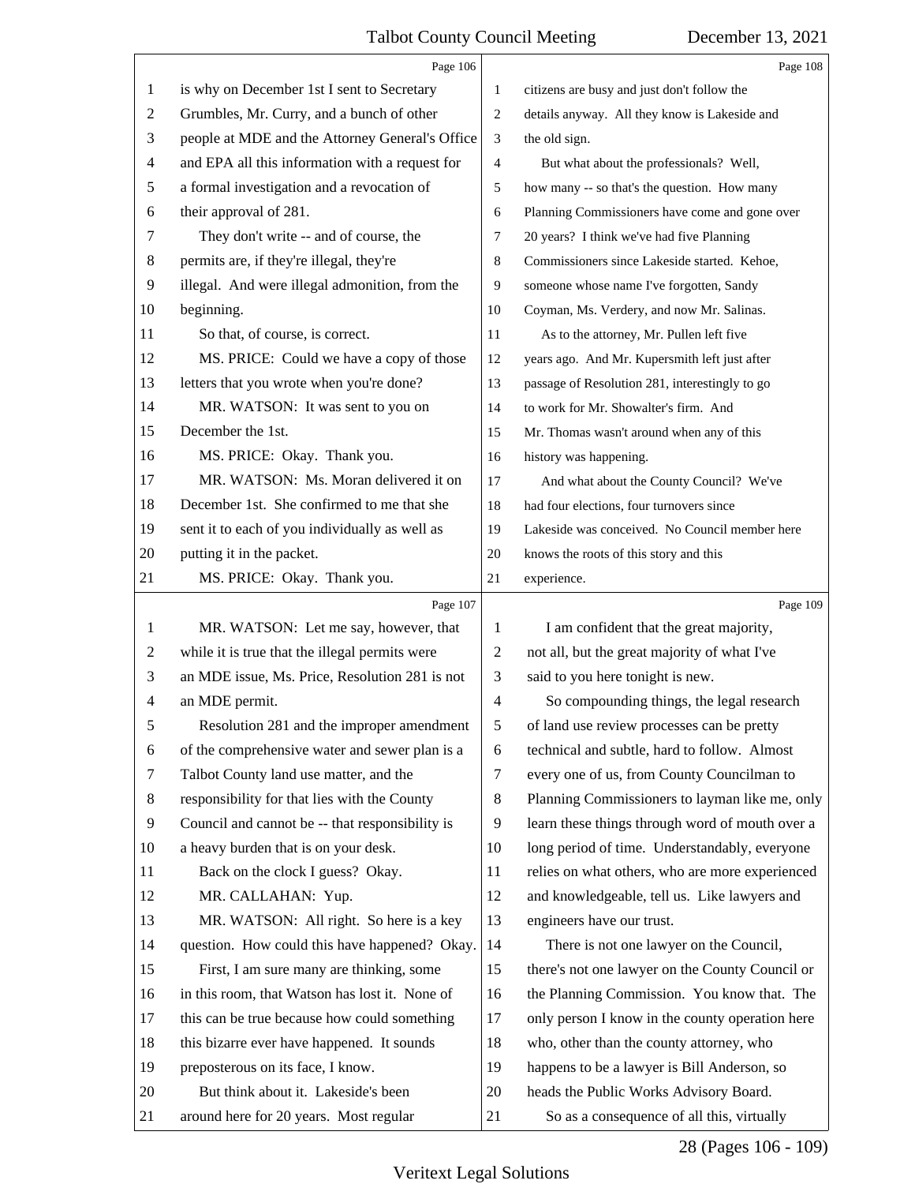Page 106

is why on December 1st I sent to Secretary Grumbles, Mr. Curry, and a bunch of other people at MDE and the Attorney General's Office and EPA all this information with a request for a formal investigation and a revocation of their approval of 281.

They don't write -- and of course, the permits are, if they're illegal, they're illegal. And were illegal admonition, from the beginning.

So that, of course, is correct.

MS. PRICE: Could we have a copy of those letters that you wrote when you're done?

MR. WATSON: It was sent to you on December the 1st.

MS. PRICE: Okay. Thank you.

MR. WATSON: Ms. Moran delivered it on December 1st. She confirmed to me that she sent it to each of you individually as well as putting it in the packet.

MS. PRICE: Okay. Thank you.

Page 107

MR. WATSON: Let me say, however, that while it is true that the illegal permits were an MDE issue, Ms. Price, Resolution 281 is not an MDE permit.

Resolution 281 and the improper amendment of the comprehensive water and sewer plan is a Talbot County land use matter, and the responsibility for that lies with the County Council and cannot be -- that responsibility is a heavy burden that is on your desk.

Back on the clock I guess? Okay.

MR. CALLAHAN: Yup.

MR. WATSON: All right. So here is a key question. How could this have happened? Okay.

First, I am sure many are thinking, some in this room, that Watson has lost it. None of this can be true because how could something this bizarre ever have happened. It sounds preposterous on its face, I know.

But think about it. Lakeside's been around here for 20 years. Most regular

Page 108

citizens are busy and just don't follow the details anyway. All they know is Lakeside and the old sign.

But what about the professionals? Well, how many -- so that's the question. How many Planning Commissioners have come and gone over 20 years? I think we've had five Planning Commissioners since Lakeside started. Kehoe, someone whose name I've forgotten, Sandy Coyman, Ms. Verdery, and now Mr. Salinas.

As to the attorney, Mr. Pullen left five years ago. And Mr. Kupersmith left just after passage of Resolution 281, interestingly to go to work for Mr. Showalter's firm. And Mr. Thomas wasn't around when any of this history was happening.

And what about the County Council? We've had four elections, four turnovers since Lakeside was conceived. No Council member here knows the roots of this story and this experience.

Page 109

I am confident that the great majority, not all, but the great majority of what I've said to you here tonight is new.

So compounding things, the legal research of land use review processes can be pretty technical and subtle, hard to follow. Almost every one of us, from County Councilman to Planning Commissioners to layman like me, only learn these things through word of mouth over a long period of time. Understandably, everyone relies on what others, who are more experienced and knowledgeable, tell us. Like lawyers and engineers have our trust.

There is not one lawyer on the Council, there's not one lawyer on the County Council or the Planning Commission. You know that. The only person I know in the county operation here who, other than the county attorney, who happens to be a lawyer is Bill Anderson, so heads the Public Works Advisory Board.

So as a consequence of all this, virtually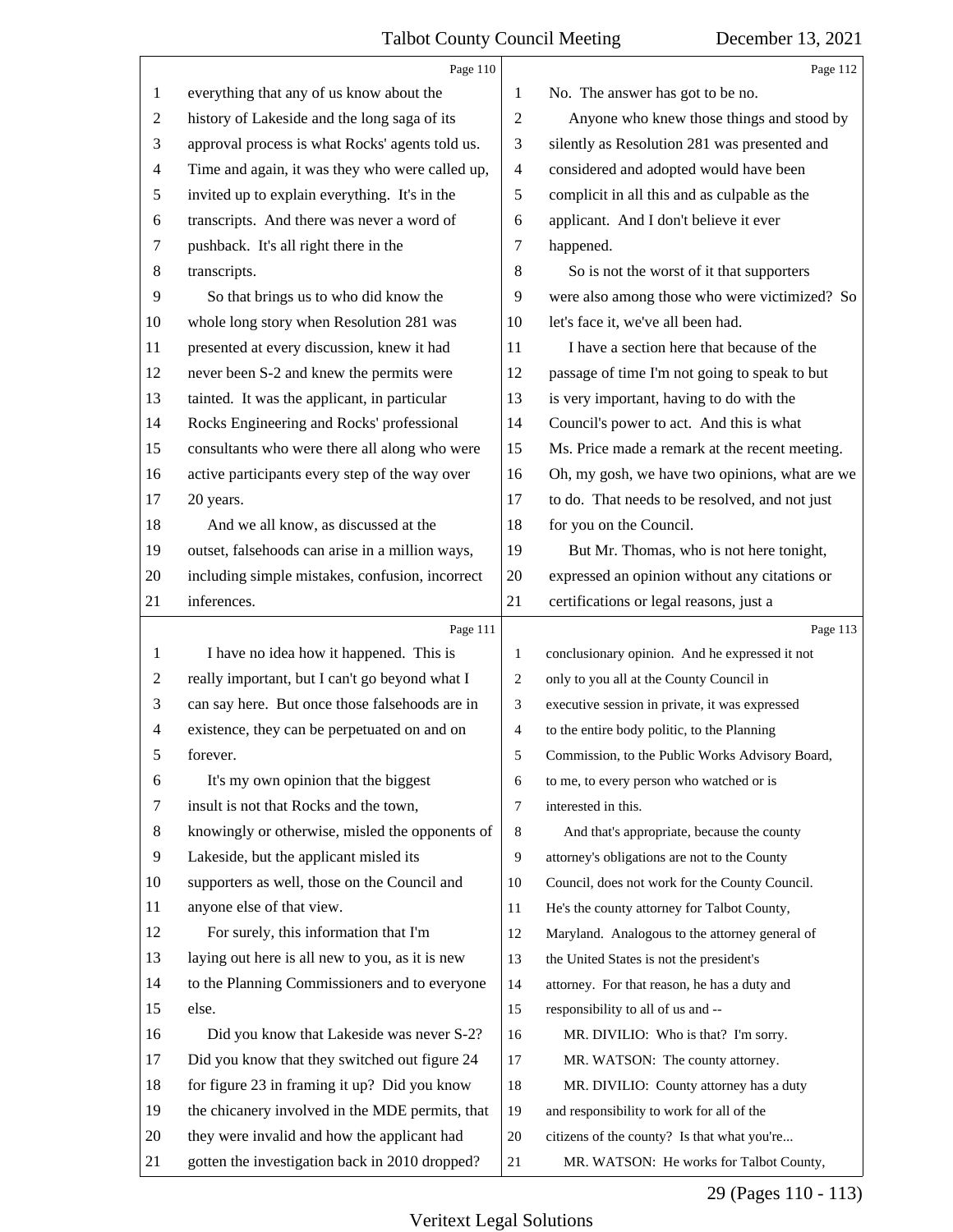Page 110

1 everything that any of us know about the
2 history of Lakeside and the long saga of its
3 approval process is what Rocks' agents told us.
4 Time and again, it was they who were called up,
5 invited up to explain everything. It's in the
6 transcripts. And there was never a word of
7 pushback. It's all right there in the
8 transcripts.
9 So that brings us to who did know the
10 whole long story when Resolution 281 was
11 presented at every discussion, knew it had
12 never been S-2 and knew the permits were
13 tainted. It was the applicant, in particular
14 Rocks Engineering and Rocks' professional
15 consultants who were there all along who were
16 active participants every step of the way over
17 20 years.
18 And we all know, as discussed at the
19 outset, falsehoods can arise in a million ways,
20 including simple mistakes, confusion, incorrect
21 inferences.

Page 111

1 I have no idea how it happened. This is
2 really important, but I can't go beyond what I
3 can say here. But once those falsehoods are in
4 existence, they can be perpetuated on and on
5 forever.
6 It's my own opinion that the biggest
7 insult is not that Rocks and the town,
8 knowingly or otherwise, misled the opponents of
9 Lakeside, but the applicant misled its
10 supporters as well, those on the Council and
11 anyone else of that view.
12 For surely, this information that I'm
13 laying out here is all new to you, as it is new
14 to the Planning Commissioners and to everyone
15 else.
16 Did you know that Lakeside was never S-2?
17 Did you know that they switched out figure 24
18 for figure 23 in framing it up? Did you know
19 the chicanery involved in the MDE permits, that
20 they were invalid and how the applicant had
21 gotten the investigation back in 2010 dropped?

Page 112

1 No. The answer has got to be no.
2 Anyone who knew those things and stood by
3 silently as Resolution 281 was presented and
4 considered and adopted would have been
5 complicit in all this and as culpable as the
6 applicant. And I don't believe it ever
7 happened.
8 So is not the worst of it that supporters
9 were also among those who were victimized? So
10 let's face it, we've all been had.
11 I have a section here that because of the
12 passage of time I'm not going to speak to but
13 is very important, having to do with the
14 Council's power to act. And this is what
15 Ms. Price made a remark at the recent meeting.
16 Oh, my gosh, we have two opinions, what are we
17 to do. That needs to be resolved, and not just
18 for you on the Council.
19 But Mr. Thomas, who is not here tonight,
20 expressed an opinion without any citations or
21 certifications or legal reasons, just a

Page 113

1 conclusionary opinion. And he expressed it not
2 only to you all at the County Council in
3 executive session in private, it was expressed
4 to the entire body politic, to the Planning
5 Commission, to the Public Works Advisory Board,
6 to me, to every person who watched or is
7 interested in this.
8 And that's appropriate, because the county
9 attorney's obligations are not to the County
10 Council, does not work for the County Council.
11 He's the county attorney for Talbot County,
12 Maryland. Analogous to the attorney general of
13 the United States is not the president's
14 attorney. For that reason, he has a duty and
15 responsibility to all of us and --
16 MR. DIVILIO: Who is that? I'm sorry.
17 MR. WATSON: The county attorney.
18 MR. DIVILIO: County attorney has a duty
19 and responsibility to work for all of the
20 citizens of the county? Is that what you're...
21 MR. WATSON: He works for Talbot County,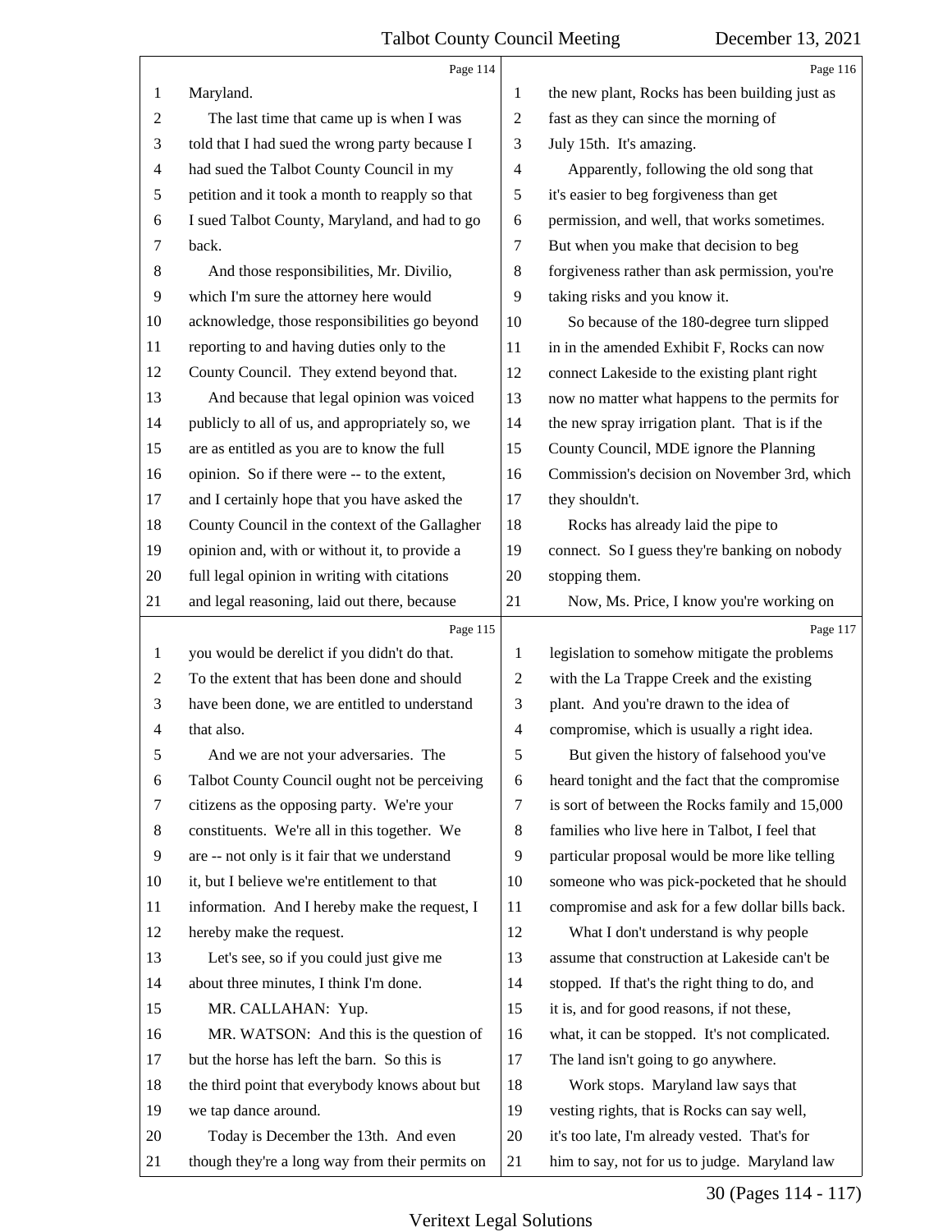Page 114

1 Maryland.
2 The last time that came up is when I was
3 told that I had sued the wrong party because I
4 had sued the Talbot County Council in my
5 petition and it took a month to reapply so that
6 I sued Talbot County, Maryland, and had to go
7 back.
8 And those responsibilities, Mr. Divilio,
9 which I'm sure the attorney here would
10 acknowledge, those responsibilities go beyond
11 reporting to and having duties only to the
12 County Council. They extend beyond that.
13 And because that legal opinion was voiced
14 publicly to all of us, and appropriately so, we
15 are as entitled as you are to know the full
16 opinion. So if there were -- to the extent,
17 and I certainly hope that you have asked the
18 County Council in the context of the Gallagher
19 opinion and, with or without it, to provide a
20 full legal opinion in writing with citations
21 and legal reasoning, laid out there, because

Page 115

1 you would be derelict if you didn't do that.
2 To the extent that has been done and should
3 have been done, we are entitled to understand
4 that also.
5 And we are not your adversaries. The
6 Talbot County Council ought not be perceiving
7 citizens as the opposing party. We're your
8 constituents. We're all in this together. We
9 are -- not only is it fair that we understand
10 it, but I believe we're entitlement to that
11 information. And I hereby make the request, I
12 hereby make the request.
13 Let's see, so if you could just give me
14 about three minutes, I think I'm done.
15 MR. CALLAHAN: Yup.
16 MR. WATSON: And this is the question of
17 but the horse has left the barn. So this is
18 the third point that everybody knows about but
19 we tap dance around.
20 Today is December the 13th. And even
21 though they're a long way from their permits on

Page 116

1 the new plant, Rocks has been building just as
2 fast as they can since the morning of
3 July 15th. It's amazing.
4 Apparently, following the old song that
5 it's easier to beg forgiveness than get
6 permission, and well, that works sometimes.
7 But when you make that decision to beg
8 forgiveness rather than ask permission, you're
9 taking risks and you know it.
10 So because of the 180-degree turn slipped
11 in in the amended Exhibit F, Rocks can now
12 connect Lakeside to the existing plant right
13 now no matter what happens to the permits for
14 the new spray irrigation plant. That is if the
15 County Council, MDE ignore the Planning
16 Commission's decision on November 3rd, which
17 they shouldn't.
18 Rocks has already laid the pipe to
19 connect. So I guess they're banking on nobody
20 stopping them.
21 Now, Ms. Price, I know you're working on

Page 117

1 legislation to somehow mitigate the problems
2 with the La Trappe Creek and the existing
3 plant. And you're drawn to the idea of
4 compromise, which is usually a right idea.
5 But given the history of falsehood you've
6 heard tonight and the fact that the compromise
7 is sort of between the Rocks family and 15,000
8 families who live here in Talbot, I feel that
9 particular proposal would be more like telling
10 someone who was pick-pocketed that he should
11 compromise and ask for a few dollar bills back.
12 What I don't understand is why people
13 assume that construction at Lakeside can't be
14 stopped. If that's the right thing to do, and
15 it is, and for good reasons, if not these,
16 what, it can be stopped. It's not complicated.
17 The land isn't going to go anywhere.
18 Work stops. Maryland law says that
19 vesting rights, that is Rocks can say well,
20 it's too late, I'm already vested. That's for
21 him to say, not for us to judge. Maryland law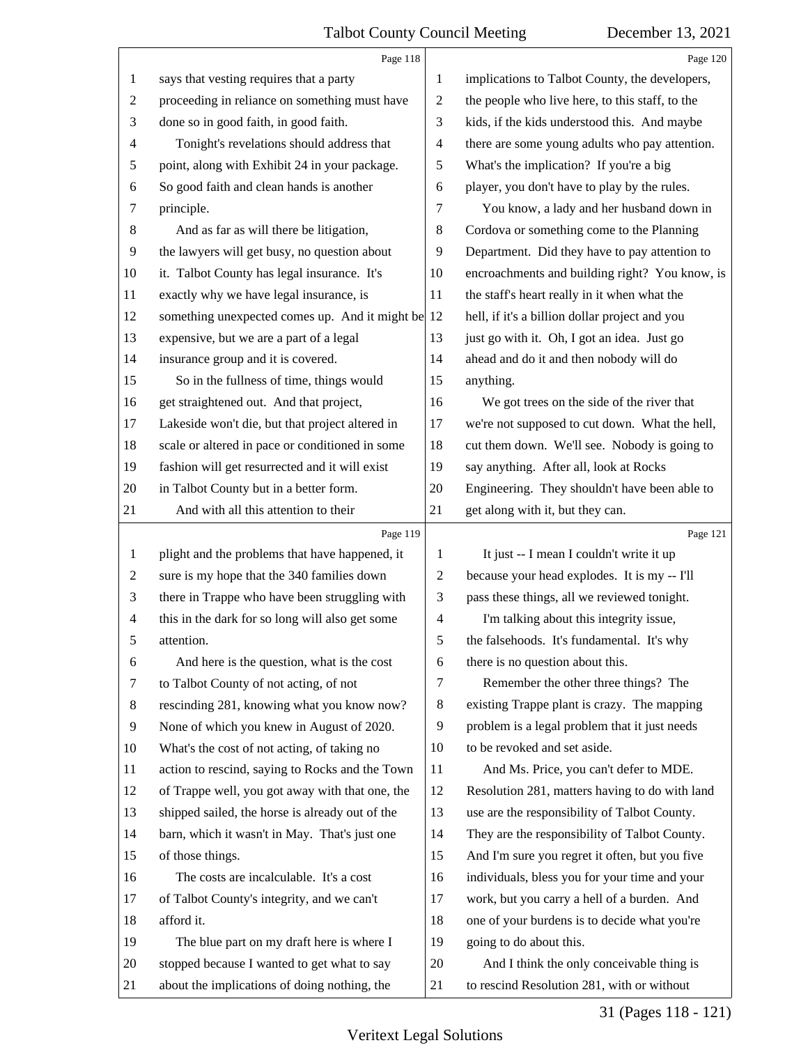Page 118

1 says that vesting requires that a party
2 proceeding in reliance on something must have
3 done so in good faith, in good faith.
4 Tonight's revelations should address that
5 point, along with Exhibit 24 in your package.
6 So good faith and clean hands is another
7 principle.
8 And as far as will there be litigation,
9 the lawyers will get busy, no question about
10 it. Talbot County has legal insurance. It's
11 exactly why we have legal insurance, is
12 something unexpected comes up. And it might be
13 expensive, but we are a part of a legal
14 insurance group and it is covered.
15 So in the fullness of time, things would
16 get straightened out. And that project,
17 Lakeside won't die, but that project altered in
18 scale or altered in pace or conditioned in some
19 fashion will get resurrected and it will exist
20 in Talbot County but in a better form.
21 And with all this attention to their

Page 119

1 plight and the problems that have happened, it
2 sure is my hope that the 340 families down
3 there in Trappe who have been struggling with
4 this in the dark for so long will also get some
5 attention.
6 And here is the question, what is the cost
7 to Talbot County of not acting, of not
8 rescinding 281, knowing what you know now?
9 None of which you knew in August of 2020.
10 What's the cost of not acting, of taking no
11 action to rescind, saying to Rocks and the Town
12 of Trappe well, you got away with that one, the
13 shipped sailed, the horse is already out of the
14 barn, which it wasn't in May. That's just one
15 of those things.
16 The costs are incalculable. It's a cost
17 of Talbot County's integrity, and we can't
18 afford it.
19 The blue part on my draft here is where I
20 stopped because I wanted to get what to say
21 about the implications of doing nothing, the

Page 120

1 implications to Talbot County, the developers,
2 the people who live here, to this staff, to the
3 kids, if the kids understood this. And maybe
4 there are some young adults who pay attention.
5 What's the implication? If you're a big
6 player, you don't have to play by the rules.
7 You know, a lady and her husband down in
8 Cordova or something come to the Planning
9 Department. Did they have to pay attention to
10 encroachments and building right? You know, is
11 the staff's heart really in it when what the
12 hell, if it's a billion dollar project and you
13 just go with it. Oh, I got an idea. Just go
14 ahead and do it and then nobody will do
15 anything.
16 We got trees on the side of the river that
17 we're not supposed to cut down. What the hell,
18 cut them down. We'll see. Nobody is going to
19 say anything. After all, look at Rocks
20 Engineering. They shouldn't have been able to
21 get along with it, but they can.

Page 121

1 It just -- I mean I couldn't write it up
2 because your head explodes. It is my -- I'll
3 pass these things, all we reviewed tonight.
4 I'm talking about this integrity issue,
5 the falsehoods. It's fundamental. It's why
6 there is no question about this.
7 Remember the other three things? The
8 existing Trappe plant is crazy. The mapping
9 problem is a legal problem that it just needs
10 to be revoked and set aside.
11 And Ms. Price, you can't defer to MDE.
12 Resolution 281, matters having to do with land
13 use are the responsibility of Talbot County.
14 They are the responsibility of Talbot County.
15 And I'm sure you regret it often, but you five
16 individuals, bless you for your time and your
17 work, but you carry a hell of a burden. And
18 one of your burdens is to decide what you're
19 going to do about this.
20 And I think the only conceivable thing is
21 to rescind Resolution 281, with or without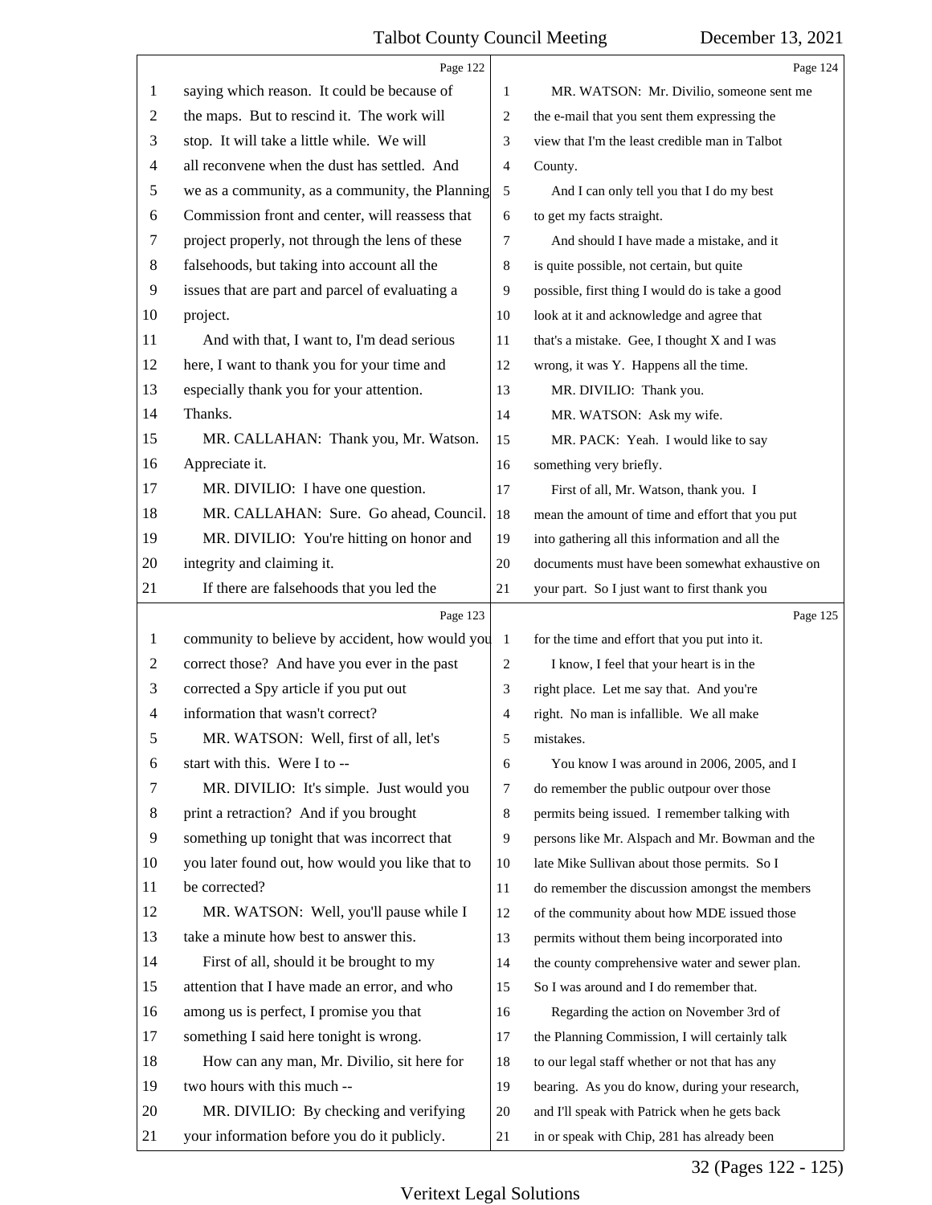saying which reason. It could be because of the maps. But to rescind it. The work will stop. It will take a little while. We will all reconvene when the dust has settled. And we as a community, as a community, the Planning Commission front and center, will reassess that project properly, not through the lens of these falsehoods, but taking into account all the issues that are part and parcel of evaluating a project.

And with that, I want to, I'm dead serious here, I want to thank you for your time and especially thank you for your attention. Thanks.

MR. CALLAHAN: Thank you, Mr. Watson. Appreciate it.

MR. DIVILIO: I have one question.

MR. CALLAHAN: Sure. Go ahead, Council.

MR. DIVILIO: You're hitting on honor and integrity and claiming it.

If there are falsehoods that you led the community to believe by accident, how would you correct those? And have you ever in the past corrected a Spy article if you put out information that wasn't correct?

MR. WATSON: Well, first of all, let's start with this. Were I to --

MR. DIVILIO: It's simple. Just would you print a retraction? And if you brought something up tonight that was incorrect that you later found out, how would you like that to be corrected?

MR. WATSON: Well, you'll pause while I take a minute how best to answer this.

First of all, should it be brought to my attention that I have made an error, and who among us is perfect, I promise you that something I said here tonight is wrong.

How can any man, Mr. Divilio, sit here for two hours with this much --

MR. DIVILIO: By checking and verifying your information before you do it publicly.

MR. WATSON: Mr. Divilio, someone sent me the e-mail that you sent them expressing the view that I'm the least credible man in Talbot County.

And I can only tell you that I do my best to get my facts straight.

And should I have made a mistake, and it is quite possible, not certain, but quite possible, first thing I would do is take a good look at it and acknowledge and agree that that's a mistake. Gee, I thought X and I was wrong, it was Y. Happens all the time.

MR. DIVILIO: Thank you.

MR. WATSON: Ask my wife.

MR. PACK: Yeah. I would like to say something very briefly.

First of all, Mr. Watson, thank you. I mean the amount of time and effort that you put into gathering all this information and all the documents must have been somewhat exhaustive on your part. So I just want to first thank you for the time and effort that you put into it.

I know, I feel that your heart is in the right place. Let me say that. And you're right. No man is infallible. We all make mistakes.

You know I was around in 2006, 2005, and I do remember the public outpour over those permits being issued. I remember talking with persons like Mr. Alspach and Mr. Bowman and the late Mike Sullivan about those permits. So I do remember the discussion amongst the members of the community about how MDE issued those permits without them being incorporated into the county comprehensive water and sewer plan. So I was around and I do remember that.

Regarding the action on November 3rd of the Planning Commission, I will certainly talk to our legal staff whether or not that has any bearing. As you do know, during your research, and I'll speak with Patrick when he gets back in or speak with Chip, 281 has already been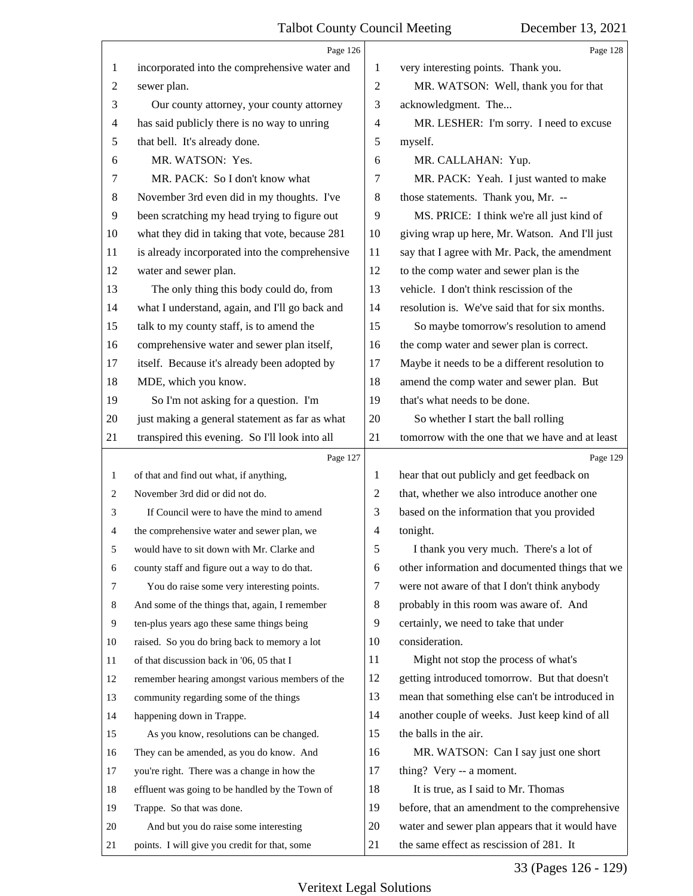Page 126

1 incorporated into the comprehensive water and
2 sewer plan.
3 Our county attorney, your county attorney
4 has said publicly there is no way to unring
5 that bell. It's already done.
6 MR. WATSON: Yes.
7 MR. PACK: So I don't know what
8 November 3rd even did in my thoughts. I've
9 been scratching my head trying to figure out
10 what they did in taking that vote, because 281
11 is already incorporated into the comprehensive
12 water and sewer plan.
13 The only thing this body could do, from
14 what I understand, again, and I'll go back and
15 talk to my county staff, is to amend the
16 comprehensive water and sewer plan itself,
17 itself. Because it's already been adopted by
18 MDE, which you know.
19 So I'm not asking for a question. I'm
20 just making a general statement as far as what
21 transpired this evening. So I'll look into all

Page 127

1 of that and find out what, if anything,
2 November 3rd did or did not do.
3 If Council were to have the mind to amend
4 the comprehensive water and sewer plan, we
5 would have to sit down with Mr. Clarke and
6 county staff and figure out a way to do that.
7 You do raise some very interesting points.
8 And some of the things that, again, I remember
9 ten-plus years ago these same things being
10 raised. So you do bring back to memory a lot
11 of that discussion back in '06, 05 that I
12 remember hearing amongst various members of the
13 community regarding some of the things
14 happening down in Trappe.
15 As you know, resolutions can be changed.
16 They can be amended, as you do know. And
17 you're right. There was a change in how the
18 effluent was going to be handled by the Town of
19 Trappe. So that was done.
20 And but you do raise some interesting
21 points. I will give you credit for that, some

Page 128

1 very interesting points. Thank you.
2 MR. WATSON: Well, thank you for that
3 acknowledgment. The...
4 MR. LESHER: I'm sorry. I need to excuse
5 myself.
6 MR. CALLAHAN: Yup.
7 MR. PACK: Yeah. I just wanted to make
8 those statements. Thank you, Mr. --
9 MS. PRICE: I think we're all just kind of
10 giving wrap up here, Mr. Watson. And I'll just
11 say that I agree with Mr. Pack, the amendment
12 to the comp water and sewer plan is the
13 vehicle. I don't think rescission of the
14 resolution is. We've said that for six months.
15 So maybe tomorrow's resolution to amend
16 the comp water and sewer plan is correct.
17 Maybe it needs to be a different resolution to
18 amend the comp water and sewer plan. But
19 that's what needs to be done.
20 So whether I start the ball rolling
21 tomorrow with the one that we have and at least

Page 129

1 hear that out publicly and get feedback on
2 that, whether we also introduce another one
3 based on the information that you provided
4 tonight.
5 I thank you very much. There's a lot of
6 other information and documented things that we
7 were not aware of that I don't think anybody
8 probably in this room was aware of. And
9 certainly, we need to take that under
10 consideration.
11 Might not stop the process of what's
12 getting introduced tomorrow. But that doesn't
13 mean that something else can't be introduced in
14 another couple of weeks. Just keep kind of all
15 the balls in the air.
16 MR. WATSON: Can I say just one short
17 thing? Very -- a moment.
18 It is true, as I said to Mr. Thomas
19 before, that an amendment to the comprehensive
20 water and sewer plan appears that it would have
21 the same effect as rescission of 281. It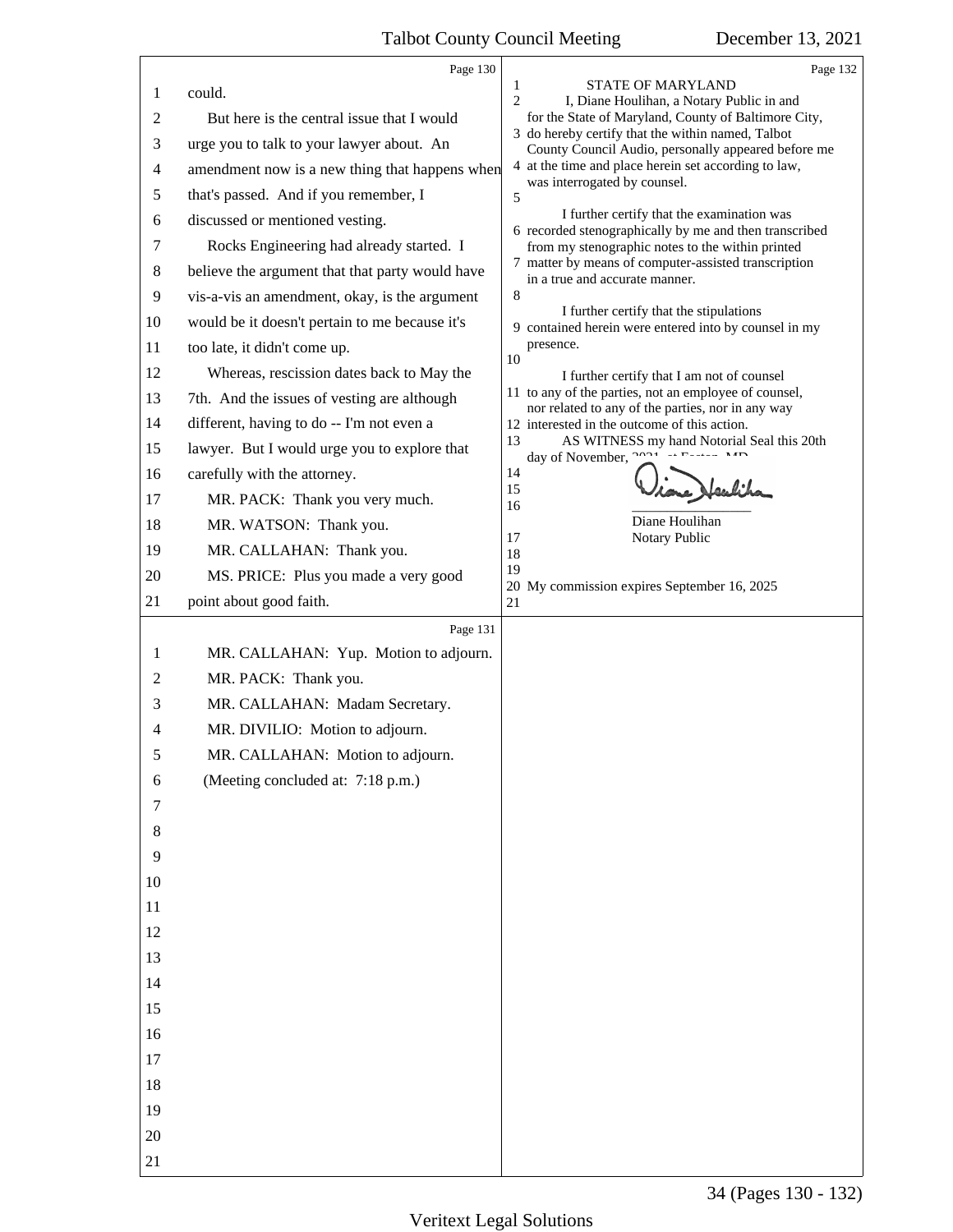could.

But here is the central issue that I would urge you to talk to your lawyer about. An amendment now is a new thing that happens when that's passed. And if you remember, I discussed or mentioned vesting.

Rocks Engineering had already started. I believe the argument that that party would have vis-a-vis an amendment, okay, is the argument would be it doesn't pertain to me because it's too late, it didn't come up.

Whereas, rescission dates back to May the 7th. And the issues of vesting are although different, having to do -- I'm not even a lawyer. But I would urge you to explore that carefully with the attorney.

MR. PACK: Thank you very much.

MR. WATSON: Thank you.

MR. CALLAHAN: Thank you.

MS. PRICE: Plus you made a very good point about good faith.

MR. CALLAHAN: Yup. Motion to adjourn.

MR. PACK: Thank you.

MR. CALLAHAN: Madam Secretary.

MR. DIVILIO: Motion to adjourn.

MR. CALLAHAN: Motion to adjourn.

(Meeting concluded at: 7:18 p.m.)

STATE OF MARYLAND

I, Diane Houlihan, a Notary Public in and for the State of Maryland, County of Baltimore City, do hereby certify that the within named, Talbot County Council Audio, personally appeared before me at the time and place herein set according to law, was interrogated by counsel.

I further certify that the examination was recorded stenographically by me and then transcribed from my stenographic notes to the within printed matter by means of computer-assisted transcription in a true and accurate manner.

I further certify that the stipulations contained herein were entered into by counsel in my presence.

I further certify that I am not of counsel to any of the parties, not an employee of counsel, nor related to any of the parties, nor in any way interested in the outcome of this action.

AS WITNESS my hand Notorial Seal this 20th day of November, 2021, at Easton, MD.

Diane Houlihan
Notary Public

My commission expires September 16, 2025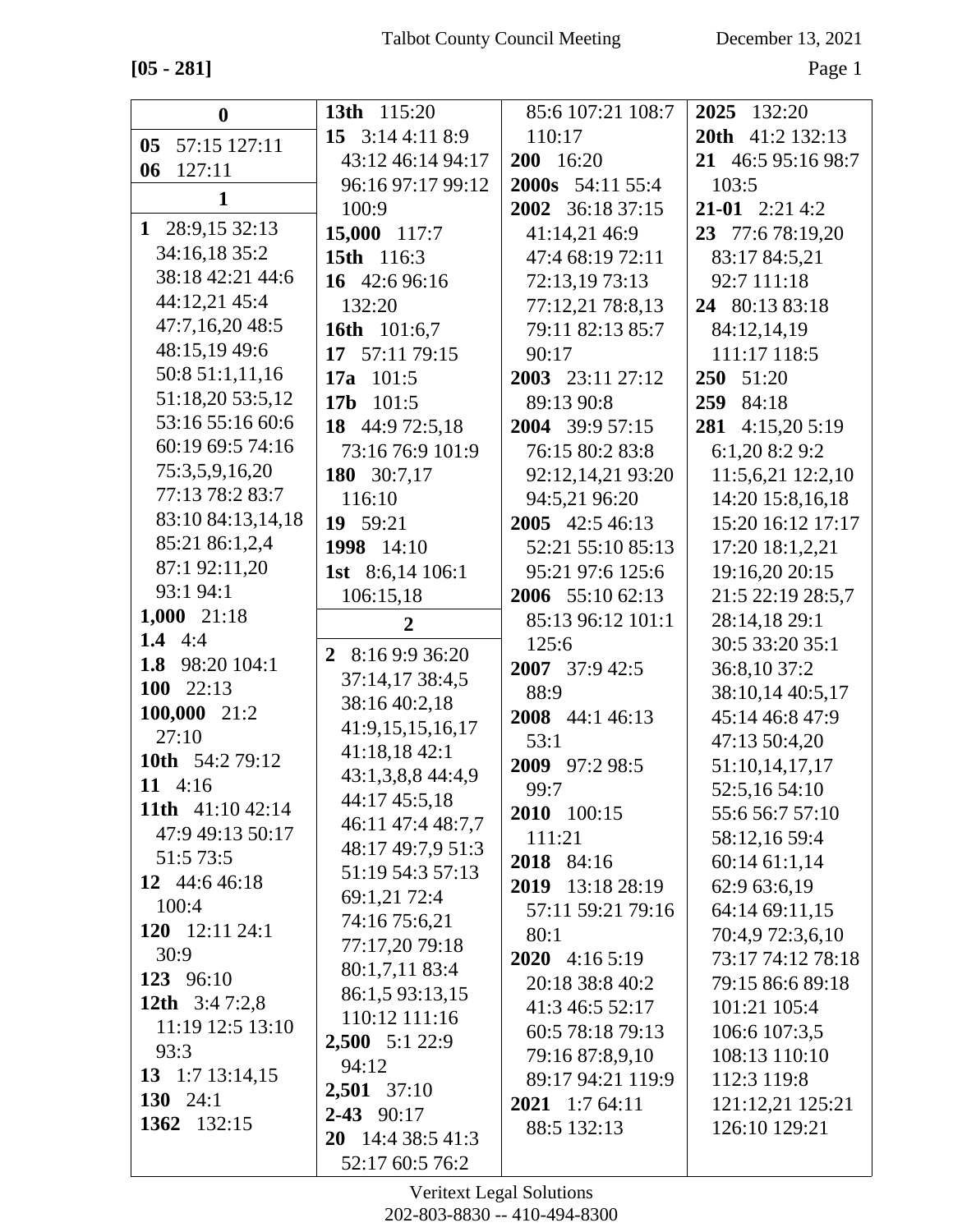**[05 - 281]**

**0**

**05** 57:15 127:11
**06** 127:11

**1**

**1** 28:9,15 32:13 34:16,18 35:2 38:18 42:21 44:6 44:12,21 45:4 47:7,16,20 48:5 48:15,19 49:6 50:8 51:1,11,16 51:18,20 53:5,12 53:16 55:16 60:6 60:19 69:5 74:16 75:3,5,9,16,20 77:13 78:2 83:7 83:10 84:13,14,18 85:21 86:1,2,4 87:1 92:11,20 93:1 94:1
**1,000** 21:18
**1.4** 4:4
**1.8** 98:20 104:1
**100** 22:13
**100,000** 21:2 27:10
**10th** 54:2 79:12
**11** 4:16
**11th** 41:10 42:14 47:9 49:13 50:17 51:5 73:5
**12** 44:6 46:18 100:4
**120** 12:11 24:1 30:9
**123** 96:10
**12th** 3:4 7:2,8 11:19 12:5 13:10 93:3
**13** 1:7 13:14,15
**130** 24:1
**1362** 132:15
**13th** 115:20
**15** 3:14 4:11 8:9 43:12 46:14 94:17 96:16 97:17 99:12 100:9
**15,000** 117:7
**15th** 116:3
**16** 42:6 96:16 132:20
**16th** 101:6,7
**17** 57:11 79:15
**17a** 101:5
**17b** 101:5
**18** 44:9 72:5,18 73:16 76:9 101:9
**180** 30:7,17 116:10
**19** 59:21
**1998** 14:10
**1st** 8:6,14 106:1 106:15,18

**2**

**2** 8:16 9:9 36:20 37:14,17 38:4,5 38:16 40:2,18 41:9,15,15,16,17 41:18,18 42:1 43:1,3,8,8 44:4,9 44:17 45:5,18 46:11 47:4 48:7,7 48:17 49:7,9 51:3 51:19 54:3 57:13 69:1,21 72:4 74:16 75:6,21 77:17,20 79:18 80:1,7,11 83:4 86:1,5 93:13,15 110:12 111:16
**2,500** 5:1 22:9 94:12
**2,501** 37:10
**2-43** 90:17
**20** 14:4 38:5 41:3 52:17 60:5 76:2 85:6 107:21 108:7 110:17
**200** 16:20
**2000s** 54:11 55:4
**2002** 36:18 37:15 41:14,21 46:9 47:4 68:19 72:11 72:13,19 73:13 77:12,21 78:8,13 79:11 82:13 85:7 90:17
**2003** 23:11 27:12 89:13 90:8
**2004** 39:9 57:15 76:15 80:2 83:8 92:12,14,21 93:20 94:5,21 96:20
**2005** 42:5 46:13 52:21 55:10 85:13 95:21 97:6 125:6
**2006** 55:10 62:13 85:13 96:12 101:1 125:6
**2007** 37:9 42:5 88:9
**2008** 44:1 46:13 53:1
**2009** 97:2 98:5 99:7
**2010** 100:15 111:21
**2018** 84:16
**2019** 13:18 28:19 57:11 59:21 79:16 80:1
**2020** 4:16 5:19 20:18 38:8 40:2 41:3 46:5 52:17 60:5 78:18 79:13 79:16 87:8,9,10 89:17 94:21 119:9
**2021** 1:7 64:11 88:5 132:13
**2025** 132:20
**20th** 41:2 132:13
**21** 46:5 95:16 98:7 103:5
**21-01** 2:21 4:2
**23** 77:6 78:19,20 83:17 84:5,21 92:7 111:18
**24** 80:13 83:18 84:12,14,19 111:17 118:5
**250** 51:20
**259** 84:18
**281** 4:15,20 5:19 6:1,20 8:2 9:2 11:5,6,21 12:2,10 14:20 15:8,16,18 15:20 16:12 17:17 17:20 18:1,2,21 19:16,20 20:15 21:5 22:19 28:5,7 28:14,18 29:1 30:5 33:20 35:1 36:8,10 37:2 38:10,14 40:5,17 45:14 46:8 47:9 47:13 50:4,20 51:10,14,17,17 52:5,16 54:10 55:6 56:7 57:10 58:12,16 59:4 60:14 61:1,14 62:9 63:6,19 64:14 69:11,15 70:4,9 72:3,6,10 73:17 74:12 78:18 79:15 86:6 89:18 101:21 105:4 106:6 107:3,5 108:13 110:10 112:3 119:8 121:12,21 125:21 126:10 129:21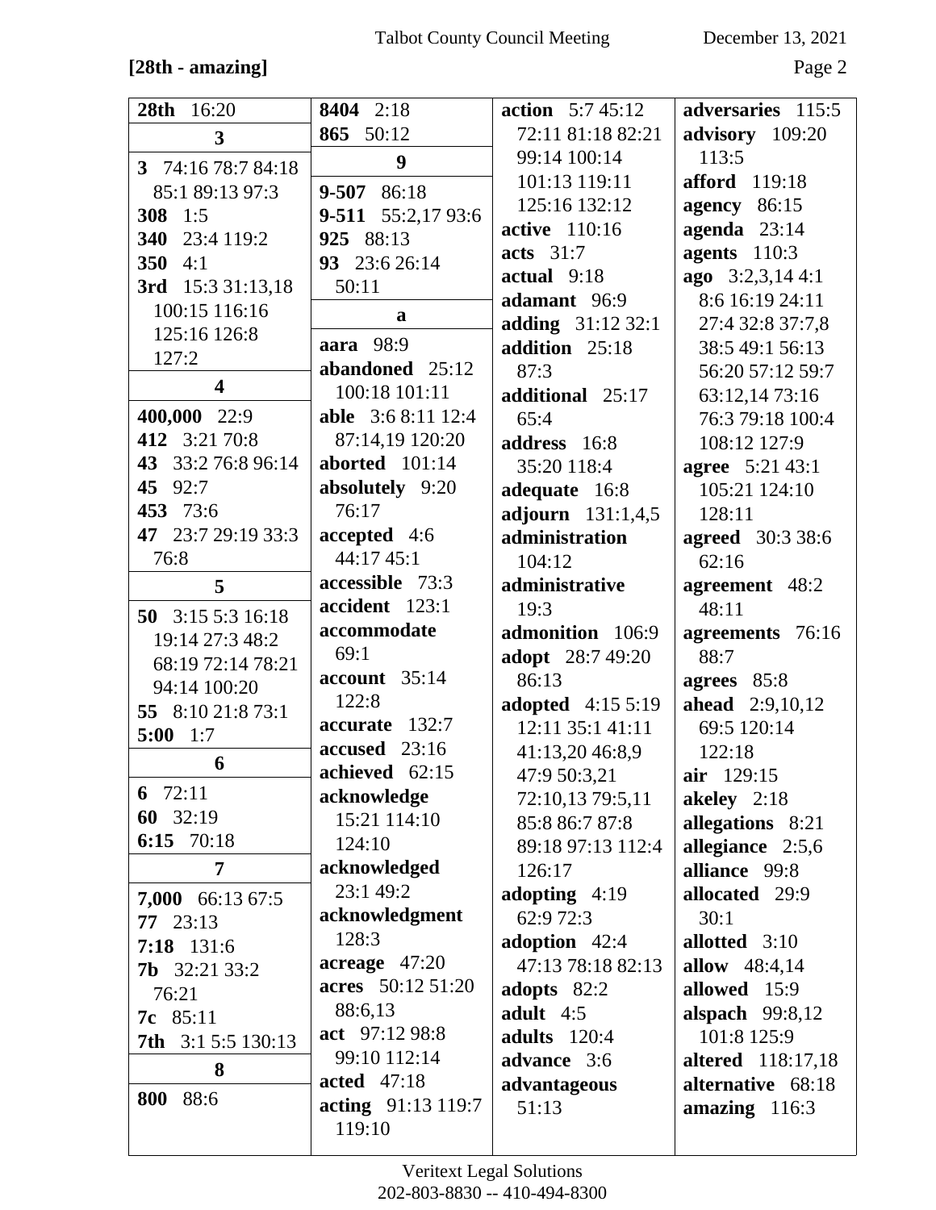**[28th - amazing]**

**28th** 16:20

**3**

**3** 74:16 78:7 84:18 85:1 89:13 97:3
**308** 1:5
**340** 23:4 119:2
**350** 4:1
**3rd** 15:3 31:13,18 100:15 116:16 125:16 126:8 127:2

**4**

**400,000** 22:9
**412** 3:21 70:8
**43** 33:2 76:8 96:14
**45** 92:7
**453** 73:6
**47** 23:7 29:19 33:3 76:8

**5**

**50** 3:15 5:3 16:18 19:14 27:3 48:2 68:19 72:14 78:21 94:14 100:20
**55** 8:10 21:8 73:1
**5:00** 1:7

**6**

**6** 72:11
**60** 32:19
**6:15** 70:18

**7**

**7,000** 66:13 67:5
**77** 23:13
**7:18** 131:6
**7b** 32:21 33:2 76:21
**7c** 85:11
**7th** 3:1 5:5 130:13

**8**

**800** 88:6
**8404** 2:18
**865** 50:12

**9**

**9-507** 86:18
**9-511** 55:2,17 93:6
**925** 88:13
**93** 23:6 26:14 50:11

**a**

**aara** 98:9
**abandoned** 25:12 100:18 101:11
**able** 3:6 8:11 12:4 87:14,19 120:20
**aborted** 101:14
**absolutely** 9:20 76:17
**accepted** 4:6 44:17 45:1
**accessible** 73:3
**accident** 123:1
**accommodate** 69:1
**account** 35:14 122:8
**accurate** 132:7
**accused** 23:16
**achieved** 62:15
**acknowledge** 15:21 114:10 124:10
**acknowledged** 23:1 49:2
**acknowledgment** 128:3
**acreage** 47:20
**acres** 50:12 51:20 88:6,13
**act** 97:12 98:8 99:10 112:14
**acted** 47:18
**acting** 91:13 119:7 119:10
**action** 5:7 45:12 72:11 81:18 82:21 99:14 100:14 101:13 119:11 125:16 132:12
**active** 110:16
**acts** 31:7
**actual** 9:18
**adamant** 96:9
**adding** 31:12 32:1
**addition** 25:18 87:3
**additional** 25:17 65:4
**address** 16:8 35:20 118:4
**adequate** 16:8
**adjourn** 131:1,4,5
**administration** 104:12
**administrative** 19:3
**admonition** 106:9
**adopt** 28:7 49:20 86:13
**adopted** 4:15 5:19 12:11 35:1 41:11 41:13,20 46:8,9 47:9 50:3,21 72:10,13 79:5,11 85:8 86:7 87:8 89:18 97:13 112:4 126:17
**adopting** 4:19 62:9 72:3
**adoption** 42:4 47:13 78:18 82:13
**adopts** 82:2
**adult** 4:5
**adults** 120:4
**advance** 3:6
**advantageous** 51:13
**adversaries** 115:5
**advisory** 109:20 113:5
**afford** 119:18
**agency** 86:15
**agenda** 23:14
**agents** 110:3
**ago** 3:2,3,14 4:1 8:6 16:19 24:11 27:4 32:8 37:7,8 38:5 49:1 56:13 56:20 57:12 59:7 63:12,14 73:16 76:3 79:18 100:4 108:12 127:9
**agree** 5:21 43:1 105:21 124:10 128:11
**agreed** 30:3 38:6 62:16
**agreement** 48:2 48:11
**agreements** 76:16 88:7
**agrees** 85:8
**ahead** 2:9,10,12 69:5 120:14 122:18
**air** 129:15
**akeley** 2:18
**allegations** 8:21
**allegiance** 2:5,6
**alliance** 99:8
**allocated** 29:9 30:1
**allotted** 3:10
**allow** 48:4,14
**allowed** 15:9
**alspach** 99:8,12 101:8 125:9
**altered** 118:17,18
**alternative** 68:18
**amazing** 116:3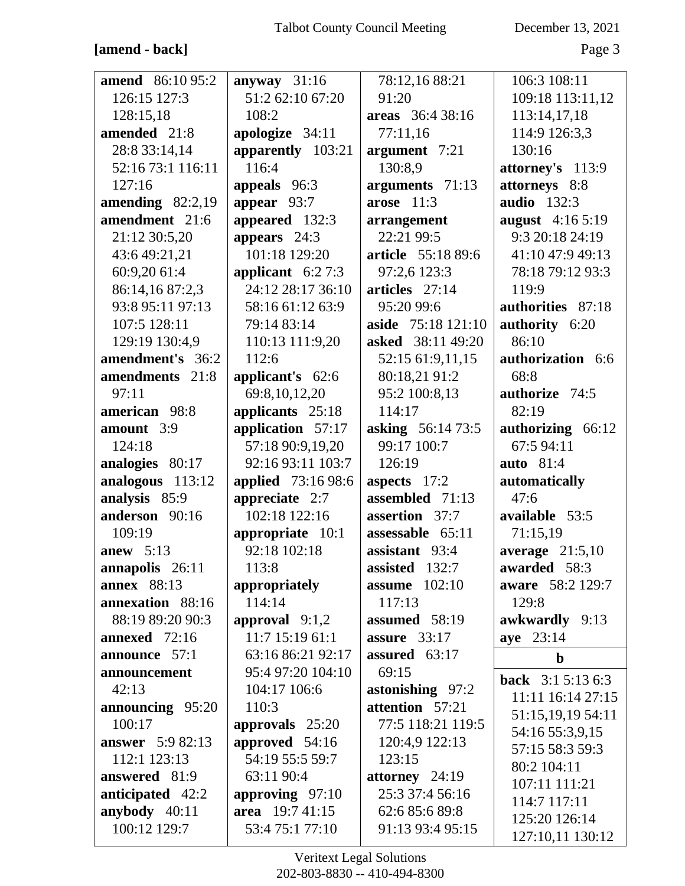**[amend - back]**

**amend** 86:10 95:2 126:15 127:3 128:15,18
**amended** 21:8 28:8 33:14,14 52:16 73:1 116:11 127:16
**amending** 82:2,19
**amendment** 21:6 21:12 30:5,20 43:6 49:21,21 60:9,20 61:4 86:14,16 87:2,3 93:8 95:11 97:13 107:5 128:11 129:19 130:4,9
**amendment's** 36:2
**amendments** 21:8 97:11
**american** 98:8
**amount** 3:9 124:18
**analogies** 80:17
**analogous** 113:12
**analysis** 85:9
**anderson** 90:16 109:19
**anew** 5:13
**annapolis** 26:11
**annex** 88:13
**annexation** 88:16 88:19 89:20 90:3
**annexed** 72:16
**announce** 57:1
**announcement** 42:13
**announcing** 95:20 100:17
**answer** 5:9 82:13 112:1 123:13
**answered** 81:9
**anticipated** 42:2
**anybody** 40:11 100:12 129:7
**anyway** 31:16 51:2 62:10 67:20 108:2
**apologize** 34:11
**apparently** 103:21 116:4
**appeals** 96:3
**appear** 93:7
**appeared** 132:3
**appears** 24:3 101:18 129:20
**applicant** 6:2 7:3 24:12 28:17 36:10 58:16 61:12 63:9 79:14 83:14 110:13 111:9,20 112:6
**applicant's** 62:6 69:8,10,12,20
**applicants** 25:18
**application** 57:17 57:18 90:9,19,20 92:16 93:11 103:7
**applied** 73:16 98:6
**appreciate** 2:7 102:18 122:16
**appropriate** 10:1 92:18 102:18 113:8
**appropriately** 114:14
**approval** 9:1,2 11:7 15:19 61:1 63:16 86:21 92:17 95:4 97:20 104:10 104:17 106:6 110:3
**approvals** 25:20
**approved** 54:16 54:19 55:5 59:7 63:11 90:4
**approving** 97:10
**area** 19:7 41:15 53:4 75:1 77:10 78:12,16 88:21 91:20
**areas** 36:4 38:16 77:11,16
**argument** 7:21 130:8,9
**arguments** 71:13
**arose** 11:3
**arrangement** 22:21 99:5
**article** 55:18 89:6 97:2,6 123:3
**articles** 27:14 95:20 99:6
**aside** 75:18 121:10
**asked** 38:11 49:20 52:15 61:9,11,15 80:18,21 91:2 95:2 100:8,13 114:17
**asking** 56:14 73:5 99:17 100:7 126:19
**aspects** 17:2
**assembled** 71:13
**assertion** 37:7
**assessable** 65:11
**assistant** 93:4
**assisted** 132:7
**assume** 102:10 117:13
**assumed** 58:19
**assure** 33:17
**assured** 63:17 69:15
**astonishing** 97:2
**attention** 57:21 77:5 118:21 119:5 120:4,9 122:13 123:15
**attorney** 24:19 25:3 37:4 56:16 62:6 85:6 89:8 91:13 93:4 95:15 106:3 108:11 109:18 113:11,12 113:14,17,18 114:9 126:3,3 130:16
**attorney's** 113:9
**attorneys** 8:8
**audio** 132:3
**august** 4:16 5:19 9:3 20:18 24:19 41:10 47:9 49:13 78:18 79:12 93:3 119:9
**authorities** 87:18
**authority** 6:20 86:10
**authorization** 6:6 68:8
**authorize** 74:5 82:19
**authorizing** 66:12 67:5 94:11
**auto** 81:4
**automatically** 47:6
**available** 53:5 71:15,19
**average** 21:5,10
**awarded** 58:3
**aware** 58:2 129:7 129:8
**awkwardly** 9:13
**aye** 23:14

**b**

**back** 3:1 5:13 6:3 11:11 16:14 27:15 51:15,19,19 54:11 54:16 55:3,9,15 57:15 58:3 59:3 80:2 104:11 107:11 111:21 114:7 117:11 125:20 126:14 127:10,11 130:12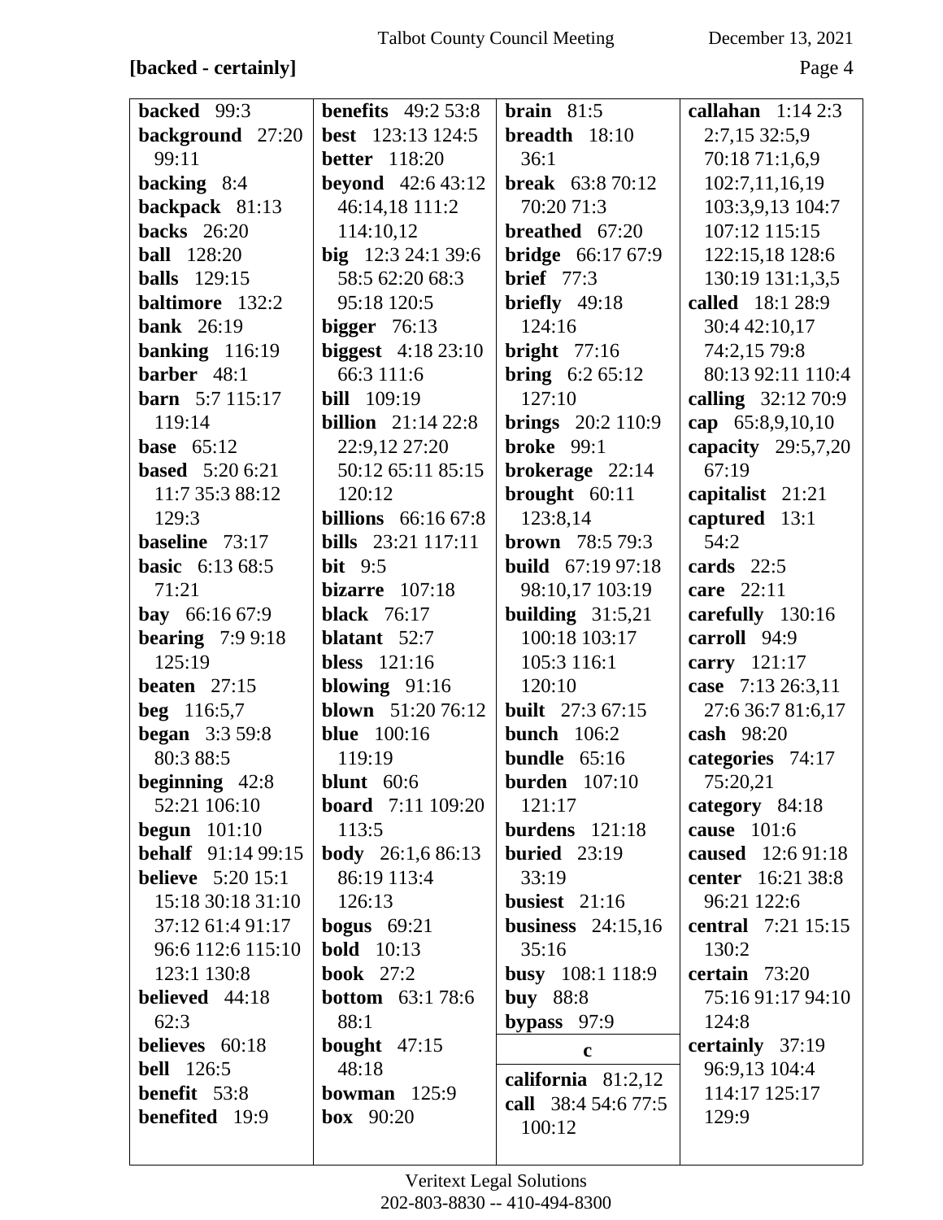**[backed - certainly]**

**backed** 99:3
**background** 27:20 99:11
**backing** 8:4
**backpack** 81:13
**backs** 26:20
**ball** 128:20
**balls** 129:15
**baltimore** 132:2
**bank** 26:19
**banking** 116:19
**barber** 48:1
**barn** 5:7 115:17 119:14
**base** 65:12
**based** 5:20 6:21 11:7 35:3 88:12 129:3
**baseline** 73:17
**basic** 6:13 68:5 71:21
**bay** 66:16 67:9
**bearing** 7:9 9:18 125:19
**beaten** 27:15
**beg** 116:5,7
**began** 3:3 59:8 80:3 88:5
**beginning** 42:8 52:21 106:10
**begun** 101:10
**behalf** 91:14 99:15
**believe** 5:20 15:1 15:18 30:18 31:10 37:12 61:4 91:17 96:6 112:6 115:10 123:1 130:8
**believed** 44:18 62:3
**believes** 60:18
**bell** 126:5
**benefit** 53:8
**benefited** 19:9
**benefits** 49:2 53:8
**best** 123:13 124:5
**better** 118:20
**beyond** 42:6 43:12 46:14,18 111:2 114:10,12
**big** 12:3 24:1 39:6 58:5 62:20 68:3 95:18 120:5
**bigger** 76:13
**biggest** 4:18 23:10 66:3 111:6
**bill** 109:19
**billion** 21:14 22:8 22:9,12 27:20 50:12 65:11 85:15 120:12
**billions** 66:16 67:8
**bills** 23:21 117:11
**bit** 9:5
**bizarre** 107:18
**black** 76:17
**blatant** 52:7
**bless** 121:16
**blowing** 91:16
**blown** 51:20 76:12
**blue** 100:16 119:19
**blunt** 60:6
**board** 7:11 109:20 113:5
**body** 26:1,6 86:13 86:19 113:4 126:13
**bogus** 69:21
**bold** 10:13
**book** 27:2
**bottom** 63:1 78:6 88:1
**bought** 47:15 48:18
**bowman** 125:9
**box** 90:20
**brain** 81:5
**breadth** 18:10 36:1
**break** 63:8 70:12 70:20 71:3
**breathed** 67:20
**bridge** 66:17 67:9
**brief** 77:3
**briefly** 49:18 124:16
**bright** 77:16
**bring** 6:2 65:12 127:10
**brings** 20:2 110:9
**broke** 99:1
**brokerage** 22:14
**brought** 60:11 123:8,14
**brown** 78:5 79:3
**build** 67:19 97:18 98:10,17 103:19
**building** 31:5,21 100:18 103:17 105:3 116:1 120:10
**built** 27:3 67:15
**bunch** 106:2
**bundle** 65:16
**burden** 107:10 121:17
**burdens** 121:18
**buried** 23:19 33:19
**busiest** 21:16
**business** 24:15,16 35:16
**busy** 108:1 118:9
**buy** 88:8
**bypass** 97:9

**c**

**california** 81:2,12
**call** 38:4 54:6 77:5 100:12
**callahan** 1:14 2:3 2:7,15 32:5,9 70:18 71:1,6,9 102:7,11,16,19 103:3,9,13 104:7 107:12 115:15 122:15,18 128:6 130:19 131:1,3,5
**called** 18:1 28:9 30:4 42:10,17 74:2,15 79:8 80:13 92:11 110:4
**calling** 32:12 70:9
**cap** 65:8,9,10,10
**capacity** 29:5,7,20 67:19
**capitalist** 21:21
**captured** 13:1 54:2
**cards** 22:5
**care** 22:11
**carefully** 130:16
**carroll** 94:9
**carry** 121:17
**case** 7:13 26:3,11 27:6 36:7 81:6,17
**cash** 98:20
**categories** 74:17 75:20,21
**category** 84:18
**cause** 101:6
**caused** 12:6 91:18
**center** 16:21 38:8 96:21 122:6
**central** 7:21 15:15 130:2
**certain** 73:20 75:16 91:17 94:10 124:8
**certainly** 37:19 96:9,13 104:4 114:17 125:17 129:9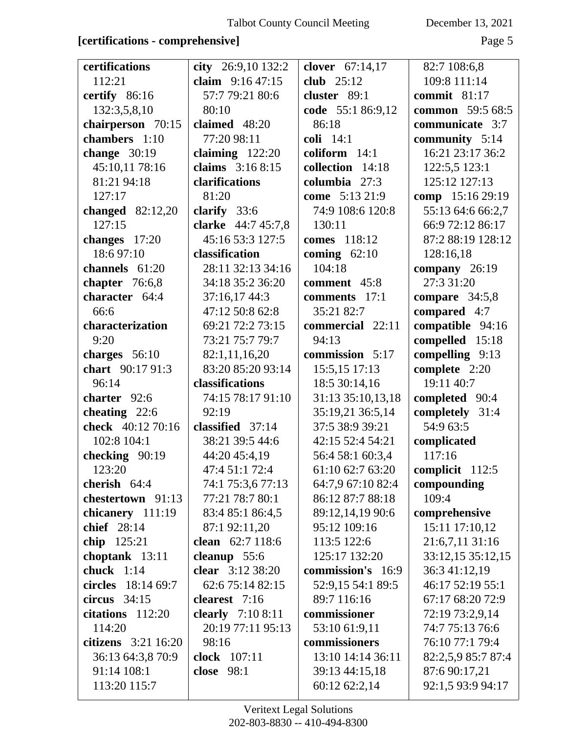**[certifications - comprehensive]**

**certifications** 112:21
**certify** 86:16 132:3,5,8,10
**chairperson** 70:15
**chambers** 1:10
**change** 30:19 45:10,11 78:16 81:21 94:18 127:17
**changed** 82:12,20 127:15
**changes** 17:20 18:6 97:10
**channels** 61:20
**chapter** 76:6,8
**character** 64:4 66:6
**characterization** 9:20
**charges** 56:10
**chart** 90:17 91:3 96:14
**charter** 92:6
**cheating** 22:6
**check** 40:12 70:16 102:8 104:1
**checking** 90:19 123:20
**cherish** 64:4
**chestertown** 91:13
**chicanery** 111:19
**chief** 28:14
**chip** 125:21
**choptank** 13:11
**chuck** 1:14
**circles** 18:14 69:7
**circus** 34:15
**citations** 112:20 114:20
**citizens** 3:21 16:20 36:13 64:3,8 70:9 91:14 108:1 113:20 115:7
**city** 26:9,10 132:2
**claim** 9:16 47:15 57:7 79:21 80:6 80:10
**claimed** 48:20 77:20 98:11
**claiming** 122:20
**claims** 3:16 8:15
**clarifications** 81:20
**clarify** 33:6
**clarke** 44:7 45:7,8 45:16 53:3 127:5
**classification** 28:11 32:13 34:16 34:18 35:2 36:20 37:16,17 44:3 47:12 50:8 62:8 69:21 72:2 73:15 73:21 75:7 79:7 82:1,11,16,20 83:20 85:20 93:14
**classifications** 74:15 78:17 91:10 92:19
**classified** 37:14 38:21 39:5 44:6 44:20 45:4,19 47:4 51:1 72:4 74:1 75:3,6 77:13 77:21 78:7 80:1 83:4 85:1 86:4,5 87:1 92:11,20
**clean** 62:7 118:6
**cleanup** 55:6
**clear** 3:12 38:20 62:6 75:14 82:15
**clearest** 7:16
**clearly** 7:10 8:11 20:19 77:11 95:13 98:16
**clock** 107:11
**close** 98:1
**clover** 67:14,17
**club** 25:12
**cluster** 89:1
**code** 55:1 86:9,12 86:18
**coli** 14:1
**coliform** 14:1
**collection** 14:18
**columbia** 27:3
**come** 5:13 21:9 74:9 108:6 120:8 130:11
**comes** 118:12
**coming** 62:10 104:18
**comment** 45:8
**comments** 17:1 35:21 82:7
**commercial** 22:11 94:13
**commission** 5:17 15:5,15 17:13 18:5 30:14,16 31:13 35:10,13,18 35:19,21 36:5,14 37:5 38:9 39:21 42:15 52:4 54:21 56:4 58:1 60:3,4 61:10 62:7 63:20 64:7,9 67:10 82:4 86:12 87:7 88:18 89:12,14,19 90:6 95:12 109:16 113:5 122:6 125:17 132:20
**commission's** 16:9 52:9,15 54:1 89:5 89:7 116:16
**commissioner** 53:10 61:9,11
**commissioners** 13:10 14:14 36:11 39:13 44:15,18 60:12 62:2,14 82:7 108:6,8 109:8 111:14
**commit** 81:17
**common** 59:5 68:5
**communicate** 3:7
**community** 5:14 16:21 23:17 36:2 122:5,5 123:1 125:12 127:13
**comp** 15:16 29:19 55:13 64:6 66:2,7 66:9 72:12 86:17 87:2 88:19 128:12 128:16,18
**company** 26:19 27:3 31:20
**compare** 34:5,8
**compared** 4:7
**compatible** 94:16
**compelled** 15:18
**compelling** 9:13
**complete** 2:20 19:11 40:7
**completed** 90:4
**completely** 31:4 54:9 63:5
**complicated** 117:16
**complicit** 112:5
**compounding** 109:4
**comprehensive** 15:11 17:10,12 21:6,7,11 31:16 33:12,15 35:12,15 36:3 41:12,19 46:17 52:19 55:1 67:17 68:20 72:9 72:19 73:2,9,14 74:7 75:13 76:6 76:10 77:1 79:4 82:2,5,9 85:7 87:4 87:6 90:17,21 92:1,5 93:9 94:17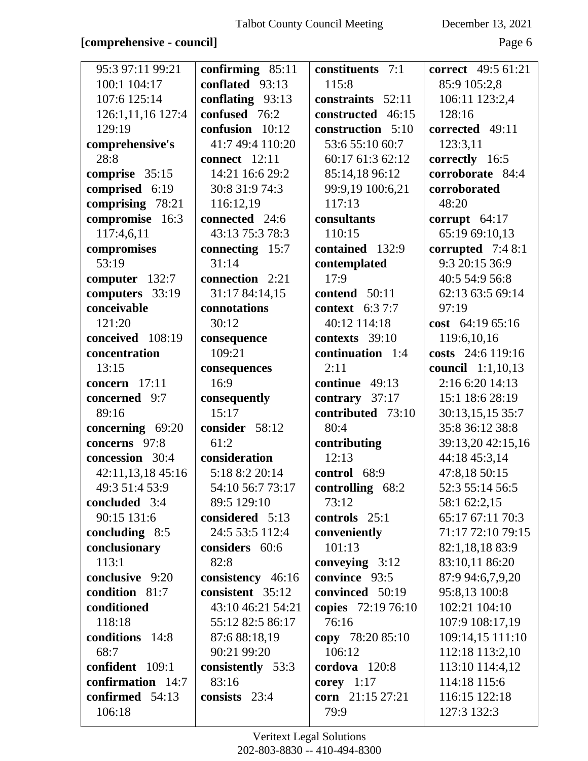**[comprehensive - council]**

95:3 97:11 99:21 100:1 104:17 107:6 125:14 126:1,11,16 127:4 129:19

**comprehensive's** 28:8

**comprise** 35:15

**comprised** 6:19

**comprising** 78:21

**compromise** 16:3 117:4,6,11

**compromises** 53:19

**computer** 132:7

**computers** 33:19

**conceivable** 121:20

**conceived** 108:19

**concentration** 13:15

**concern** 17:11

**concerned** 9:7 89:16

**concerning** 69:20

**concerns** 97:8

**concession** 30:4 42:11,13,18 45:16 49:3 51:4 53:9

**concluded** 3:4 90:15 131:6

**concluding** 8:5

**conclusionary** 113:1

**conclusive** 9:20

**condition** 81:7

**conditioned** 118:18

**conditions** 14:8 68:7

**confident** 109:1

**confirmation** 14:7

**confirmed** 54:13 106:18

**confirming** 85:11

**conflated** 93:13

**conflating** 93:13

**confused** 76:2

**confusion** 10:12 41:7 49:4 110:20

**connect** 12:11 14:21 16:6 29:2 30:8 31:9 74:3 116:12,19

**connected** 24:6 43:13 75:3 78:3

**connecting** 15:7 31:14

**connection** 2:21 31:17 84:14,15

**connotations** 30:12

**consequence** 109:21

**consequences** 16:9

**consequently** 15:17

**consider** 58:12 61:2

**consideration** 5:18 8:2 20:14 54:10 56:7 73:17 89:5 129:10

**considered** 5:13 24:5 53:5 112:4

**considers** 60:6 82:8

**consistency** 46:16

**consistent** 35:12 43:10 46:21 54:21 55:12 82:5 86:17 87:6 88:18,19 90:21 99:20

**consistently** 53:3 83:16

**consists** 23:4

**constituents** 7:1 115:8

**constraints** 52:11

**constructed** 46:15

**construction** 5:10 53:6 55:10 60:7 60:17 61:3 62:12 85:14,18 96:12 99:9,19 100:6,21 117:13

**consultants** 110:15

**contained** 132:9

**contemplated** 17:9

**contend** 50:11

**context** 6:3 7:7 40:12 114:18

**contexts** 39:10

**continuation** 1:4 2:11

**continue** 49:13

**contrary** 37:17

**contributed** 73:10 80:4

**contributing** 12:13

**control** 68:9

**controlling** 68:2 73:12

**controls** 25:1

**conveniently** 101:13

**conveying** 3:12

**convince** 93:5

**convinced** 50:19

**copies** 72:19 76:10 76:16

**copy** 78:20 85:10 106:12

**cordova** 120:8

**corey** 1:17

**corn** 21:15 27:21 79:9

**correct** 49:5 61:21 85:9 105:2,8 106:11 123:2,4 128:16

**corrected** 49:11 123:3,11

**correctly** 16:5

**corroborate** 84:4

**corroborated** 48:20

**corrupt** 64:17 65:19 69:10,13

**corrupted** 7:4 8:1 9:3 20:15 36:9 40:5 54:9 56:8 62:13 63:5 69:14 97:19

**cost** 64:19 65:16 119:6,10,16

**costs** 24:6 119:16

**council** 1:1,10,13 2:16 6:20 14:13 15:1 18:6 28:19 30:13,15,15 35:7 35:8 36:12 38:8 39:13,20 42:15,16 44:18 45:3,14 47:8,18 50:15 52:3 55:14 56:5 58:1 62:2,15 65:17 67:11 70:3 71:17 72:10 79:15 82:1,18,18 83:9 83:10,11 86:20 87:9 94:6,7,9,20 95:8,13 100:8 102:21 104:10 107:9 108:17,19 109:14,15 111:10 112:18 113:2,10 113:10 114:4,12 114:18 115:6 116:15 122:18 127:3 132:3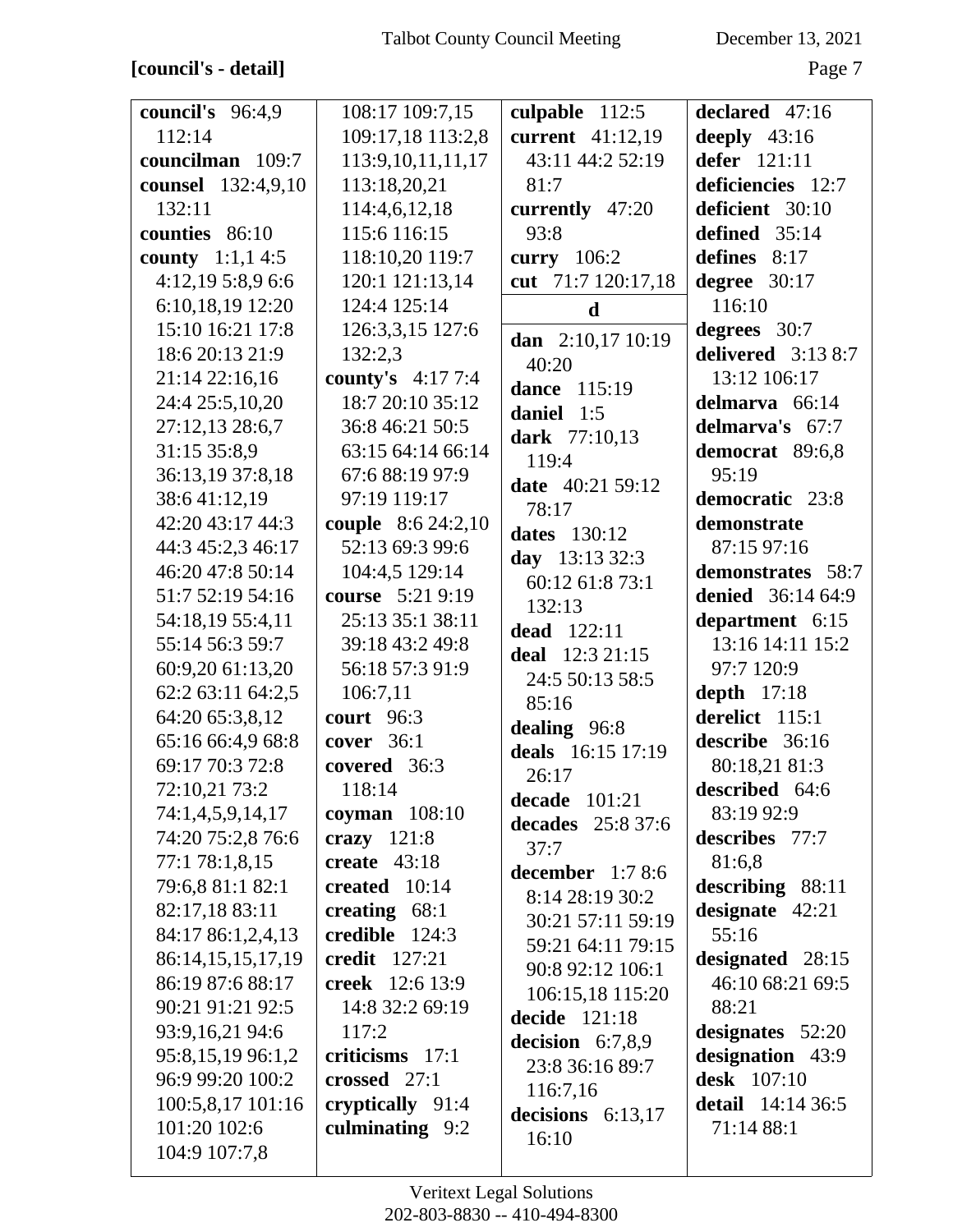**[council's - detail]**

**council's** 96:4,9 112:14
**councilman** 109:7
**counsel** 132:4,9,10 132:11
**counties** 86:10
**county** 1:1,1 4:5 4:12,19 5:8,9 6:6 6:10,18,19 12:20 15:10 16:21 17:8 18:6 20:13 21:9 21:14 22:16,16 24:4 25:5,10,20 27:12,13 28:6,7 31:15 35:8,9 36:13,19 37:8,18 38:6 41:12,19 42:20 43:17 44:3 44:3 45:2,3 46:17 46:20 47:8 50:14 51:7 52:19 54:16 54:18,19 55:4,11 55:14 56:3 59:7 60:9,20 61:13,20 62:2 63:11 64:2,5 64:20 65:3,8,12 65:16 66:4,9 68:8 69:17 70:3 72:8 72:10,21 73:2 74:1,4,5,9,14,17 74:20 75:2,8 76:6 77:1 78:1,8,15 79:6,8 81:1 82:1 82:17,18 83:11 84:17 86:1,2,4,13 86:14,15,15,17,19 86:19 87:6 88:17 90:21 91:21 92:5 93:9,16,21 94:6 95:8,15,19 96:1,2 96:9 99:20 100:2 100:5,8,17 101:16 101:20 102:6 104:9 107:7,8 108:17 109:7,15 109:17,18 113:2,8 113:9,10,11,11,17 113:18,20,21 114:4,6,12,18 115:6 116:15 118:10,20 119:7 120:1 121:13,14 124:4 125:14 126:3,3,15 127:6 132:2,3
**county's** 4:17 7:4 18:7 20:10 35:12 36:8 46:21 50:5 63:15 64:14 66:14 67:6 88:19 97:9 97:19 119:17
**couple** 8:6 24:2,10 52:13 69:3 99:6 104:4,5 129:14
**course** 5:21 9:19 25:13 35:1 38:11 39:18 43:2 49:8 56:18 57:3 91:9 106:7,11
**court** 96:3
**cover** 36:1
**covered** 36:3 118:14
**coyman** 108:10
**crazy** 121:8
**create** 43:18
**created** 10:14
**creating** 68:1
**credible** 124:3
**credit** 127:21
**creek** 12:6 13:9 14:8 32:2 69:19 117:2
**criticisms** 17:1
**crossed** 27:1
**cryptically** 91:4
**culminating** 9:2
**culpable** 112:5
**current** 41:12,19 43:11 44:2 52:19 81:7
**currently** 47:20 93:8
**curry** 106:2
**cut** 71:7 120:17,18

**d**

**dan** 2:10,17 10:19 40:20
**dance** 115:19
**daniel** 1:5
**dark** 77:10,13 119:4
**date** 40:21 59:12 78:17
**dates** 130:12
**day** 13:13 32:3 60:12 61:8 73:1 132:13
**dead** 122:11
**deal** 12:3 21:15 24:5 50:13 58:5 85:16
**dealing** 96:8
**deals** 16:15 17:19 26:17
**decade** 101:21
**decades** 25:8 37:6 37:7
**december** 1:7 8:6 8:14 28:19 30:2 30:21 57:11 59:19 59:21 64:11 79:15 90:8 92:12 106:1 106:15,18 115:20
**decide** 121:18
**decision** 6:7,8,9 23:8 36:16 89:7 116:7,16
**decisions** 6:13,17 16:10
**declared** 47:16
**deeply** 43:16
**defer** 121:11
**deficiencies** 12:7
**deficient** 30:10
**defined** 35:14
**defines** 8:17
**degree** 30:17 116:10
**degrees** 30:7
**delivered** 3:13 8:7 13:12 106:17
**delmarva** 66:14
**delmarva's** 67:7
**democrat** 89:6,8 95:19
**democratic** 23:8
**demonstrate** 87:15 97:16
**demonstrates** 58:7
**denied** 36:14 64:9
**department** 6:15 13:16 14:11 15:2 97:7 120:9
**depth** 17:18
**derelict** 115:1
**describe** 36:16 80:18,21 81:3
**described** 64:6 83:19 92:9
**describes** 77:7 81:6,8
**describing** 88:11
**designate** 42:21 55:16
**designated** 28:15 46:10 68:21 69:5 88:21
**designates** 52:20
**designation** 43:9
**desk** 107:10
**detail** 14:14 36:5 71:14 88:1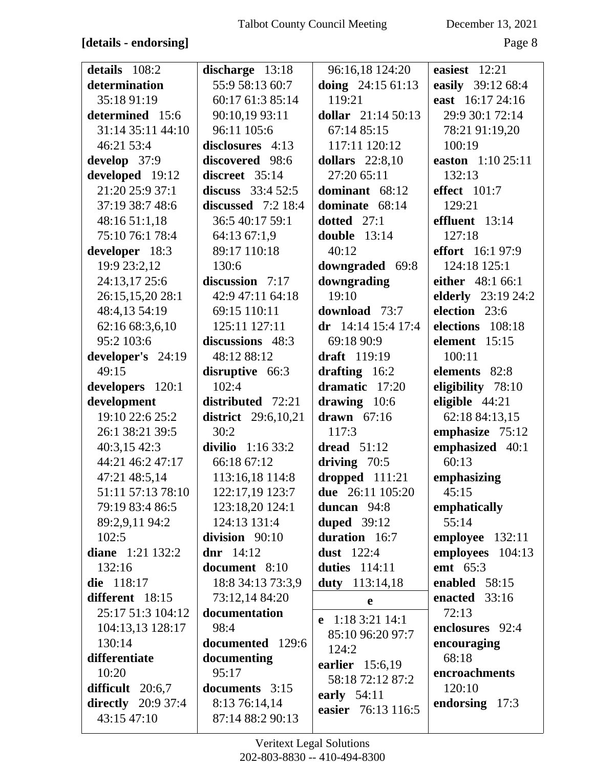**[details - endorsing]**

**details** 108:2
**determination** 35:18 91:19
**determined** 15:6 31:14 35:11 44:10 46:21 53:4
**develop** 37:9
**developed** 19:12 21:20 25:9 37:1 37:19 38:7 48:6 48:16 51:1,18 75:10 76:1 78:4
**developer** 18:3 19:9 23:2,12 24:13,17 25:6 26:15,15,20 28:1 48:4,13 54:19 62:16 68:3,6,10 95:2 103:6
**developer's** 24:19 49:15
**developers** 120:1
**development** 19:10 22:6 25:2 26:1 38:21 39:5 40:3,15 42:3 44:21 46:2 47:17 47:21 48:5,14 51:11 57:13 78:10 79:19 83:4 86:5 89:2,9,11 94:2 102:5
**diane** 1:21 132:2 132:16
**die** 118:17
**different** 18:15 25:17 51:3 104:12 104:13,13 128:17 130:14
**differentiate** 10:20
**difficult** 20:6,7
**directly** 20:9 37:4 43:15 47:10
**discharge** 13:18 55:9 58:13 60:7 60:17 61:3 85:14 90:10,19 93:11 96:11 105:6
**disclosures** 4:13
**discovered** 98:6
**discreet** 35:14
**discuss** 33:4 52:5
**discussed** 7:2 18:4 36:5 40:17 59:1 64:13 67:1,9 89:17 110:18 130:6
**discussion** 7:17 42:9 47:11 64:18 69:15 110:11 125:11 127:11
**discussions** 48:3 48:12 88:12
**disruptive** 66:3 102:4
**distributed** 72:21
**district** 29:6,10,21 30:2
**divilio** 1:16 33:2 66:18 67:12 113:16,18 114:8 122:17,19 123:7 123:18,20 124:1 124:13 131:4
**division** 90:10
**dnr** 14:12
**document** 8:10 18:8 34:13 73:3,9 73:12,14 84:20
**documentation** 98:4
**documented** 129:6
**documenting** 95:17
**documents** 3:15 8:13 76:14,14 87:14 88:2 90:13 96:16,18 124:20
**doing** 24:15 61:13 119:21
**dollar** 21:14 50:13 67:14 85:15 117:11 120:12
**dollars** 22:8,10 27:20 65:11
**dominant** 68:12
**dominate** 68:14
**dotted** 27:1
**double** 13:14 40:12
**downgraded** 69:8
**downgrading** 19:10
**download** 73:7
**dr** 14:14 15:4 17:4 69:18 90:9
**draft** 119:19
**drafting** 16:2
**dramatic** 17:20
**drawing** 10:6
**drawn** 67:16 117:3
**dread** 51:12
**driving** 70:5
**dropped** 111:21
**due** 26:11 105:20
**duncan** 94:8
**duped** 39:12
**duration** 16:7
**dust** 122:4
**duties** 114:11
**duty** 113:14,18

**e**

**e** 1:18 3:21 14:1 85:10 96:20 97:7 124:2
**earlier** 15:6,19 58:18 72:12 87:2
**early** 54:11
**easier** 76:13 116:5
**easiest** 12:21
**easily** 39:12 68:4
**east** 16:17 24:16 29:9 30:1 72:14 78:21 91:19,20 100:19
**easton** 1:10 25:11 132:13
**effect** 101:7 129:21
**effluent** 13:14 127:18
**effort** 16:1 97:9 124:18 125:1
**either** 48:1 66:1
**elderly** 23:19 24:2
**election** 23:6
**elections** 108:18
**element** 15:15 100:11
**elements** 82:8
**eligibility** 78:10
**eligible** 44:21 62:18 84:13,15
**emphasize** 75:12
**emphasized** 40:1 60:13
**emphasizing** 45:15
**emphatically** 55:14
**employee** 132:11
**employees** 104:13
**emt** 65:3
**enabled** 58:15
**enacted** 33:16 72:13
**enclosures** 92:4
**encouraging** 68:18
**encroachments** 120:10
**endorsing** 17:3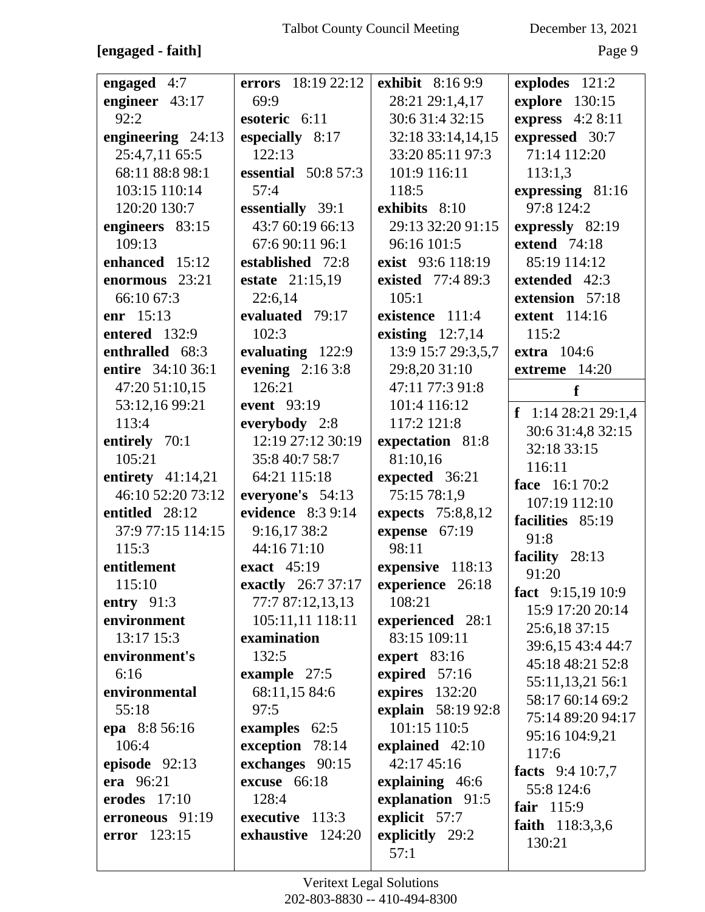**[engaged - faith]**

**engaged** 4:7
**engineer** 43:17 92:2
**engineering** 24:13 25:4,7,11 65:5 68:11 88:8 98:1 103:15 110:14 120:20 130:7
**engineers** 83:15 109:13
**enhanced** 15:12
**enormous** 23:21 66:10 67:3
**enr** 15:13
**entered** 132:9
**enthralled** 68:3
**entire** 34:10 36:1 47:20 51:10,15 53:12,16 99:21 113:4
**entirely** 70:1 105:21
**entirety** 41:14,21 46:10 52:20 73:12
**entitled** 28:12 37:9 77:15 114:15 115:3
**entitlement** 115:10
**entry** 91:3
**environment** 13:17 15:3
**environment's** 6:16
**environmental** 55:18
**epa** 8:8 56:16 106:4
**episode** 92:13
**era** 96:21
**erodes** 17:10
**erroneous** 91:19
**error** 123:15
**errors** 18:19 22:12 69:9
**esoteric** 6:11
**especially** 8:17 122:13
**essential** 50:8 57:3 57:4
**essentially** 39:1 43:7 60:19 66:13 67:6 90:11 96:1
**established** 72:8
**estate** 21:15,19 22:6,14
**evaluated** 79:17 102:3
**evaluating** 122:9
**evening** 2:16 3:8 126:21
**event** 93:19
**everybody** 2:8 12:19 27:12 30:19 35:8 40:7 58:7 64:21 115:18
**everyone's** 54:13
**evidence** 8:3 9:14 9:16,17 38:2 44:16 71:10
**exact** 45:19
**exactly** 26:7 37:17 77:7 87:12,13,13 105:11,11 118:11
**examination** 132:5
**example** 27:5 68:11,15 84:6 97:5
**examples** 62:5
**exception** 78:14
**exchanges** 90:15
**excuse** 66:18 128:4
**executive** 113:3
**exhaustive** 124:20
**exhibit** 8:16 9:9 28:21 29:1,4,17 30:6 31:4 32:15 32:18 33:14,14,15 33:20 85:11 97:3 101:9 116:11 118:5
**exhibits** 8:10 29:13 32:20 91:15 96:16 101:5
**exist** 93:6 118:19
**existed** 77:4 89:3 105:1
**existence** 111:4
**existing** 12:7,14 13:9 15:7 29:3,5,7 29:8,20 31:10 47:11 77:3 91:8 101:4 116:12 117:2 121:8
**expectation** 81:8 81:10,16
**expected** 36:21 75:15 78:1,9
**expects** 75:8,8,12
**expense** 67:19 98:11
**expensive** 118:13
**experience** 26:18 108:21
**experienced** 28:1 83:15 109:11
**expert** 83:16
**expired** 57:16
**expires** 132:20
**explain** 58:19 92:8 101:15 110:5
**explained** 42:10 42:17 45:16
**explaining** 46:6
**explanation** 91:5
**explicit** 57:7
**explicitly** 29:2 57:1
**explodes** 121:2
**explore** 130:15
**express** 4:2 8:11
**expressed** 30:7 71:14 112:20 113:1,3
**expressing** 81:16 97:8 124:2
**expressly** 82:19
**extend** 74:18 85:19 114:12
**extended** 42:3
**extension** 57:18
**extent** 114:16 115:2
**extra** 104:6
**extreme** 14:20

**f**

**f** 1:14 28:21 29:1,4 30:6 31:4,8 32:15 32:18 33:15 116:11
**face** 16:1 70:2 107:19 112:10
**facilities** 85:19 91:8
**facility** 28:13 91:20
**fact** 9:15,19 10:9 15:9 17:20 20:14 25:6,18 37:15 39:6,15 43:4 44:7 45:18 48:21 52:8 55:11,13,21 56:1 58:17 60:14 69:2 75:14 89:20 94:17 95:16 104:9,21 117:6
**facts** 9:4 10:7,7 55:8 124:6
**fair** 115:9
**faith** 118:3,3,6 130:21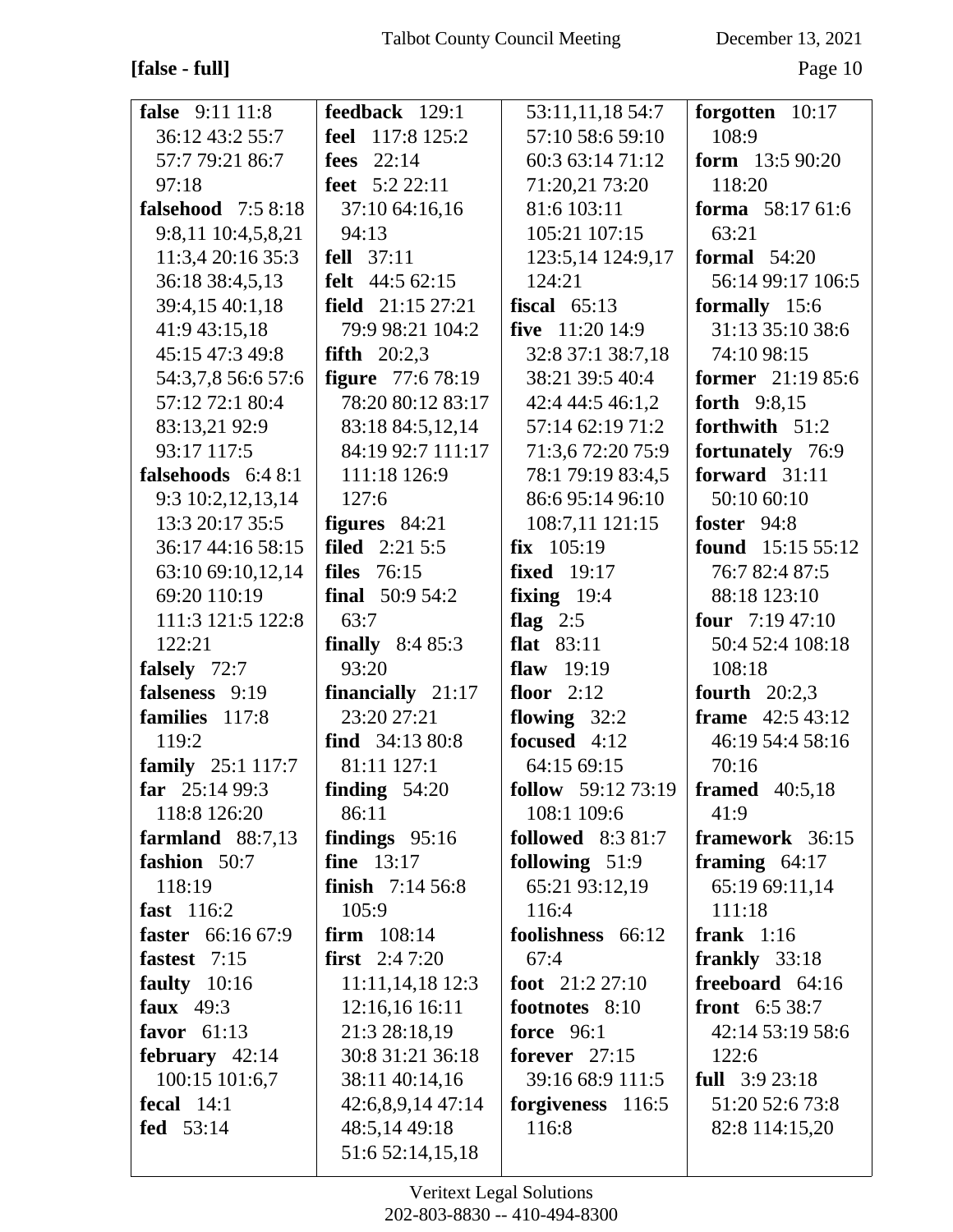**[false - full]**

**false** 9:11 11:8 36:12 43:2 55:7 57:7 79:21 86:7 97:18
**falsehood** 7:5 8:18 9:8,11 10:4,5,8,21 11:3,4 20:16 35:3 36:18 38:4,5,13 39:4,15 40:1,18 41:9 43:15,18 45:15 47:3 49:8 54:3,7,8 56:6 57:6 57:12 72:1 80:4 83:13,21 92:9 93:17 117:5
**falsehoods** 6:4 8:1 9:3 10:2,12,13,14 13:3 20:17 35:5 36:17 44:16 58:15 63:10 69:10,12,14 69:20 110:19 111:3 121:5 122:8 122:21
**falsely** 72:7
**falseness** 9:19
**families** 117:8 119:2
**family** 25:1 117:7
**far** 25:14 99:3 118:8 126:20
**farmland** 88:7,13
**fashion** 50:7 118:19
**fast** 116:2
**faster** 66:16 67:9
**fastest** 7:15
**faulty** 10:16
**faux** 49:3
**favor** 61:13
**february** 42:14 100:15 101:6,7
**fecal** 14:1
**fed** 53:14
**feedback** 129:1
**feel** 117:8 125:2
**fees** 22:14
**feet** 5:2 22:11 37:10 64:16,16 94:13
**fell** 37:11
**felt** 44:5 62:15
**field** 21:15 27:21 79:9 98:21 104:2
**fifth** 20:2,3
**figure** 77:6 78:19 78:20 80:12 83:17 83:18 84:5,12,14 84:19 92:7 111:17 111:18 126:9 127:6
**figures** 84:21
**filed** 2:21 5:5
**files** 76:15
**final** 50:9 54:2 63:7
**finally** 8:4 85:3 93:20
**financially** 21:17 23:20 27:21
**find** 34:13 80:8 81:11 127:1
**finding** 54:20 86:11
**findings** 95:16
**fine** 13:17
**finish** 7:14 56:8 105:9
**firm** 108:14
**first** 2:4 7:20 11:11,14,18 12:3 12:16,16 16:11 21:3 28:18,19 30:8 31:21 36:18 38:11 40:14,16 42:6,8,9,14 47:14 48:5,14 49:18 51:6 52:14,15,18 53:11,11,18 54:7 57:10 58:6 59:10 60:3 63:14 71:12 71:20,21 73:20 81:6 103:11 105:21 107:15 123:5,14 124:9,17 124:21
**fiscal** 65:13
**five** 11:20 14:9 32:8 37:1 38:7,18 38:21 39:5 40:4 42:4 44:5 46:1,2 57:14 62:19 71:2 71:3,6 72:20 75:9 78:1 79:19 83:4,5 86:6 95:14 96:10 108:7,11 121:15
**fix** 105:19
**fixed** 19:17
**fixing** 19:4
**flag** 2:5
**flat** 83:11
**flaw** 19:19
**floor** 2:12
**flowing** 32:2
**focused** 4:12 64:15 69:15
**follow** 59:12 73:19 108:1 109:6
**followed** 8:3 81:7
**following** 51:9 65:21 93:12,19 116:4
**foolishness** 66:12 67:4
**foot** 21:2 27:10
**footnotes** 8:10
**force** 96:1
**forever** 27:15 39:16 68:9 111:5
**forgiveness** 116:5 116:8
**forgotten** 10:17 108:9
**form** 13:5 90:20 118:20
**forma** 58:17 61:6 63:21
**formal** 54:20 56:14 99:17 106:5
**formally** 15:6 31:13 35:10 38:6 74:10 98:15
**former** 21:19 85:6
**forth** 9:8,15
**forthwith** 51:2
**fortunately** 76:9
**forward** 31:11 50:10 60:10
**foster** 94:8
**found** 15:15 55:12 76:7 82:4 87:5 88:18 123:10
**four** 7:19 47:10 50:4 52:4 108:18 108:18
**fourth** 20:2,3
**frame** 42:5 43:12 46:19 54:4 58:16 70:16
**framed** 40:5,18 41:9
**framework** 36:15
**framing** 64:17 65:19 69:11,14 111:18
**frank** 1:16
**frankly** 33:18
**freeboard** 64:16
**front** 6:5 38:7 42:14 53:19 58:6 122:6
**full** 3:9 23:18 51:20 52:6 73:8 82:8 114:15,20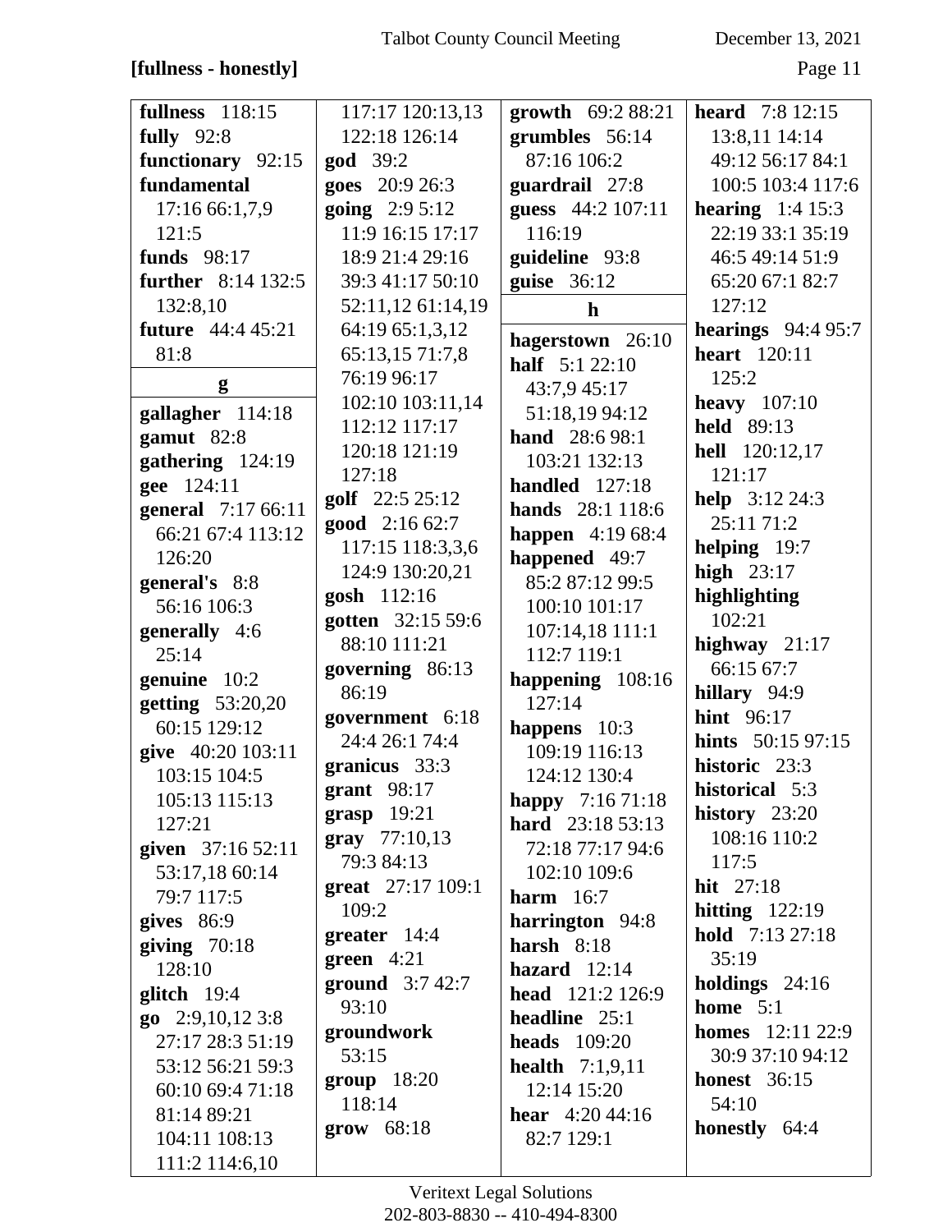**[fullness - honestly]**

**fullness** 118:15
**fully** 92:8
**functionary** 92:15
**fundamental** 17:16 66:1,7,9 121:5
**funds** 98:17
**further** 8:14 132:5 132:8,10
**future** 44:4 45:21 81:8

**g**

**gallagher** 114:18
**gamut** 82:8
**gathering** 124:19
**gee** 124:11
**general** 7:17 66:11 66:21 67:4 113:12 126:20
**general's** 8:8 56:16 106:3
**generally** 4:6 25:14
**genuine** 10:2
**getting** 53:20,20 60:15 129:12
**give** 40:20 103:11 103:15 104:5 105:13 115:13 127:21
**given** 37:16 52:11 53:17,18 60:14 79:7 117:5
**gives** 86:9
**giving** 70:18 128:10
**glitch** 19:4
**go** 2:9,10,12 3:8 27:17 28:3 51:19 53:12 56:21 59:3 60:10 69:4 71:18 81:14 89:21 104:11 108:13 111:2 114:6,10 117:17 120:13,13 122:18 126:14
**god** 39:2
**goes** 20:9 26:3
**going** 2:9 5:12 11:9 16:15 17:17 18:9 21:4 29:16 39:3 41:17 50:10 52:11,12 61:14,19 64:19 65:1,3,12 65:13,15 71:7,8 76:19 96:17 102:10 103:11,14 112:12 117:17 120:18 121:19 127:18
**golf** 22:5 25:12
**good** 2:16 62:7 117:15 118:3,3,6 124:9 130:20,21
**gosh** 112:16
**gotten** 32:15 59:6 88:10 111:21
**governing** 86:13 86:19
**government** 6:18 24:4 26:1 74:4
**granicus** 33:3
**grant** 98:17
**grasp** 19:21
**gray** 77:10,13 79:3 84:13
**great** 27:17 109:1 109:2
**greater** 14:4
**green** 4:21
**ground** 3:7 42:7 93:10
**groundwork** 53:15
**group** 18:20 118:14
**grow** 68:18
**growth** 69:2 88:21
**grumbles** 56:14 87:16 106:2
**guardrail** 27:8
**guess** 44:2 107:11 116:19
**guideline** 93:8
**guise** 36:12

**h**

**hagerstown** 26:10
**half** 5:1 22:10 43:7,9 45:17 51:18,19 94:12
**hand** 28:6 98:1 103:21 132:13
**handled** 127:18
**hands** 28:1 118:6
**happen** 4:19 68:4
**happened** 49:7 85:2 87:12 99:5 100:10 101:17 107:14,18 111:1 112:7 119:1
**happening** 108:16 127:14
**happens** 10:3 109:19 116:13 124:12 130:4
**happy** 7:16 71:18
**hard** 23:18 53:13 72:18 77:17 94:6 102:10 109:6
**harm** 16:7
**harrington** 94:8
**harsh** 8:18
**hazard** 12:14
**head** 121:2 126:9
**headline** 25:1
**heads** 109:20
**health** 7:1,9,11 12:14 15:20
**hear** 4:20 44:16 82:7 129:1
**heard** 7:8 12:15 13:8,11 14:14 49:12 56:17 84:1 100:5 103:4 117:6
**hearing** 1:4 15:3 22:19 33:1 35:19 46:5 49:14 51:9 65:20 67:1 82:7 127:12
**hearings** 94:4 95:7
**heart** 120:11 125:2
**heavy** 107:10
**held** 89:13
**hell** 120:12,17 121:17
**help** 3:12 24:3 25:11 71:2
**helping** 19:7
**high** 23:17
**highlighting** 102:21
**highway** 21:17 66:15 67:7
**hillary** 94:9
**hint** 96:17
**hints** 50:15 97:15
**historic** 23:3
**historical** 5:3
**history** 23:20 108:16 110:2 117:5
**hit** 27:18
**hitting** 122:19
**hold** 7:13 27:18 35:19
**holdings** 24:16
**home** 5:1
**homes** 12:11 22:9 30:9 37:10 94:12
**honest** 36:15 54:10
**honestly** 64:4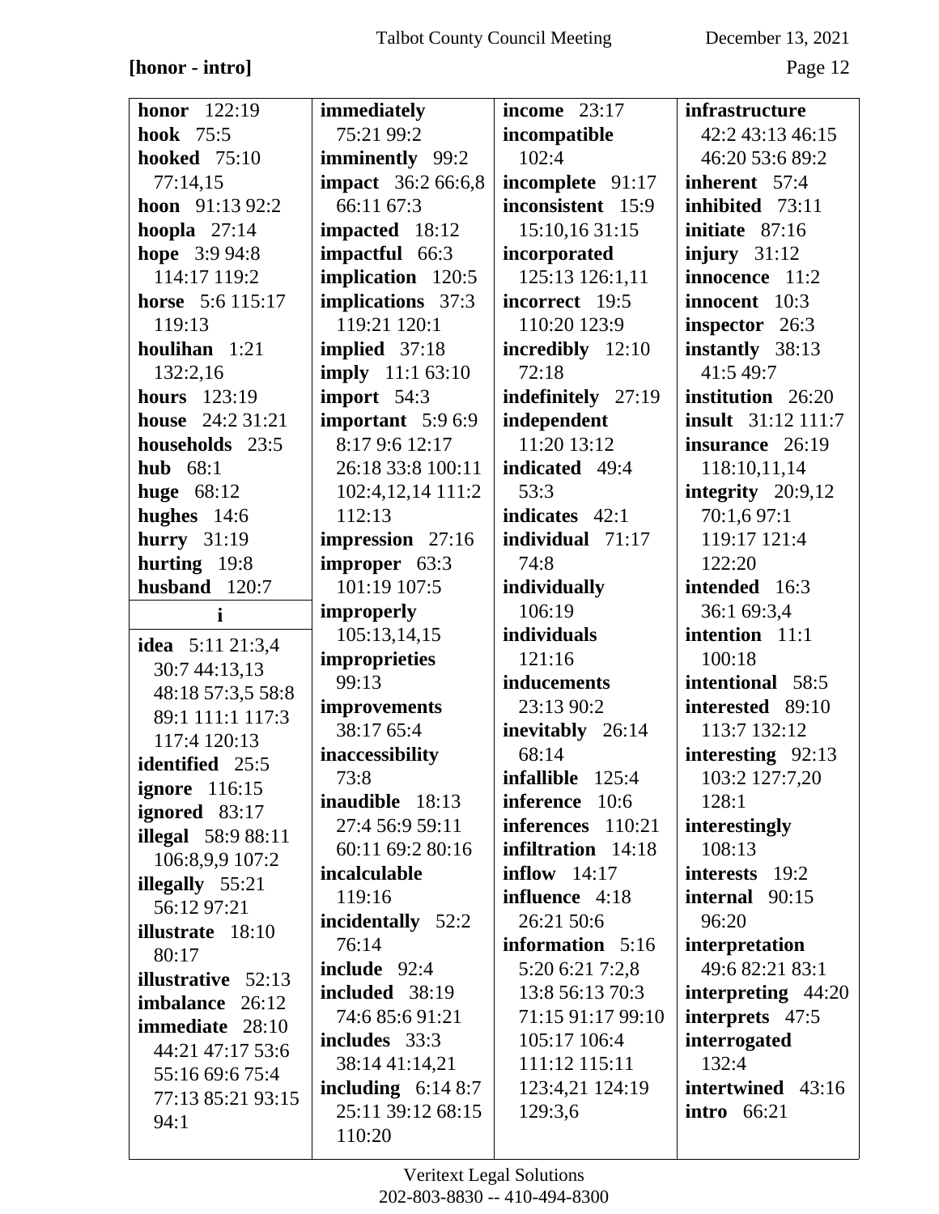**[honor - intro]**

**honor** 122:19
**hook** 75:5
**hooked** 75:10 77:14,15
**hoon** 91:13 92:2
**hoopla** 27:14
**hope** 3:9 94:8 114:17 119:2
**horse** 5:6 115:17 119:13
**houlihan** 1:21 132:2,16
**hours** 123:19
**house** 24:2 31:21
**households** 23:5
**hub** 68:1
**huge** 68:12
**hughes** 14:6
**hurry** 31:19
**hurting** 19:8
**husband** 120:7

**i**

**idea** 5:11 21:3,4 30:7 44:13,13 48:18 57:3,5 58:8 89:1 111:1 117:3 117:4 120:13
**identified** 25:5
**ignore** 116:15
**ignored** 83:17
**illegal** 58:9 88:11 106:8,9,9 107:2
**illegally** 55:21 56:12 97:21
**illustrate** 18:10 80:17
**illustrative** 52:13
**imbalance** 26:12
**immediate** 28:10 44:21 47:17 53:6 55:16 69:6 75:4 77:13 85:21 93:15 94:1
**immediately** 75:21 99:2
**imminently** 99:2
**impact** 36:2 66:6,8 66:11 67:3
**impacted** 18:12
**impactful** 66:3
**implication** 120:5
**implications** 37:3 119:21 120:1
**implied** 37:18
**imply** 11:1 63:10
**import** 54:3
**important** 5:9 6:9 8:17 9:6 12:17 26:18 33:8 100:11 102:4,12,14 111:2 112:13
**impression** 27:16
**improper** 63:3 101:19 107:5
**improperly** 105:13,14,15
**improprieties** 99:13
**improvements** 38:17 65:4
**inaccessibility** 73:8
**inaudible** 18:13 27:4 56:9 59:11 60:11 69:2 80:16
**incalculable** 119:16
**incidentally** 52:2 76:14
**include** 92:4
**included** 38:19 74:6 85:6 91:21
**includes** 33:3 38:14 41:14,21
**including** 6:14 8:7 25:11 39:12 68:15 110:20
**income** 23:17
**incompatible** 102:4
**incomplete** 91:17
**inconsistent** 15:9 15:10,16 31:15
**incorporated** 125:13 126:1,11
**incorrect** 19:5 110:20 123:9
**incredibly** 12:10 72:18
**indefinitely** 27:19
**independent** 11:20 13:12
**indicated** 49:4 53:3
**indicates** 42:1
**individual** 71:17 74:8
**individually** 106:19
**individuals** 121:16
**inducements** 23:13 90:2
**inevitably** 26:14 68:14
**infallible** 125:4
**inference** 10:6
**inferences** 110:21
**infiltration** 14:18
**inflow** 14:17
**influence** 4:18 26:21 50:6
**information** 5:16 5:20 6:21 7:2,8 13:8 56:13 70:3 71:15 91:17 99:10 105:17 106:4 111:12 115:11 123:4,21 124:19 129:3,6
**infrastructure** 42:2 43:13 46:15 46:20 53:6 89:2
**inherent** 57:4
**inhibited** 73:11
**initiate** 87:16
**injury** 31:12
**innocence** 11:2
**innocent** 10:3
**inspector** 26:3
**instantly** 38:13 41:5 49:7
**institution** 26:20
**insult** 31:12 111:7
**insurance** 26:19 118:10,11,14
**integrity** 20:9,12 70:1,6 97:1 119:17 121:4 122:20
**intended** 16:3 36:1 69:3,4
**intention** 11:1 100:18
**intentional** 58:5
**interested** 89:10 113:7 132:12
**interesting** 92:13 103:2 127:7,20 128:1
**interestingly** 108:13
**interests** 19:2
**internal** 90:15 96:20
**interpretation** 49:6 82:21 83:1
**interpreting** 44:20
**interprets** 47:5
**interrogated** 132:4
**intertwined** 43:16
**intro** 66:21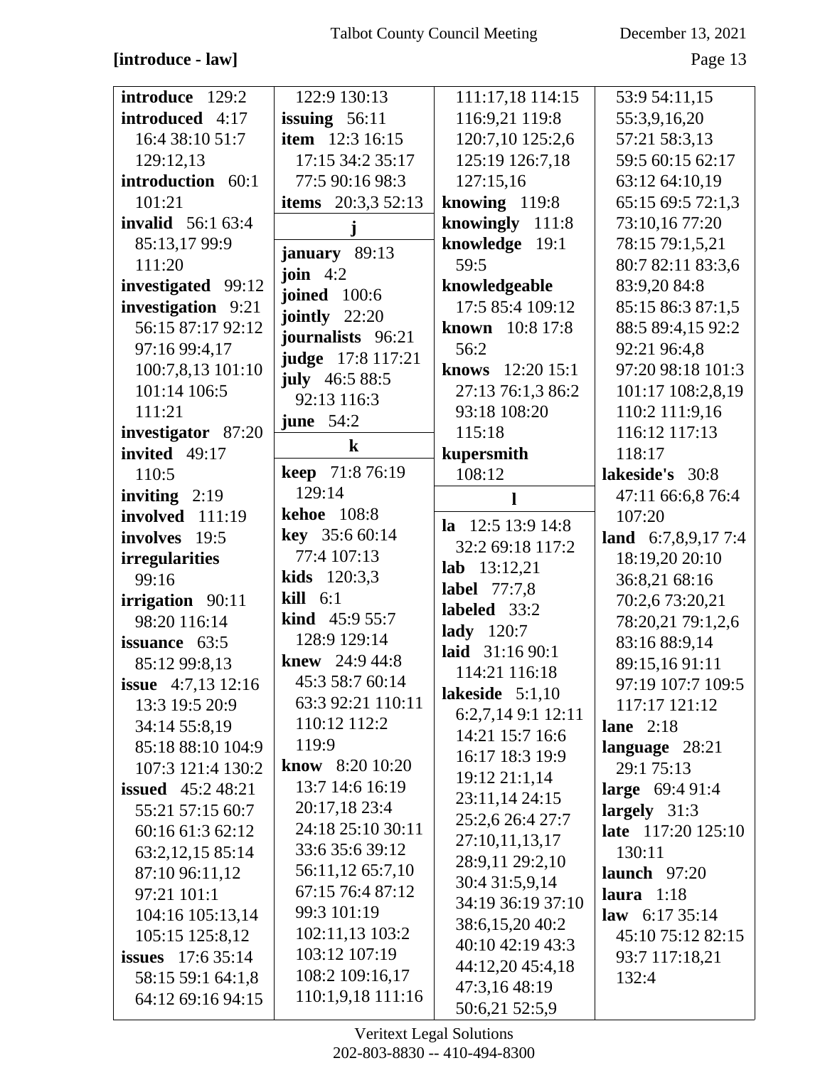**[introduce - law]**

**introduce** 129:2
**introduced** 4:17 16:4 38:10 51:7 129:12,13
**introduction** 60:1 101:21
**invalid** 56:1 63:4 85:13,17 99:9 111:20
**investigated** 99:12
**investigation** 9:21 56:15 87:17 92:12 97:16 99:4,17 100:7,8,13 101:10 101:14 106:5 111:21
**investigator** 87:20
**invited** 49:17 110:5
**inviting** 2:19
**involved** 111:19
**involves** 19:5
**irregularities** 99:16
**irrigation** 90:11 98:20 116:14
**issuance** 63:5 85:12 99:8,13
**issue** 4:7,13 12:16 13:3 19:5 20:9 34:14 55:8,19 85:18 88:10 104:9 107:3 121:4 130:2
**issued** 45:2 48:21 55:21 57:15 60:7 60:16 61:3 62:12 63:2,12,15 85:14 87:10 96:11,12 97:21 101:1 104:16 105:13,14 105:15 125:8,12
**issues** 17:6 35:14 58:15 59:1 64:1,8 64:12 69:16 94:15 122:9 130:13
**issuing** 56:11
**item** 12:3 16:15 17:15 34:2 35:17 77:5 90:16 98:3
**items** 20:3,3 52:13

**j**

**january** 89:13
**join** 4:2
**joined** 100:6
**jointly** 22:20
**journalists** 96:21
**judge** 17:8 117:21
**july** 46:5 88:5 92:13 116:3
**june** 54:2

**k**

**keep** 71:8 76:19 129:14
**kehoe** 108:8
**key** 35:6 60:14 77:4 107:13
**kids** 120:3,3
**kill** 6:1
**kind** 45:9 55:7 128:9 129:14
**knew** 24:9 44:8 45:3 58:7 60:14 63:3 92:21 110:11 110:12 112:2 119:9
**know** 8:20 10:20 13:7 14:6 16:19 20:17,18 23:4 24:18 25:10 30:11 33:6 35:6 39:12 56:11,12 65:7,10 67:15 76:4 87:12 99:3 101:19 102:11,13 103:2 103:12 107:19 108:2 109:16,17 110:1,9,18 111:16 111:17,18 114:15 116:9,21 119:8 120:7,10 125:2,6 125:19 126:7,18 127:15,16
**knowing** 119:8
**knowingly** 111:8
**knowledge** 19:1 59:5
**knowledgeable** 17:5 85:4 109:12
**known** 10:8 17:8 56:2
**knows** 12:20 15:1 27:13 76:1,3 86:2 93:18 108:20 115:18
**kupersmith** 108:12

**l**

**la** 12:5 13:9 14:8 32:2 69:18 117:2
**lab** 13:12,21
**label** 77:7,8
**labeled** 33:2
**lady** 120:7
**laid** 31:16 90:1 114:21 116:18
**lakeside** 5:1,10 6:2,7,14 9:1 12:11 14:21 15:7 16:6 16:17 18:3 19:9 19:12 21:1,14 23:11,14 24:15 25:2,6 26:4 27:7 27:10,11,13,17 28:9,11 29:2,10 30:4 31:5,9,14 34:19 36:19 37:10 38:6,15,20 40:2 40:10 42:19 43:3 44:12,20 45:4,18 47:3,16 48:19 50:6,21 52:5,9 53:9 54:11,15 55:3,9,16,20 57:21 58:3,13 59:5 60:15 62:17 63:12 64:10,19 65:15 69:5 72:1,3 73:10,16 77:20 78:15 79:1,5,21 80:7 82:11 83:3,6 83:9,20 84:8 85:15 86:3 87:1,5 88:5 89:4,15 92:2 92:21 96:4,8 97:20 98:18 101:3 101:17 108:2,8,19 110:2 111:9,16 116:12 117:13 118:17
**lakeside's** 30:8 47:11 66:6,8 76:4 107:20
**land** 6:7,8,9,17 7:4 18:19,20 20:10 36:8,21 68:16 70:2,6 73:20,21 78:20,21 79:1,2,6 83:16 88:9,14 89:15,16 91:11 97:19 107:7 109:5 117:17 121:12
**lane** 2:18
**language** 28:21 29:1 75:13
**large** 69:4 91:4
**largely** 31:3
**late** 117:20 125:10 130:11
**launch** 97:20
**laura** 1:18
**law** 6:17 35:14 45:10 75:12 82:15 93:7 117:18,21 132:4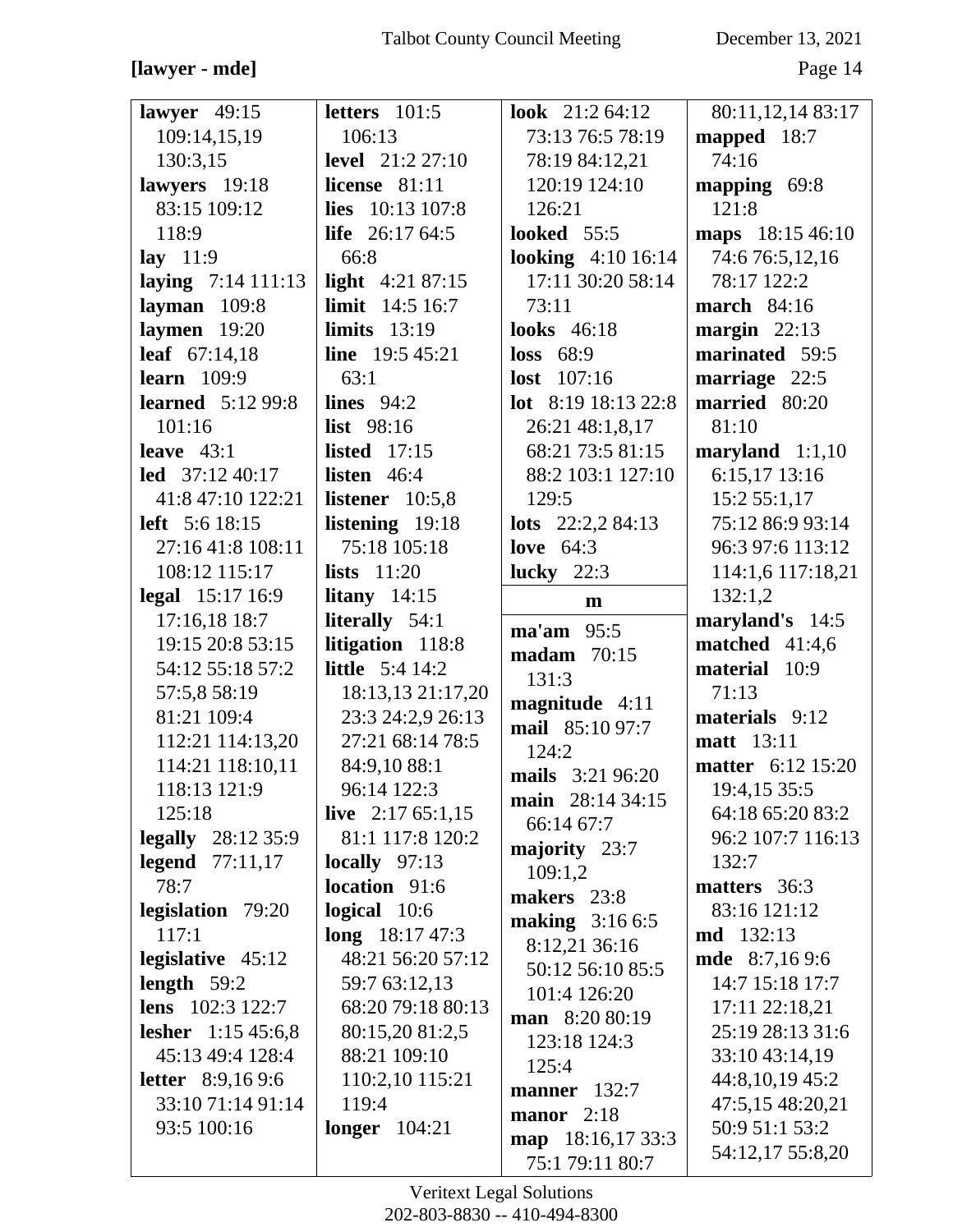**[lawyer - mde]**

**lawyer** 49:15 109:14,15,19 130:3,15
**lawyers** 19:18 83:15 109:12 118:9
**lay** 11:9
**laying** 7:14 111:13
**layman** 109:8
**laymen** 19:20
**leaf** 67:14,18
**learn** 109:9
**learned** 5:12 99:8 101:16
**leave** 43:1
**led** 37:12 40:17 41:8 47:10 122:21
**left** 5:6 18:15 27:16 41:8 108:11 108:12 115:17
**legal** 15:17 16:9 17:16,18 18:7 19:15 20:8 53:15 54:12 55:18 57:2 57:5,8 58:19 81:21 109:4 112:21 114:13,20 114:21 118:10,11 118:13 121:9 125:18
**legally** 28:12 35:9
**legend** 77:11,17 78:7
**legislation** 79:20 117:1
**legislative** 45:12
**length** 59:2
**lens** 102:3 122:7
**lesher** 1:15 45:6,8 45:13 49:4 128:4
**letter** 8:9,16 9:6 33:10 71:14 91:14 93:5 100:16
**letters** 101:5 106:13
**level** 21:2 27:10
**license** 81:11
**lies** 10:13 107:8
**life** 26:17 64:5 66:8
**light** 4:21 87:15
**limit** 14:5 16:7
**limits** 13:19
**line** 19:5 45:21 63:1
**lines** 94:2
**list** 98:16
**listed** 17:15
**listen** 46:4
**listener** 10:5,8
**listening** 19:18 75:18 105:18
**lists** 11:20
**litany** 14:15
**literally** 54:1
**litigation** 118:8
**little** 5:4 14:2 18:13,13 21:17,20 23:3 24:2,9 26:13 27:21 68:14 78:5 84:9,10 88:1 96:14 122:3
**live** 2:17 65:1,15 81:1 117:8 120:2
**locally** 97:13
**location** 91:6
**logical** 10:6
**long** 18:17 47:3 48:21 56:20 57:12 59:7 63:12,13 68:20 79:18 80:13 80:15,20 81:2,5 88:21 109:10 110:2,10 115:21 119:4
**longer** 104:21
**look** 21:2 64:12 73:13 76:5 78:19 78:19 84:12,21 120:19 124:10 126:21
**looked** 55:5
**looking** 4:10 16:14 17:11 30:20 58:14 73:11
**looks** 46:18
**loss** 68:9
**lost** 107:16
**lot** 8:19 18:13 22:8 26:21 48:1,8,17 68:21 73:5 81:15 88:2 103:1 127:10 129:5
**lots** 22:2,2 84:13
**love** 64:3
**lucky** 22:3

**m**

**ma'am** 95:5
**madam** 70:15 131:3
**magnitude** 4:11
**mail** 85:10 97:7 124:2
**mails** 3:21 96:20
**main** 28:14 34:15 66:14 67:7
**majority** 23:7 109:1,2
**makers** 23:8
**making** 3:16 6:5 8:12,21 36:16 50:12 56:10 85:5 101:4 126:20
**man** 8:20 80:19 123:18 124:3 125:4
**manner** 132:7
**manor** 2:18
**map** 18:16,17 33:3 75:1 79:11 80:7 80:11,12,14 83:17
**mapped** 18:7 74:16
**mapping** 69:8 121:8
**maps** 18:15 46:10 74:6 76:5,12,16 78:17 122:2
**march** 84:16
**margin** 22:13
**marinated** 59:5
**marriage** 22:5
**married** 80:20 81:10
**maryland** 1:1,10 6:15,17 13:16 15:2 55:1,17 75:12 86:9 93:14 96:3 97:6 113:12 114:1,6 117:18,21 132:1,2
**maryland's** 14:5
**matched** 41:4,6
**material** 10:9 71:13
**materials** 9:12
**matt** 13:11
**matter** 6:12 15:20 19:4,15 35:5 64:18 65:20 83:2 96:2 107:7 116:13 132:7
**matters** 36:3 83:16 121:12
**md** 132:13
**mde** 8:7,16 9:6 14:7 15:18 17:7 17:11 22:18,21 25:19 28:13 31:6 33:10 43:14,19 44:8,10,19 45:2 47:5,15 48:20,21 50:9 51:1 53:2 54:12,17 55:8,20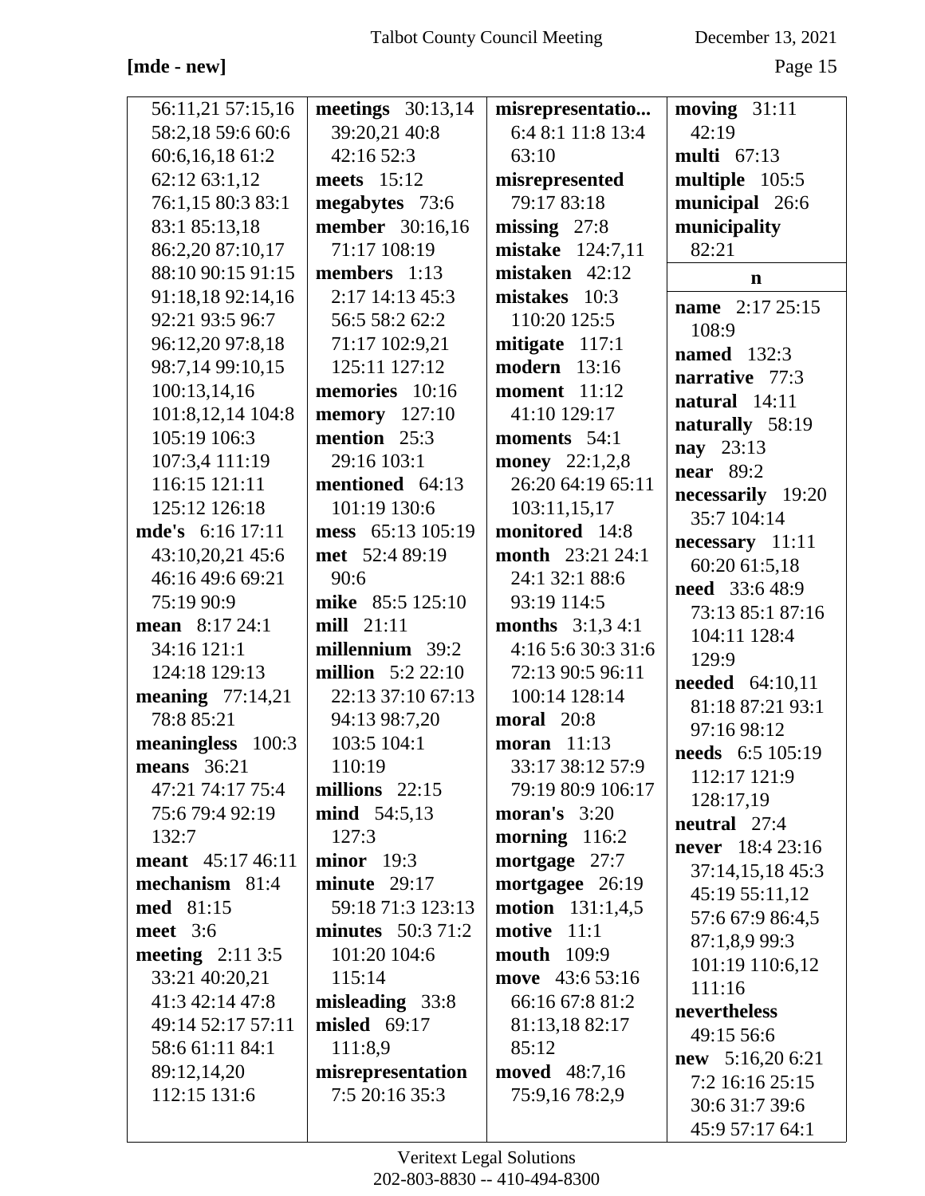**[mde - new]**

56:11,21 57:15,16 58:2,18 59:6 60:6 60:6,16,18 61:2 62:12 63:1,12 76:1,15 80:3 83:1 83:1 85:13,18 86:2,20 87:10,17 88:10 90:15 91:15 91:18,18 92:14,16 92:21 93:5 96:7 96:12,20 97:8,18 98:7,14 99:10,15 100:13,14,16 101:8,12,14 104:8 105:19 106:3 107:3,4 111:19 116:15 121:11 125:12 126:18

**mde's** 6:16 17:11 43:10,20,21 45:6 46:16 49:6 69:21 75:19 90:9

**mean** 8:17 24:1 34:16 121:1 124:18 129:13

**meaning** 77:14,21 78:8 85:21

**meaningless** 100:3

**means** 36:21 47:21 74:17 75:4 75:6 79:4 92:19 132:7

**meant** 45:17 46:11

**mechanism** 81:4

**med** 81:15

**meet** 3:6

**meeting** 2:11 3:5 33:21 40:20,21 41:3 42:14 47:8 49:14 52:17 57:11 58:6 61:11 84:1 89:12,14,20 112:15 131:6

**meetings** 30:13,14 39:20,21 40:8 42:16 52:3

**meets** 15:12

**megabytes** 73:6

**member** 30:16,16 71:17 108:19

**members** 1:13 2:17 14:13 45:3 56:5 58:2 62:2 71:17 102:9,21 125:11 127:12

**memories** 10:16

**memory** 127:10

**mention** 25:3 29:16 103:1

**mentioned** 64:13 101:19 130:6

**mess** 65:13 105:19

**met** 52:4 89:19 90:6

**mike** 85:5 125:10

**mill** 21:11

**millennium** 39:2

**million** 5:2 22:10 22:13 37:10 67:13 94:13 98:7,20 103:5 104:1 110:19

**millions** 22:15

**mind** 54:5,13 127:3

**minor** 19:3

**minute** 29:17 59:18 71:3 123:13

**minutes** 50:3 71:2 101:20 104:6 115:14

**misleading** 33:8

**misled** 69:17 111:8,9

**misrepresentation** 7:5 20:16 35:3

**misrepresentatio...** 6:4 8:1 11:8 13:4 63:10

**misrepresented** 79:17 83:18

**missing** 27:8

**mistake** 124:7,11

**mistaken** 42:12

**mistakes** 10:3 110:20 125:5

**mitigate** 117:1

**modern** 13:16

**moment** 11:12 41:10 129:17

**moments** 54:1

**money** 22:1,2,8 26:20 64:19 65:11 103:11,15,17

**monitored** 14:8

**month** 23:21 24:1 24:1 32:1 88:6 93:19 114:5

**months** 3:1,3 4:1 4:16 5:6 30:3 31:6 72:13 90:5 96:11 100:14 128:14

**moral** 20:8

**moran** 11:13 33:17 38:12 57:9 79:19 80:9 106:17

**moran's** 3:20

**morning** 116:2

**mortgage** 27:7

**mortgagee** 26:19

**motion** 131:1,4,5

**motive** 11:1

**mouth** 109:9

**move** 43:6 53:16 66:16 67:8 81:2 81:13,18 82:17 85:12

**moved** 48:7,16 75:9,16 78:2,9

**moving** 31:11 42:19

**multi** 67:13

**multiple** 105:5

**municipal** 26:6

**municipality** 82:21

**n**

**name** 2:17 25:15 108:9

**named** 132:3

**narrative** 77:3

**natural** 14:11

**naturally** 58:19

**nay** 23:13

**near** 89:2

**necessarily** 19:20 35:7 104:14

**necessary** 11:11 60:20 61:5,18

**need** 33:6 48:9 73:13 85:1 87:16 104:11 128:4 129:9

**needed** 64:10,11 81:18 87:21 93:1 97:16 98:12

**needs** 6:5 105:19 112:17 121:9 128:17,19

**neutral** 27:4

**never** 18:4 23:16 37:14,15,18 45:3 45:19 55:11,12 57:6 67:9 86:4,5 87:1,8,9 99:3 101:19 110:6,12 111:16

**nevertheless** 49:15 56:6

**new** 5:16,20 6:21 7:2 16:16 25:15 30:6 31:7 39:6 45:9 57:17 64:1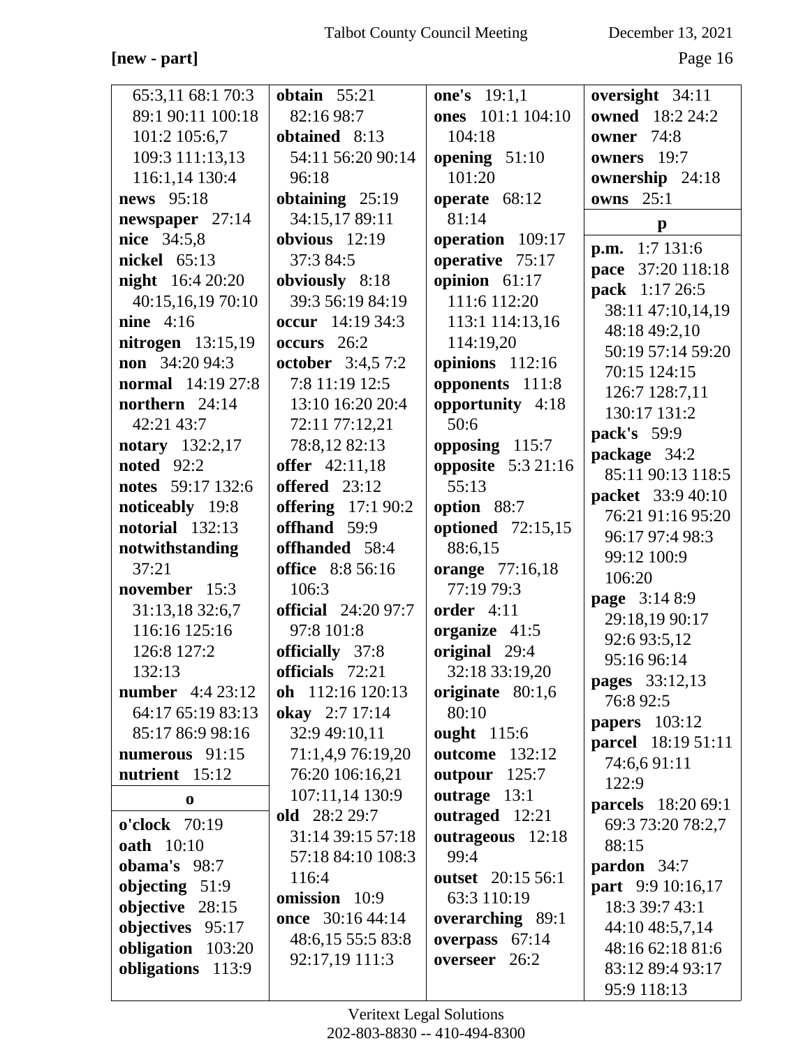**[new - part]**

65:3,11 68:1 70:3 89:1 90:11 100:18 101:2 105:6,7 109:3 111:13,13 116:1,14 130:4
**news** 95:18
**newspaper** 27:14
**nice** 34:5,8
**nickel** 65:13
**night** 16:4 20:20 40:15,16,19 70:10
**nine** 4:16
**nitrogen** 13:15,19
**non** 34:20 94:3
**normal** 14:19 27:8
**northern** 24:14 42:21 43:7
**notary** 132:2,17
**noted** 92:2
**notes** 59:17 132:6
**noticeably** 19:8
**notorial** 132:13
**notwithstanding** 37:21
**november** 15:3 31:13,18 32:6,7 116:16 125:16 126:8 127:2 132:13
**number** 4:4 23:12 64:17 65:19 83:13 85:17 86:9 98:16
**numerous** 91:15
**nutrient** 15:12

**o**

**o'clock** 70:19
**oath** 10:10
**obama's** 98:7
**objecting** 51:9
**objective** 28:15
**objectives** 95:17
**obligation** 103:20
**obligations** 113:9
**obtain** 55:21 82:16 98:7
**obtained** 8:13 54:11 56:20 90:14 96:18
**obtaining** 25:19 34:15,17 89:11
**obvious** 12:19 37:3 84:5
**obviously** 8:18 39:3 56:19 84:19
**occur** 14:19 34:3
**occurs** 26:2
**october** 3:4,5 7:2 7:8 11:19 12:5 13:10 16:20 20:4 72:11 77:12,21 78:8,12 82:13
**offer** 42:11,18
**offered** 23:12
**offering** 17:1 90:2
**offhand** 59:9
**offhanded** 58:4
**office** 8:8 56:16 106:3
**official** 24:20 97:7 97:8 101:8
**officially** 37:8
**officials** 72:21
**oh** 112:16 120:13
**okay** 2:7 17:14 32:9 49:10,11 71:1,4,9 76:19,20 76:20 106:16,21 107:11,14 130:9
**old** 28:2 29:7 31:14 39:15 57:18 57:18 84:10 108:3 116:4
**omission** 10:9
**once** 30:16 44:14 48:6,15 55:5 83:8 92:17,19 111:3
**one's** 19:1,1
**ones** 101:1 104:10 104:18
**opening** 51:10 101:20
**operate** 68:12 81:14
**operation** 109:17
**operative** 75:17
**opinion** 61:17 111:6 112:20 113:1 114:13,16 114:19,20
**opinions** 112:16
**opponents** 111:8
**opportunity** 4:18 50:6
**opposing** 115:7
**opposite** 5:3 21:16 55:13
**option** 88:7
**optioned** 72:15,15 88:6,15
**orange** 77:16,18 77:19 79:3
**order** 4:11
**organize** 41:5
**original** 29:4 32:18 33:19,20
**originate** 80:1,6 80:10
**ought** 115:6
**outcome** 132:12
**outpour** 125:7
**outrage** 13:1
**outraged** 12:21
**outrageous** 12:18 99:4
**outset** 20:15 56:1 63:3 110:19
**overarching** 89:1
**overpass** 67:14
**overseer** 26:2
**oversight** 34:11
**owned** 18:2 24:2
**owner** 74:8
**owners** 19:7
**ownership** 24:18
**owns** 25:1

**p**

**p.m.** 1:7 131:6
**pace** 37:20 118:18
**pack** 1:17 26:5 38:11 47:10,14,19 48:18 49:2,10 50:19 57:14 59:20 70:15 124:15 126:7 128:7,11 130:17 131:2
**pack's** 59:9
**package** 34:2 85:11 90:13 118:5
**packet** 33:9 40:10 76:21 91:16 95:20 96:17 97:4 98:3 99:12 100:9 106:20
**page** 3:14 8:9 29:18,19 90:17 92:6 93:5,12 95:16 96:14
**pages** 33:12,13 76:8 92:5
**papers** 103:12
**parcel** 18:19 51:11 74:6,6 91:11 122:9
**parcels** 18:20 69:1 69:3 73:20 78:2,7 88:15
**pardon** 34:7
**part** 9:9 10:16,17 18:3 39:7 43:1 44:10 48:5,7,14 48:16 62:18 81:6 83:12 89:4 93:17 95:9 118:13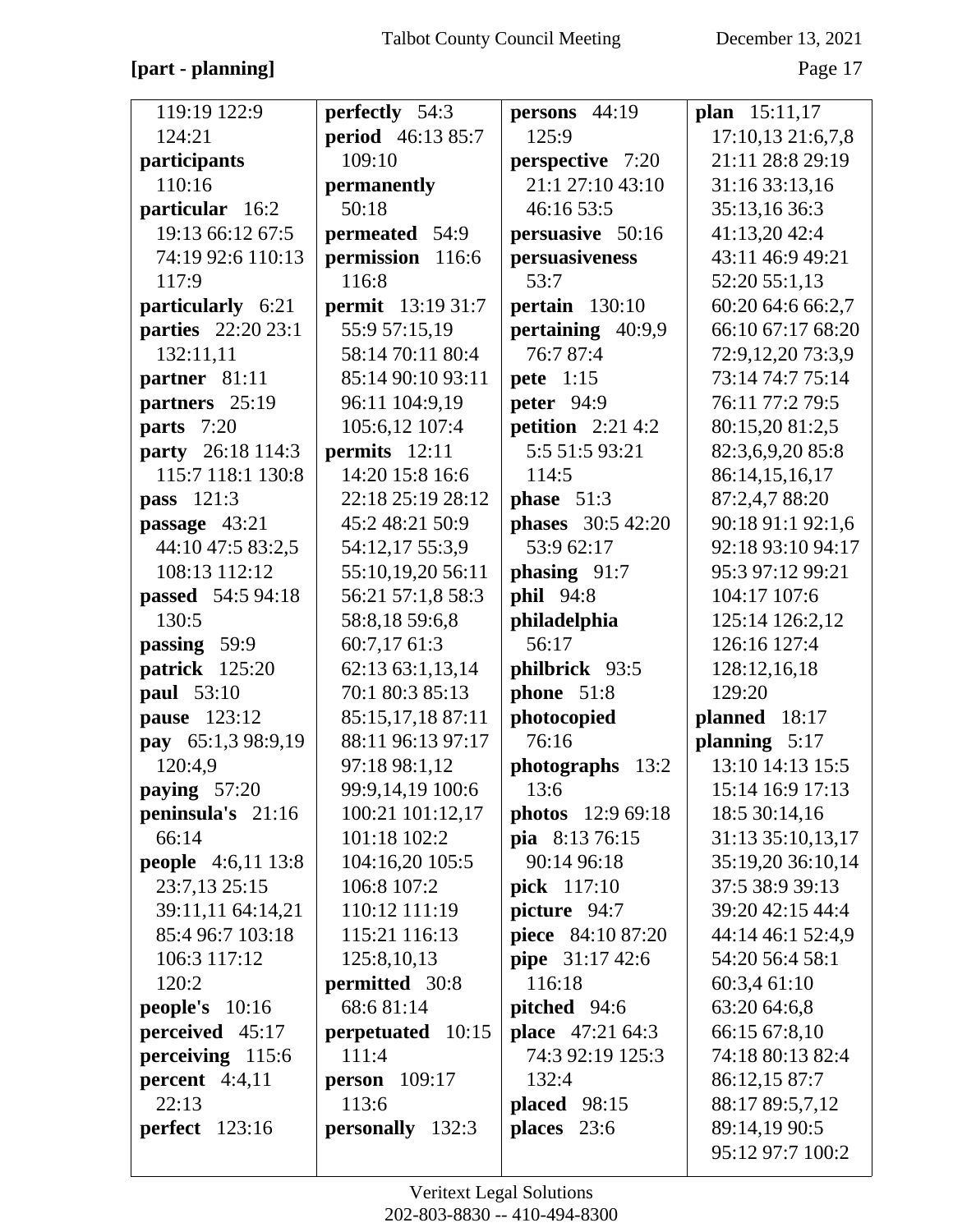**[part - planning]**

119:19 122:9
124:21
**participants**
110:16
**particular** 16:2
19:13 66:12 67:5
74:19 92:6 110:13
117:9
**particularly** 6:21
**parties** 22:20 23:1
132:11,11
**partner** 81:11
**partners** 25:19
**parts** 7:20
**party** 26:18 114:3
115:7 118:1 130:8
**pass** 121:3
**passage** 43:21
44:10 47:5 83:2,5
108:13 112:12
**passed** 54:5 94:18
130:5
**passing** 59:9
**patrick** 125:20
**paul** 53:10
**pause** 123:12
**pay** 65:1,3 98:9,19
120:4,9
**paying** 57:20
**peninsula's** 21:16
66:14
**people** 4:6,11 13:8
23:7,13 25:15
39:11,11 64:14,21
85:4 96:7 103:18
106:3 117:12
120:2
**people's** 10:16
**perceived** 45:17
**perceiving** 115:6
**percent** 4:4,11
22:13
**perfect** 123:16

**perfectly** 54:3
**period** 46:13 85:7
109:10
**permanently**
50:18
**permeated** 54:9
**permission** 116:6
116:8
**permit** 13:19 31:7
55:9 57:15,19
58:14 70:11 80:4
85:14 90:10 93:11
96:11 104:9,19
105:6,12 107:4
**permits** 12:11
14:20 15:8 16:6
22:18 25:19 28:12
45:2 48:21 50:9
54:12,17 55:3,9
55:10,19,20 56:11
56:21 57:1,8 58:3
58:8,18 59:6,8
60:7,17 61:3
62:13 63:1,13,14
70:1 80:3 85:13
85:15,17,18 87:11
88:11 96:13 97:17
97:18 98:1,12
99:9,14,19 100:6
100:21 101:12,17
101:18 102:2
104:16,20 105:5
106:8 107:2
110:12 111:19
115:21 116:13
125:8,10,13
**permitted** 30:8
68:6 81:14
**perpetuated** 10:15
111:4
**person** 109:17
113:6
**personally** 132:3

**persons** 44:19
125:9
**perspective** 7:20
21:1 27:10 43:10
46:16 53:5
**persuasive** 50:16
**persuasiveness**
53:7
**pertain** 130:10
**pertaining** 40:9,9
76:7 87:4
**pete** 1:15
**peter** 94:9
**petition** 2:21 4:2
5:5 51:5 93:21
114:5
**phase** 51:3
**phases** 30:5 42:20
53:9 62:17
**phasing** 91:7
**phil** 94:8
**philadelphia**
56:17
**philbrick** 93:5
**phone** 51:8
**photocopied**
76:16
**photographs** 13:2
13:6
**photos** 12:9 69:18
**pia** 8:13 76:15
90:14 96:18
**pick** 117:10
**picture** 94:7
**piece** 84:10 87:20
**pipe** 31:17 42:6
116:18
**pitched** 94:6
**place** 47:21 64:3
74:3 92:19 125:3
132:4
**placed** 98:15
**places** 23:6

**plan** 15:11,17
17:10,13 21:6,7,8
21:11 28:8 29:19
31:16 33:13,16
35:13,16 36:3
41:13,20 42:4
43:11 46:9 49:21
52:20 55:1,13
60:20 64:6 66:2,7
66:10 67:17 68:20
72:9,12,20 73:3,9
73:14 74:7 75:14
76:11 77:2 79:5
80:15,20 81:2,5
82:3,6,9,20 85:8
86:14,15,16,17
87:2,4,7 88:20
90:18 91:1 92:1,6
92:18 93:10 94:17
95:3 97:12 99:21
104:17 107:6
125:14 126:2,12
126:16 127:4
128:12,16,18
129:20
**planned** 18:17
**planning** 5:17
13:10 14:13 15:5
15:14 16:9 17:13
18:5 30:14,16
31:13 35:10,13,17
35:19,20 36:10,14
37:5 38:9 39:13
39:20 42:15 44:4
44:14 46:1 52:4,9
54:20 56:4 58:1
60:3,4 61:10
63:20 64:6,8
66:15 67:8,10
74:18 80:13 82:4
86:12,15 87:7
88:17 89:5,7,12
89:14,19 90:5
95:12 97:7 100:2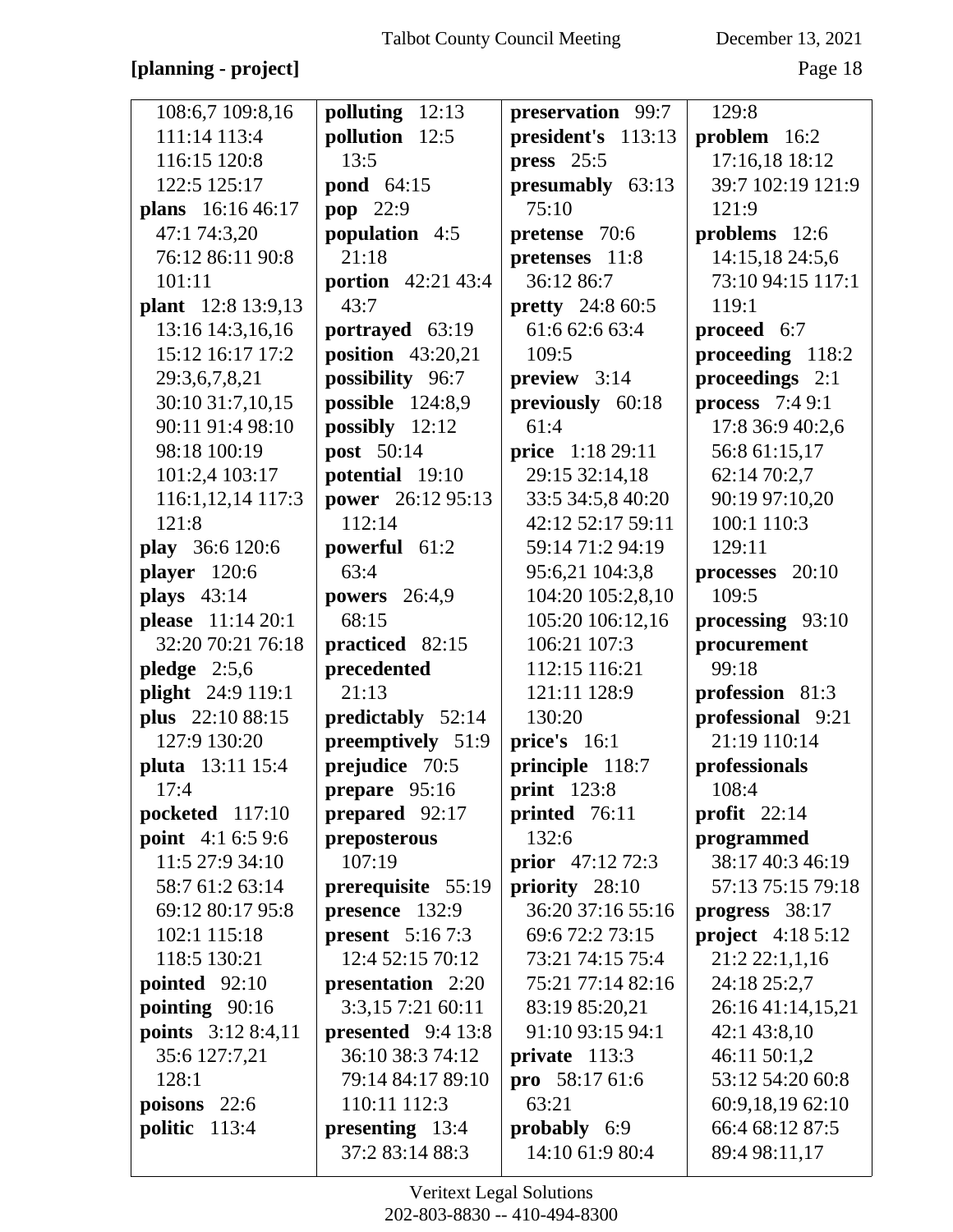**[planning - project]**

108:6,7 109:8,16 111:14 113:4 116:15 120:8 122:5 125:17
**plans** 16:16 46:17 47:1 74:3,20 76:12 86:11 90:8 101:11
**plant** 12:8 13:9,13 13:16 14:3,16,16 15:12 16:17 17:2 29:3,6,7,8,21 30:10 31:7,10,15 90:11 91:4 98:10 98:18 100:19 101:2,4 103:17 116:1,12,14 117:3 121:8
**play** 36:6 120:6
**player** 120:6
**plays** 43:14
**please** 11:14 20:1 32:20 70:21 76:18
**pledge** 2:5,6
**plight** 24:9 119:1
**plus** 22:10 88:15 127:9 130:20
**pluta** 13:11 15:4 17:4
**pocketed** 117:10
**point** 4:1 6:5 9:6 11:5 27:9 34:10 58:7 61:2 63:14 69:12 80:17 95:8 102:1 115:18 118:5 130:21
**pointed** 92:10
**pointing** 90:16
**points** 3:12 8:4,11 35:6 127:7,21 128:1
**poisons** 22:6
**politic** 113:4

**polluting** 12:13
**pollution** 12:5 13:5
**pond** 64:15
**pop** 22:9
**population** 4:5 21:18
**portion** 42:21 43:4 43:7
**portrayed** 63:19
**position** 43:20,21
**possibility** 96:7
**possible** 124:8,9
**possibly** 12:12
**post** 50:14
**potential** 19:10
**power** 26:12 95:13 112:14
**powerful** 61:2 63:4
**powers** 26:4,9 68:15
**practiced** 82:15
**precedented** 21:13
**predictably** 52:14
**preemptively** 51:9
**prejudice** 70:5
**prepare** 95:16
**prepared** 92:17
**preposterous** 107:19
**prerequisite** 55:19
**presence** 132:9
**present** 5:16 7:3 12:4 52:15 70:12
**presentation** 2:20 3:3,15 7:21 60:11
**presented** 9:4 13:8 36:10 38:3 74:12 79:14 84:17 89:10 110:11 112:3
**presenting** 13:4 37:2 83:14 88:3

**preservation** 99:7
**president's** 113:13
**press** 25:5
**presumably** 63:13 75:10
**pretense** 70:6
**pretenses** 11:8 36:12 86:7
**pretty** 24:8 60:5 61:6 62:6 63:4 109:5
**preview** 3:14
**previously** 60:18 61:4
**price** 1:18 29:11 29:15 32:14,18 33:5 34:5,8 40:20 42:12 52:17 59:11 59:14 71:2 94:19 95:6,21 104:3,8 104:20 105:2,8,10 105:20 106:12,16 106:21 107:3 112:15 116:21 121:11 128:9 130:20
**price's** 16:1
**principle** 118:7
**print** 123:8
**printed** 76:11 132:6
**prior** 47:12 72:3
**priority** 28:10 36:20 37:16 55:16 69:6 72:2 73:15 73:21 74:15 75:4 75:21 77:14 82:16 83:19 85:20,21 91:10 93:15 94:1
**private** 113:3
**pro** 58:17 61:6 63:21
**probably** 6:9 14:10 61:9 80:4

129:8
**problem** 16:2 17:16,18 18:12 39:7 102:19 121:9 121:9
**problems** 12:6 14:15,18 24:5,6 73:10 94:15 117:1 119:1
**proceed** 6:7
**proceeding** 118:2
**proceedings** 2:1
**process** 7:4 9:1 17:8 36:9 40:2,6 56:8 61:15,17 62:14 70:2,7 90:19 97:10,20 100:1 110:3 129:11
**processes** 20:10 109:5
**processing** 93:10
**procurement** 99:18
**profession** 81:3
**professional** 9:21 21:19 110:14
**professionals** 108:4
**profit** 22:14
**programmed** 38:17 40:3 46:19 57:13 75:15 79:18
**progress** 38:17
**project** 4:18 5:12 21:2 22:1,1,16 24:18 25:2,7 26:16 41:14,15,21 42:1 43:8,10 46:11 50:1,2 53:12 54:20 60:8 60:9,18,19 62:10 66:4 68:12 87:5 89:4 98:11,17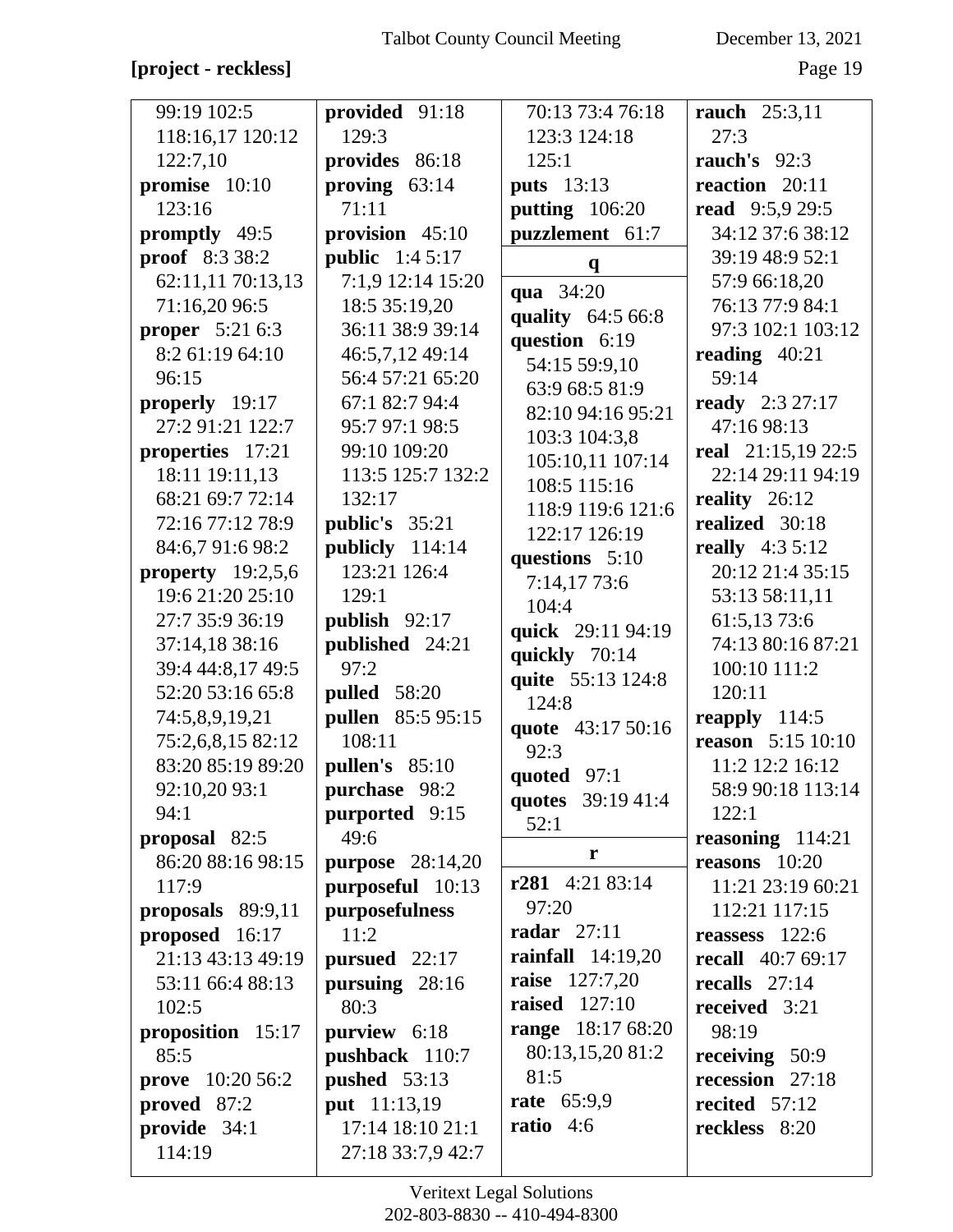**[project - reckless]**

99:19 102:5 118:16,17 120:12 122:7,10
**promise** 10:10 123:16
**promptly** 49:5
**proof** 8:3 38:2 62:11,11 70:13,13 71:16,20 96:5
**proper** 5:21 6:3 8:2 61:19 64:10 96:15
**properly** 19:17 27:2 91:21 122:7
**properties** 17:21 18:11 19:11,13 68:21 69:7 72:14 72:16 77:12 78:9 84:6,7 91:6 98:2
**property** 19:2,5,6 19:6 21:20 25:10 27:7 35:9 36:19 37:14,18 38:16 39:4 44:8,17 49:5 52:20 53:16 65:8 74:5,8,9,19,21 75:2,6,8,15 82:12 83:20 85:19 89:20 92:10,20 93:1 94:1
**proposal** 82:5 86:20 88:16 98:15 117:9
**proposals** 89:9,11
**proposed** 16:17 21:13 43:13 49:19 53:11 66:4 88:13 102:5
**proposition** 15:17 85:5
**prove** 10:20 56:2
**proved** 87:2
**provide** 34:1 114:19
**provided** 91:18 129:3
**provides** 86:18
**proving** 63:14 71:11
**provision** 45:10
**public** 1:4 5:17 7:1,9 12:14 15:20 18:5 35:19,20 36:11 38:9 39:14 46:5,7,12 49:14 56:4 57:21 65:20 67:1 82:7 94:4 95:7 97:1 98:5 99:10 109:20 113:5 125:7 132:2 132:17
**public's** 35:21
**publicly** 114:14 123:21 126:4 129:1
**publish** 92:17
**published** 24:21 97:2
**pulled** 58:20
**pullen** 85:5 95:15 108:11
**pullen's** 85:10
**purchase** 98:2
**purported** 9:15 49:6
**purpose** 28:14,20
**purposeful** 10:13
**purposefulness** 11:2
**pursued** 22:17
**pursuing** 28:16 80:3
**purview** 6:18
**pushback** 110:7
**pushed** 53:13
**put** 11:13,19 17:14 18:10 21:1 27:18 33:7,9 42:7 70:13 73:4 76:18 123:3 124:18 125:1
**puts** 13:13
**putting** 106:20
**puzzlement** 61:7

**q**

**qua** 34:20
**quality** 64:5 66:8
**question** 6:19 54:15 59:9,10 63:9 68:5 81:9 82:10 94:16 95:21 103:3 104:3,8 105:10,11 107:14 108:5 115:16 118:9 119:6 121:6 122:17 126:19
**questions** 5:10 7:14,17 73:6 104:4
**quick** 29:11 94:19
**quickly** 70:14
**quite** 55:13 124:8 124:8
**quote** 43:17 50:16 92:3
**quoted** 97:1
**quotes** 39:19 41:4 52:1

**r**

**r281** 4:21 83:14 97:20
**radar** 27:11
**rainfall** 14:19,20
**raise** 127:7,20
**raised** 127:10
**range** 18:17 68:20 80:13,15,20 81:2 81:5
**rate** 65:9,9
**ratio** 4:6
**rauch** 25:3,11 27:3
**rauch's** 92:3
**reaction** 20:11
**read** 9:5,9 29:5 34:12 37:6 38:12 39:19 48:9 52:1 57:9 66:18,20 76:13 77:9 84:1 97:3 102:1 103:12
**reading** 40:21 59:14
**ready** 2:3 27:17 47:16 98:13
**real** 21:15,19 22:5 22:14 29:11 94:19
**reality** 26:12
**realized** 30:18
**really** 4:3 5:12 20:12 21:4 35:15 53:13 58:11,11 61:5,13 73:6 74:13 80:16 87:21 100:10 111:2 120:11
**reapply** 114:5
**reason** 5:15 10:10 11:2 12:2 16:12 58:9 90:18 113:14 122:1
**reasoning** 114:21
**reasons** 10:20 11:21 23:19 60:21 112:21 117:15
**reassess** 122:6
**recall** 40:7 69:17
**recalls** 27:14
**received** 3:21 98:19
**receiving** 50:9
**recession** 27:18
**recited** 57:12
**reckless** 8:20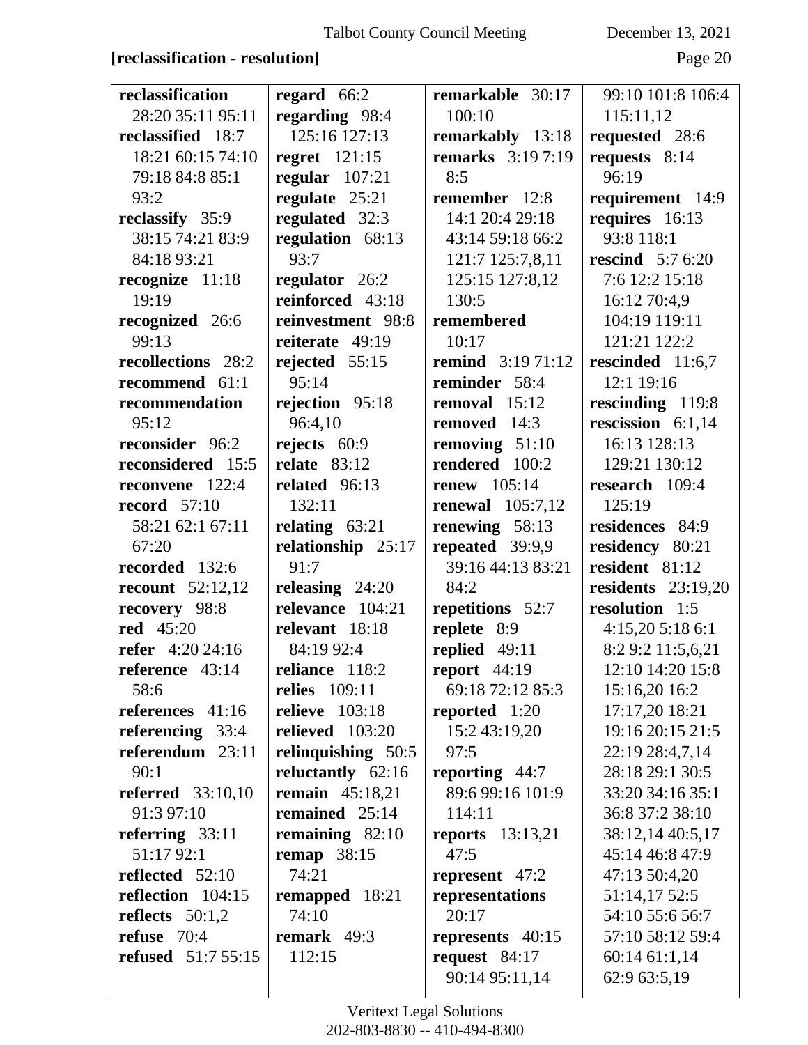**[reclassification - resolution]**

**reclassification** 28:20 35:11 95:11
**reclassified** 18:7 18:21 60:15 74:10 79:18 84:8 85:1 93:2
**reclassify** 35:9 38:15 74:21 83:9 84:18 93:21
**recognize** 11:18 19:19
**recognized** 26:6 99:13
**recollections** 28:2
**recommend** 61:1
**recommendation** 95:12
**reconsider** 96:2
**reconsidered** 15:5
**reconvene** 122:4
**record** 57:10 58:21 62:1 67:11 67:20
**recorded** 132:6
**recount** 52:12,12
**recovery** 98:8
**red** 45:20
**refer** 4:20 24:16
**reference** 43:14 58:6
**references** 41:16
**referencing** 33:4
**referendum** 23:11 90:1
**referred** 33:10,10 91:3 97:10
**referring** 33:11 51:17 92:1
**reflected** 52:10
**reflection** 104:15
**reflects** 50:1,2
**refuse** 70:4
**refused** 51:7 55:15
**regard** 66:2
**regarding** 98:4 125:16 127:13
**regret** 121:15
**regular** 107:21
**regulate** 25:21
**regulated** 32:3
**regulation** 68:13 93:7
**regulator** 26:2
**reinforced** 43:18
**reinvestment** 98:8
**reiterate** 49:19
**rejected** 55:15 95:14
**rejection** 95:18 96:4,10
**rejects** 60:9
**relate** 83:12
**related** 96:13 132:11
**relating** 63:21
**relationship** 25:17 91:7
**releasing** 24:20
**relevance** 104:21
**relevant** 18:18 84:19 92:4
**reliance** 118:2
**relies** 109:11
**relieve** 103:18
**relieved** 103:20
**relinquishing** 50:5
**reluctantly** 62:16
**remain** 45:18,21
**remained** 25:14
**remaining** 82:10
**remap** 38:15 74:21
**remapped** 18:21 74:10
**remark** 49:3 112:15
**remarkable** 30:17 100:10
**remarkably** 13:18
**remarks** 3:19 7:19 8:5
**remember** 12:8 14:1 20:4 29:18 43:14 59:18 66:2 121:7 125:7,8,11 125:15 127:8,12 130:5
**remembered** 10:17
**remind** 3:19 71:12
**reminder** 58:4
**removal** 15:12
**removed** 14:3
**removing** 51:10
**rendered** 100:2
**renew** 105:14
**renewal** 105:7,12
**renewing** 58:13
**repeated** 39:9,9 39:16 44:13 83:21 84:2
**repetitions** 52:7
**replete** 8:9
**replied** 49:11
**report** 44:19 69:18 72:12 85:3
**reported** 1:20 15:2 43:19,20 97:5
**reporting** 44:7 89:6 99:16 101:9 114:11
**reports** 13:13,21 47:5
**represent** 47:2
**representations** 20:17
**represents** 40:15
**request** 84:17 90:14 95:11,14 99:10 101:8 106:4 115:11,12
**requested** 28:6
**requests** 8:14 96:19
**requirement** 14:9
**requires** 16:13 93:8 118:1
**rescind** 5:7 6:20 7:6 12:2 15:18 16:12 70:4,9 104:19 119:11 121:21 122:2
**rescinded** 11:6,7 12:1 19:16
**rescinding** 119:8
**rescission** 6:1,14 16:13 128:13 129:21 130:12
**research** 109:4 125:19
**residences** 84:9
**residency** 80:21
**resident** 81:12
**residents** 23:19,20
**resolution** 1:5 4:15,20 5:18 6:1 8:2 9:2 11:5,6,21 12:10 14:20 15:8 15:16,20 16:2 17:17,20 18:21 19:16 20:15 21:5 22:19 28:4,7,14 28:18 29:1 30:5 33:20 34:16 35:1 36:8 37:2 38:10 38:12,14 40:5,17 45:14 46:8 47:9 47:13 50:4,20 51:14,17 52:5 54:10 55:6 56:7 57:10 58:12 59:4 60:14 61:1,14 62:9 63:5,19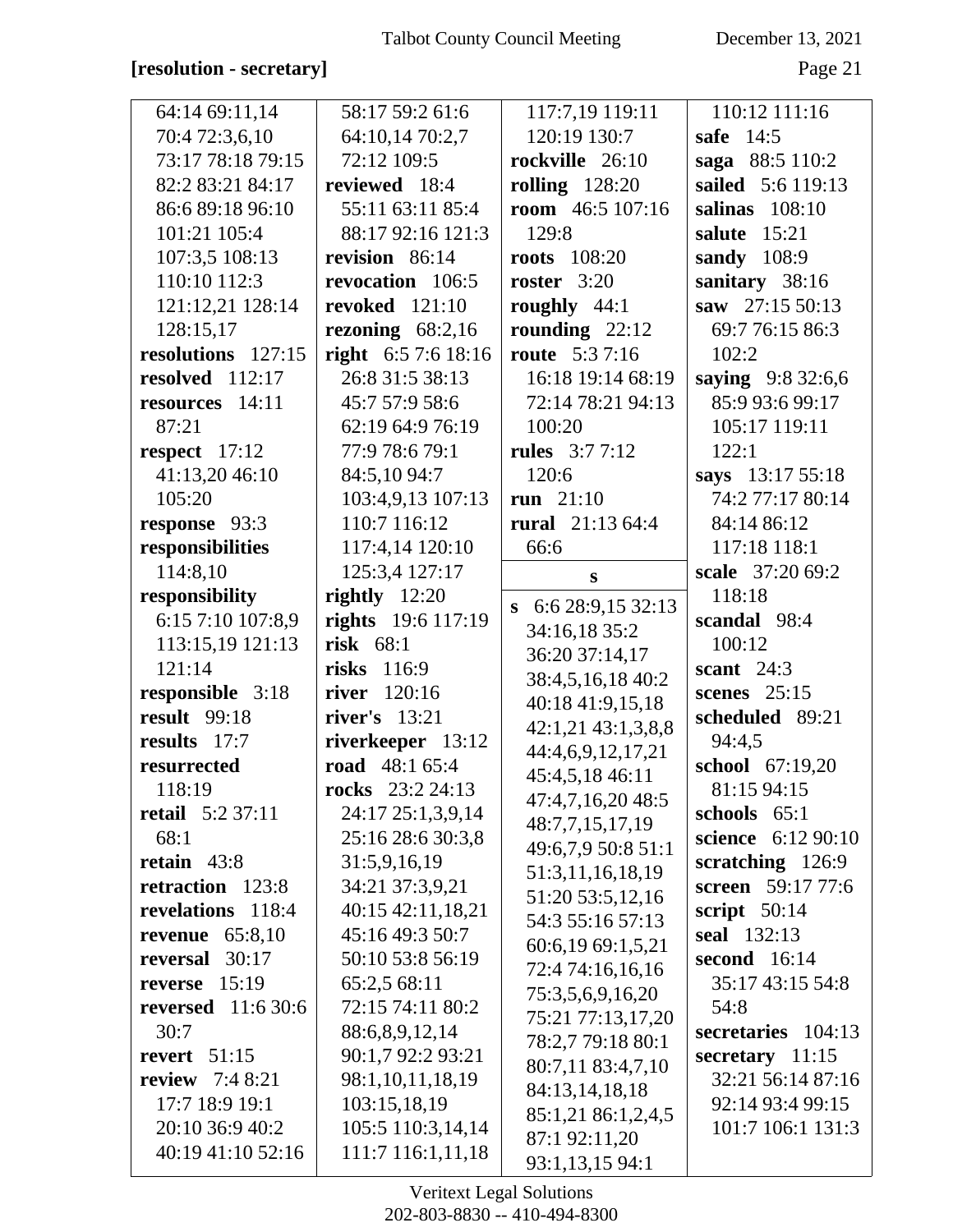**[resolution - secretary]**

64:14 69:11,14
70:4 72:3,6,10
73:17 78:18 79:15
82:2 83:21 84:17
86:6 89:18 96:10
101:21 105:4
107:3,5 108:13
110:10 112:3
121:12,21 128:14
128:15,17
**resolutions** 127:15
**resolved** 112:17
**resources** 14:11
87:21
**respect** 17:12
41:13,20 46:10
105:20
**response** 93:3
**responsibilities**
114:8,10
**responsibility**
6:15 7:10 107:8,9
113:15,19 121:13
121:14
**responsible** 3:18
**result** 99:18
**results** 17:7
**resurrected**
118:19
**retail** 5:2 37:11
68:1
**retain** 43:8
**retraction** 123:8
**revelations** 118:4
**revenue** 65:8,10
**reversal** 30:17
**reverse** 15:19
**reversed** 11:6 30:6
30:7
**revert** 51:15
**review** 7:4 8:21
17:7 18:9 19:1
20:10 36:9 40:2
40:19 41:10 52:16
58:17 59:2 61:6
64:10,14 70:2,7
72:12 109:5
**reviewed** 18:4
55:11 63:11 85:4
88:17 92:16 121:3
**revision** 86:14
**revocation** 106:5
**revoked** 121:10
**rezoning** 68:2,16
**right** 6:5 7:6 18:16
26:8 31:5 38:13
45:7 57:9 58:6
62:19 64:9 76:19
77:9 78:6 79:1
84:5,10 94:7
103:4,9,13 107:13
110:7 116:12
117:4,14 120:10
125:3,4 127:17
**rightly** 12:20
**rights** 19:6 117:19
**risk** 68:1
**risks** 116:9
**river** 120:16
**river's** 13:21
**riverkeeper** 13:12
**road** 48:1 65:4
**rocks** 23:2 24:13
24:17 25:1,3,9,14
25:16 28:6 30:3,8
31:5,9,16,19
34:21 37:3,9,21
40:15 42:11,18,21
45:16 49:3 50:7
50:10 53:8 56:19
65:2,5 68:11
72:15 74:11 80:2
88:6,8,9,12,14
90:1,7 92:2 93:21
98:1,10,11,18,19
103:15,18,19
105:5 110:3,14,14
111:7 116:1,11,18
117:7,19 119:11
120:19 130:7
**rockville** 26:10
**rolling** 128:20
**room** 46:5 107:16
129:8
**roots** 108:20
**roster** 3:20
**roughly** 44:1
**rounding** 22:12
**route** 5:3 7:16
16:18 19:14 68:19
72:14 78:21 94:13
100:20
**rules** 3:7 7:12
120:6
**run** 21:10
**rural** 21:13 64:4
66:6

**s**

**s** 6:6 28:9,15 32:13
34:16,18 35:2
36:20 37:14,17
38:4,5,16,18 40:2
40:18 41:9,15,18
42:1,21 43:1,3,8,8
44:4,6,9,12,17,21
45:4,5,18 46:11
47:4,7,16,20 48:5
48:7,7,15,17,19
49:6,7,9 50:8 51:1
51:3,11,16,18,19
51:20 53:5,12,16
54:3 55:16 57:13
60:6,19 69:1,5,21
72:4 74:16,16,16
75:3,5,6,9,16,20
75:21 77:13,17,20
78:2,7 79:18 80:1
80:7,11 83:4,7,10
84:13,14,18,18
85:1,21 86:1,2,4,5
87:1 92:11,20
93:1,13,15 94:1
110:12 111:16
**safe** 14:5
**saga** 88:5 110:2
**sailed** 5:6 119:13
**salinas** 108:10
**salute** 15:21
**sandy** 108:9
**sanitary** 38:16
**saw** 27:15 50:13
69:7 76:15 86:3
102:2
**saying** 9:8 32:6,6
85:9 93:6 99:17
105:17 119:11
122:1
**says** 13:17 55:18
74:2 77:17 80:14
84:14 86:12
117:18 118:1
**scale** 37:20 69:2
118:18
**scandal** 98:4
100:12
**scant** 24:3
**scenes** 25:15
**scheduled** 89:21
94:4,5
**school** 67:19,20
81:15 94:15
**schools** 65:1
**science** 6:12 90:10
**scratching** 126:9
**screen** 59:17 77:6
**script** 50:14
**seal** 132:13
**second** 16:14
35:17 43:15 54:8
54:8
**secretaries** 104:13
**secretary** 11:15
32:21 56:14 87:16
92:14 93:4 99:15
101:7 106:1 131:3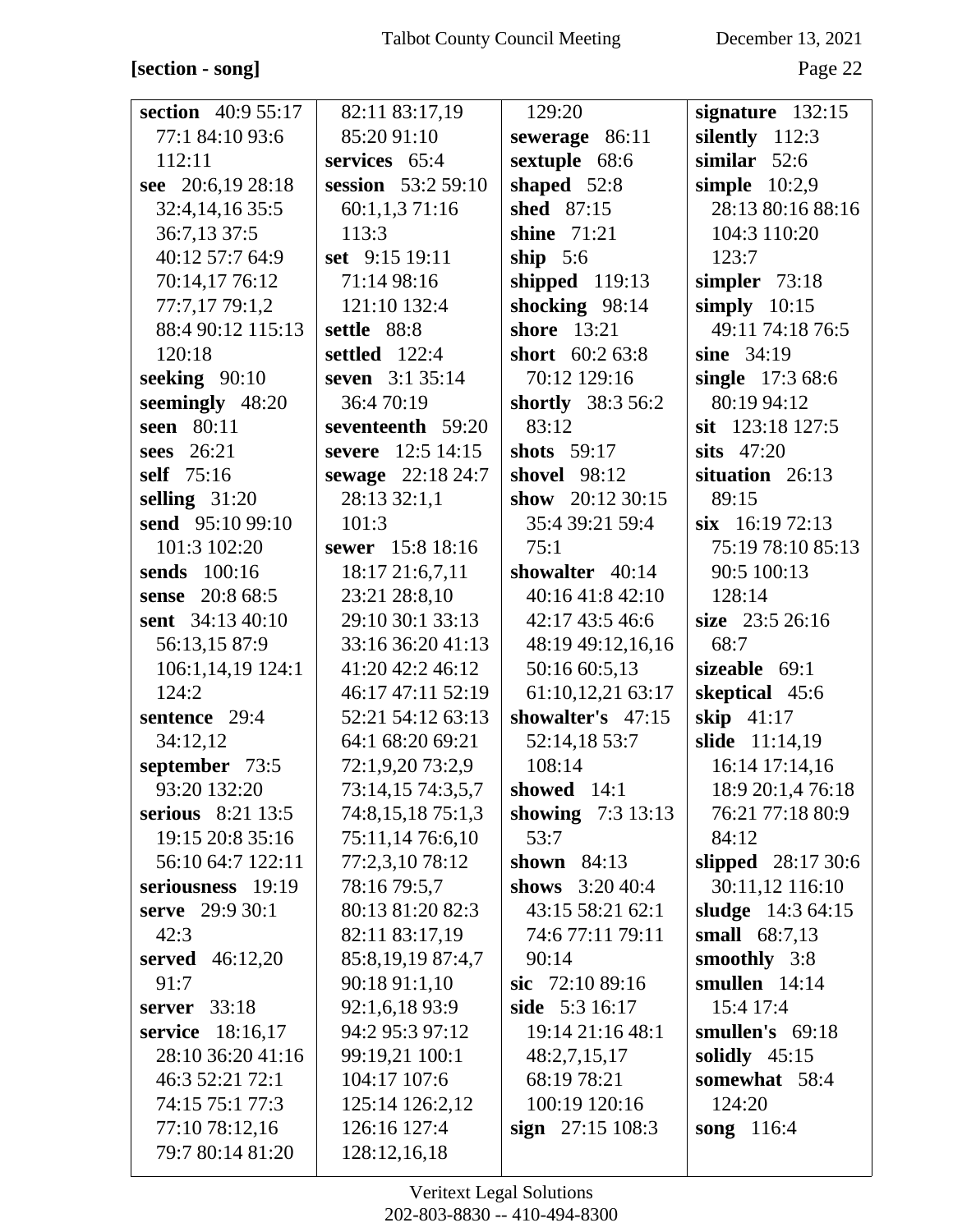**[section - song]**

**section** 40:9 55:17 77:1 84:10 93:6 112:11
**see** 20:6,19 28:18 32:4,14,16 35:5 36:7,13 37:5 40:12 57:7 64:9 70:14,17 76:12 77:7,17 79:1,2 88:4 90:12 115:13 120:18
**seeking** 90:10
**seemingly** 48:20
**seen** 80:11
**sees** 26:21
**self** 75:16
**selling** 31:20
**send** 95:10 99:10 101:3 102:20
**sends** 100:16
**sense** 20:8 68:5
**sent** 34:13 40:10 56:13,15 87:9 106:1,14,19 124:1 124:2
**sentence** 29:4 34:12,12
**september** 73:5 93:20 132:20
**serious** 8:21 13:5 19:15 20:8 35:16 56:10 64:7 122:11
**seriousness** 19:19
**serve** 29:9 30:1 42:3
**served** 46:12,20 91:7
**server** 33:18
**service** 18:16,17 28:10 36:20 41:16 46:3 52:21 72:1 74:15 75:1 77:3 77:10 78:12,16 79:7 80:14 81:20 82:11 83:17,19 85:20 91:10
**services** 65:4
**session** 53:2 59:10 60:1,1,3 71:16 113:3
**set** 9:15 19:11 71:14 98:16 121:10 132:4
**settle** 88:8
**settled** 122:4
**seven** 3:1 35:14 36:4 70:19
**seventeenth** 59:20
**severe** 12:5 14:15
**sewage** 22:18 24:7 28:13 32:1,1 101:3
**sewer** 15:8 18:16 18:17 21:6,7,11 23:21 28:8,10 29:10 30:1 33:13 33:16 36:20 41:13 41:20 42:2 46:12 46:17 47:11 52:19 52:21 54:12 63:13 64:1 68:20 69:21 72:1,9,20 73:2,9 73:14,15 74:3,5,7 74:8,15,18 75:1,3 75:11,14 76:6,10 77:2,3,10 78:12 78:16 79:5,7 80:13 81:20 82:3 82:11 83:17,19 85:8,19,19 87:4,7 90:18 91:1,10 92:1,6,18 93:9 94:2 95:3 97:12 99:19,21 100:1 104:17 107:6 125:14 126:2,12 126:16 127:4 128:12,16,18 129:20
**sewerage** 86:11
**sextuple** 68:6
**shaped** 52:8
**shed** 87:15
**shine** 71:21
**ship** 5:6
**shipped** 119:13
**shocking** 98:14
**shore** 13:21
**short** 60:2 63:8 70:12 129:16
**shortly** 38:3 56:2 83:12
**shots** 59:17
**shovel** 98:12
**show** 20:12 30:15 35:4 39:21 59:4 75:1
**showalter** 40:14 40:16 41:8 42:10 42:17 43:5 46:6 48:19 49:12,16,16 50:16 60:5,13 61:10,12,21 63:17
**showalter's** 47:15 52:14,18 53:7 108:14
**showed** 14:1
**showing** 7:3 13:13 53:7
**shown** 84:13
**shows** 3:20 40:4 43:15 58:21 62:1 74:6 77:11 79:11 90:14
**sic** 72:10 89:16
**side** 5:3 16:17 19:14 21:16 48:1 48:2,7,15,17 68:19 78:21 100:19 120:16
**sign** 27:15 108:3
**signature** 132:15
**silently** 112:3
**similar** 52:6
**simple** 10:2,9 28:13 80:16 88:16 104:3 110:20 123:7
**simpler** 73:18
**simply** 10:15 49:11 74:18 76:5
**sine** 34:19
**single** 17:3 68:6 80:19 94:12
**sit** 123:18 127:5
**sits** 47:20
**situation** 26:13 89:15
**six** 16:19 72:13 75:19 78:10 85:13 90:5 100:13 128:14
**size** 23:5 26:16 68:7
**sizeable** 69:1
**skeptical** 45:6
**skip** 41:17
**slide** 11:14,19 16:14 17:14,16 18:9 20:1,4 76:18 76:21 77:18 80:9 84:12
**slipped** 28:17 30:6 30:11,12 116:10
**sludge** 14:3 64:15
**small** 68:7,13
**smoothly** 3:8
**smullen** 14:14 15:4 17:4
**smullen's** 69:18
**solidly** 45:15
**somewhat** 58:4 124:20
**song** 116:4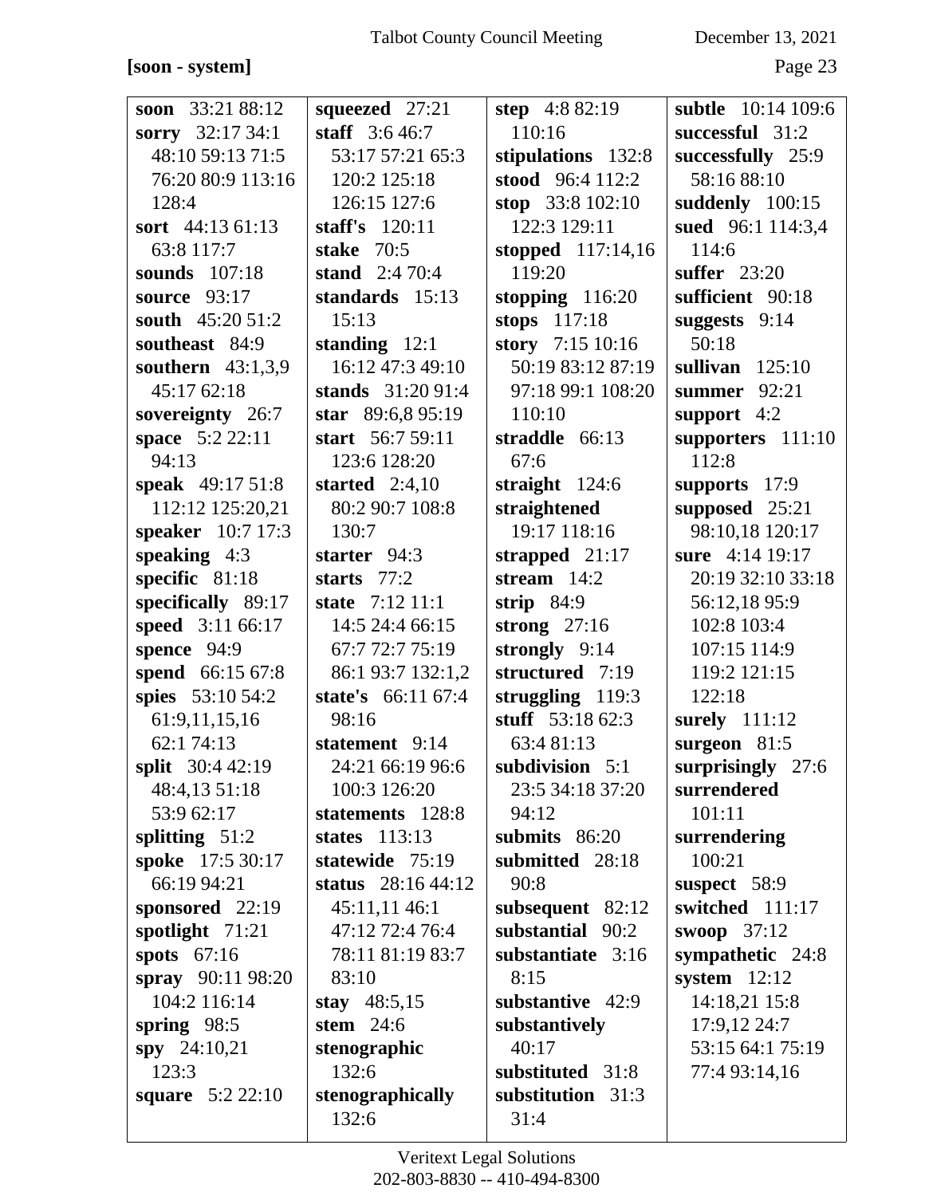**[soon - system]**

**soon** 33:21 88:12
**sorry** 32:17 34:1 48:10 59:13 71:5 76:20 80:9 113:16 128:4
**sort** 44:13 61:13 63:8 117:7
**sounds** 107:18
**source** 93:17
**south** 45:20 51:2
**southeast** 84:9
**southern** 43:1,3,9 45:17 62:18
**sovereignty** 26:7
**space** 5:2 22:11 94:13
**speak** 49:17 51:8 112:12 125:20,21
**speaker** 10:7 17:3
**speaking** 4:3
**specific** 81:18
**specifically** 89:17
**speed** 3:11 66:17
**spence** 94:9
**spend** 66:15 67:8
**spies** 53:10 54:2 61:9,11,15,16 62:1 74:13
**split** 30:4 42:19 48:4,13 51:18 53:9 62:17
**splitting** 51:2
**spoke** 17:5 30:17 66:19 94:21
**sponsored** 22:19
**spotlight** 71:21
**spots** 67:16
**spray** 90:11 98:20 104:2 116:14
**spring** 98:5
**spy** 24:10,21 123:3
**square** 5:2 22:10

**squeezed** 27:21
**staff** 3:6 46:7 53:17 57:21 65:3 120:2 125:18 126:15 127:6
**staff's** 120:11
**stake** 70:5
**stand** 2:4 70:4
**standards** 15:13 15:13
**standing** 12:1 16:12 47:3 49:10
**stands** 31:20 91:4
**star** 89:6,8 95:19
**start** 56:7 59:11 123:6 128:20
**started** 2:4,10 80:2 90:7 108:8 130:7
**starter** 94:3
**starts** 77:2
**state** 7:12 11:1 14:5 24:4 66:15 67:7 72:7 75:19 86:1 93:7 132:1,2
**state's** 66:11 67:4 98:16
**statement** 9:14 24:21 66:19 96:6 100:3 126:20
**statements** 128:8
**states** 113:13
**statewide** 75:19
**status** 28:16 44:12 45:11,11 46:1 47:12 72:4 76:4 78:11 81:19 83:7 83:10
**stay** 48:5,15
**stem** 24:6
**stenographic** 132:6
**stenographically** 132:6

**step** 4:8 82:19 110:16
**stipulations** 132:8
**stood** 96:4 112:2
**stop** 33:8 102:10 122:3 129:11
**stopped** 117:14,16 119:20
**stopping** 116:20
**stops** 117:18
**story** 7:15 10:16 50:19 83:12 87:19 97:18 99:1 108:20 110:10
**straddle** 66:13 67:6
**straight** 124:6
**straightened** 19:17 118:16
**strapped** 21:17
**stream** 14:2
**strip** 84:9
**strong** 27:16
**strongly** 9:14
**structured** 7:19
**struggling** 119:3
**stuff** 53:18 62:3 63:4 81:13
**subdivision** 5:1 23:5 34:18 37:20 94:12
**submits** 86:20
**submitted** 28:18 90:8
**subsequent** 82:12
**substantial** 90:2
**substantiate** 3:16 8:15
**substantive** 42:9
**substantively** 40:17
**substituted** 31:8
**substitution** 31:3 31:4

**subtle** 10:14 109:6
**successful** 31:2
**successfully** 25:9 58:16 88:10
**suddenly** 100:15
**sued** 96:1 114:3,4 114:6
**suffer** 23:20
**sufficient** 90:18
**suggests** 9:14 50:18
**sullivan** 125:10
**summer** 92:21
**support** 4:2
**supporters** 111:10 112:8
**supports** 17:9
**supposed** 25:21 98:10,18 120:17
**sure** 4:14 19:17 20:19 32:10 33:18 56:12,18 95:9 102:8 103:4 107:15 114:9 119:2 121:15 122:18
**surely** 111:12
**surgeon** 81:5
**surprisingly** 27:6
**surrendered** 101:11
**surrendering** 100:21
**suspect** 58:9
**switched** 111:17
**swoop** 37:12
**sympathetic** 24:8
**system** 12:12 14:18,21 15:8 17:9,12 24:7 53:15 64:1 75:19 77:4 93:14,16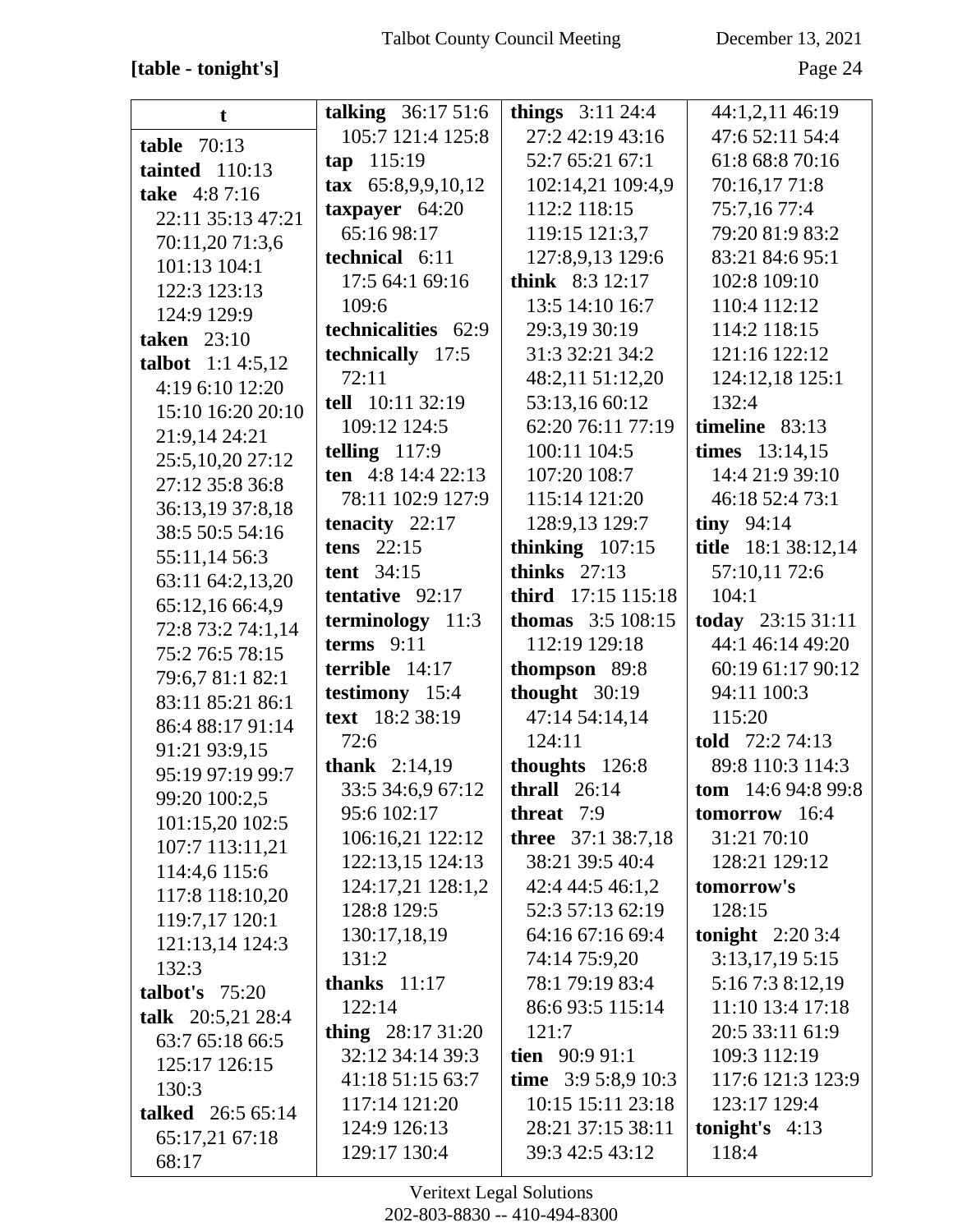**[table - tonight's]**

**t**

**table** 70:13
**tainted** 110:13
**take** 4:8 7:16 22:11 35:13 47:21 70:11,20 71:3,6 101:13 104:1 122:3 123:13 124:9 129:9
**taken** 23:10
**talbot** 1:1 4:5,12 4:19 6:10 12:20 15:10 16:20 20:10 21:9,14 24:21 25:5,10,20 27:12 27:12 35:8 36:8 36:13,19 37:8,18 38:5 50:5 54:16 55:11,14 56:3 63:11 64:2,13,20 65:12,16 66:4,9 72:8 73:2 74:1,14 75:2 76:5 78:15 79:6,7 81:1 82:1 83:11 85:21 86:1 86:4 88:17 91:14 91:21 93:9,15 95:19 97:19 99:7 99:20 100:2,5 101:15,20 102:5 107:7 113:11,21 114:4,6 115:6 117:8 118:10,20 119:7,17 120:1 121:13,14 124:3 132:3
**talbot's** 75:20
**talk** 20:5,21 28:4 63:7 65:18 66:5 125:17 126:15 130:3
**talked** 26:5 65:14 65:17,21 67:18 68:17
**talking** 36:17 51:6 105:7 121:4 125:8
**tap** 115:19
**tax** 65:8,9,9,10,12
**taxpayer** 64:20 65:16 98:17
**technical** 6:11 17:5 64:1 69:16 109:6
**technicalities** 62:9
**technically** 17:5 72:11
**tell** 10:11 32:19 109:12 124:5
**telling** 117:9
**ten** 4:8 14:4 22:13 78:11 102:9 127:9
**tenacity** 22:17
**tens** 22:15
**tent** 34:15
**tentative** 92:17
**terminology** 11:3
**terms** 9:11
**terrible** 14:17
**testimony** 15:4
**text** 18:2 38:19 72:6
**thank** 2:14,19 33:5 34:6,9 67:12 95:6 102:17 106:16,21 122:12 122:13,15 124:13 124:17,21 128:1,2 128:8 129:5 130:17,18,19 131:2
**thanks** 11:17 122:14
**thing** 28:17 31:20 32:12 34:14 39:3 41:18 51:15 63:7 117:14 121:20 124:9 126:13 129:17 130:4
**things** 3:11 24:4 27:2 42:19 43:16 52:7 65:21 67:1 102:14,21 109:4,9 112:2 118:15 119:15 121:3,7 127:8,9,13 129:6
**think** 8:3 12:17 13:5 14:10 16:7 29:3,19 30:19 31:3 32:21 34:2 48:2,11 51:12,20 53:13,16 60:12 62:20 76:11 77:19 100:11 104:5 107:20 108:7 115:14 121:20 128:9,13 129:7
**thinking** 107:15
**thinks** 27:13
**third** 17:15 115:18
**thomas** 3:5 108:15 112:19 129:18
**thompson** 89:8
**thought** 30:19 47:14 54:14,14 124:11
**thoughts** 126:8
**thrall** 26:14
**threat** 7:9
**three** 37:1 38:7,18 38:21 39:5 40:4 42:4 44:5 46:1,2 52:3 57:13 62:19 64:16 67:16 69:4 74:14 75:9,20 78:1 79:19 83:4 86:6 93:5 115:14 121:7
**tien** 90:9 91:1
**time** 3:9 5:8,9 10:3 10:15 15:11 23:18 28:21 37:15 38:11 39:3 42:5 43:12 44:1,2,11 46:19 47:6 52:11 54:4 61:8 68:8 70:16 70:16,17 71:8 75:7,16 77:4 79:20 81:9 83:2 83:21 84:6 95:1 102:8 109:10 110:4 112:12 114:2 118:15 121:16 122:12 124:12,18 125:1 132:4
**timeline** 83:13
**times** 13:14,15 14:4 21:9 39:10 46:18 52:4 73:1
**tiny** 94:14
**title** 18:1 38:12,14 57:10,11 72:6 104:1
**today** 23:15 31:11 44:1 46:14 49:20 60:19 61:17 90:12 94:11 100:3 115:20
**told** 72:2 74:13 89:8 110:3 114:3
**tom** 14:6 94:8 99:8
**tomorrow** 16:4 31:21 70:10 128:21 129:12
**tomorrow's** 128:15
**tonight** 2:20 3:4 3:13,17,19 5:15 5:16 7:3 8:12,19 11:10 13:4 17:18 20:5 33:11 61:9 109:3 112:19 117:6 121:3 123:9 123:17 129:4
**tonight's** 4:13 118:4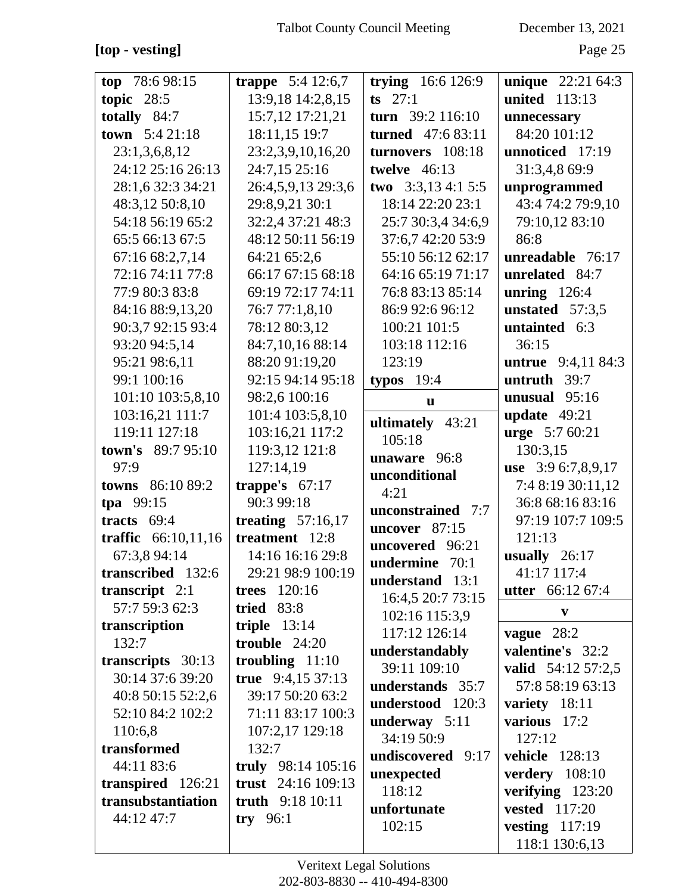**[top - vesting]**

**top** 78:6 98:15
**topic** 28:5
**totally** 84:7
**town** 5:4 21:18 23:1,3,6,8,12 24:12 25:16 26:13 28:1,6 32:3 34:21 48:3,12 50:8,10 54:18 56:19 65:2 65:5 66:13 67:5 67:16 68:2,7,14 72:16 74:11 77:8 77:9 80:3 83:8 84:16 88:9,13,20 90:3,7 92:15 93:4 93:20 94:5,14 95:21 98:6,11 99:1 100:16 101:10 103:5,8,10 103:16,21 111:7 119:11 127:18
**town's** 89:7 95:10 97:9
**towns** 86:10 89:2
**tpa** 99:15
**tracts** 69:4
**traffic** 66:10,11,16 67:3,8 94:14
**transcribed** 132:6
**transcript** 2:1 57:7 59:3 62:3
**transcription** 132:7
**transcripts** 30:13 30:14 37:6 39:20 40:8 50:15 52:2,6 52:10 84:2 102:2 110:6,8
**transformed** 44:11 83:6
**transpired** 126:21
**transubstantiation** 44:12 47:7
**trappe** 5:4 12:6,7 13:9,18 14:2,8,15 15:7,12 17:21,21 18:11,15 19:7 23:2,3,9,10,16,20 24:7,15 25:16 26:4,5,9,13 29:3,6 29:8,9,21 30:1 32:2,4 37:21 48:3 48:12 50:11 56:19 64:21 65:2,6 66:17 67:15 68:18 69:19 72:17 74:11 76:7 77:1,8,10 78:12 80:3,12 84:7,10,16 88:14 88:20 91:19,20 92:15 94:14 95:18 98:2,6 100:16 101:4 103:5,8,10 103:16,21 117:2 119:3,12 121:8 127:14,19
**trappe's** 67:17 90:3 99:18
**treating** 57:16,17
**treatment** 12:8 14:16 16:16 29:8 29:21 98:9 100:19
**trees** 120:16
**tried** 83:8
**triple** 13:14
**trouble** 24:20
**troubling** 11:10
**true** 9:4,15 37:13 39:17 50:20 63:2 71:11 83:17 100:3 107:2,17 129:18 132:7
**truly** 98:14 105:16
**trust** 24:16 109:13
**truth** 9:18 10:11
**try** 96:1
**trying** 16:6 126:9
**ts** 27:1
**turn** 39:2 116:10
**turned** 47:6 83:11
**turnovers** 108:18
**twelve** 46:13
**two** 3:3,13 4:1 5:5 18:14 22:20 23:1 25:7 30:3,4 34:6,9 37:6,7 42:20 53:9 55:10 56:12 62:17 64:16 65:19 71:17 76:8 83:13 85:14 86:9 92:6 96:12 100:21 101:5 103:18 112:16 123:19
**typos** 19:4

**u**

**ultimately** 43:21 105:18
**unaware** 96:8
**unconditional** 4:21
**unconstrained** 7:7
**uncover** 87:15
**uncovered** 96:21
**undermine** 70:1
**understand** 13:1 16:4,5 20:7 73:15 102:16 115:3,9 117:12 126:14
**understandably** 39:11 109:10
**understands** 35:7
**understood** 120:3
**underway** 5:11 34:19 50:9
**undiscovered** 9:17
**unexpected** 118:12
**unfortunate** 102:15
**unique** 22:21 64:3
**united** 113:13
**unnecessary** 84:20 101:12
**unnoticed** 17:19 31:3,4,8 69:9
**unprogrammed** 43:4 74:2 79:9,10 79:10,12 83:10 86:8
**unreadable** 76:17
**unrelated** 84:7
**unring** 126:4
**unstated** 57:3,5
**untainted** 6:3 36:15
**untrue** 9:4,11 84:3
**untruth** 39:7
**unusual** 95:16
**update** 49:21
**urge** 5:7 60:21 130:3,15
**use** 3:9 6:7,8,9,17 7:4 8:19 30:11,12 36:8 68:16 83:16 97:19 107:7 109:5 121:13
**usually** 26:17 41:17 117:4
**utter** 66:12 67:4

**v**

**vague** 28:2
**valentine's** 32:2
**valid** 54:12 57:2,5 57:8 58:19 63:13
**variety** 18:11
**various** 17:2 127:12
**vehicle** 128:13
**verdery** 108:10
**verifying** 123:20
**vested** 117:20
**vesting** 117:19 118:1 130:6,13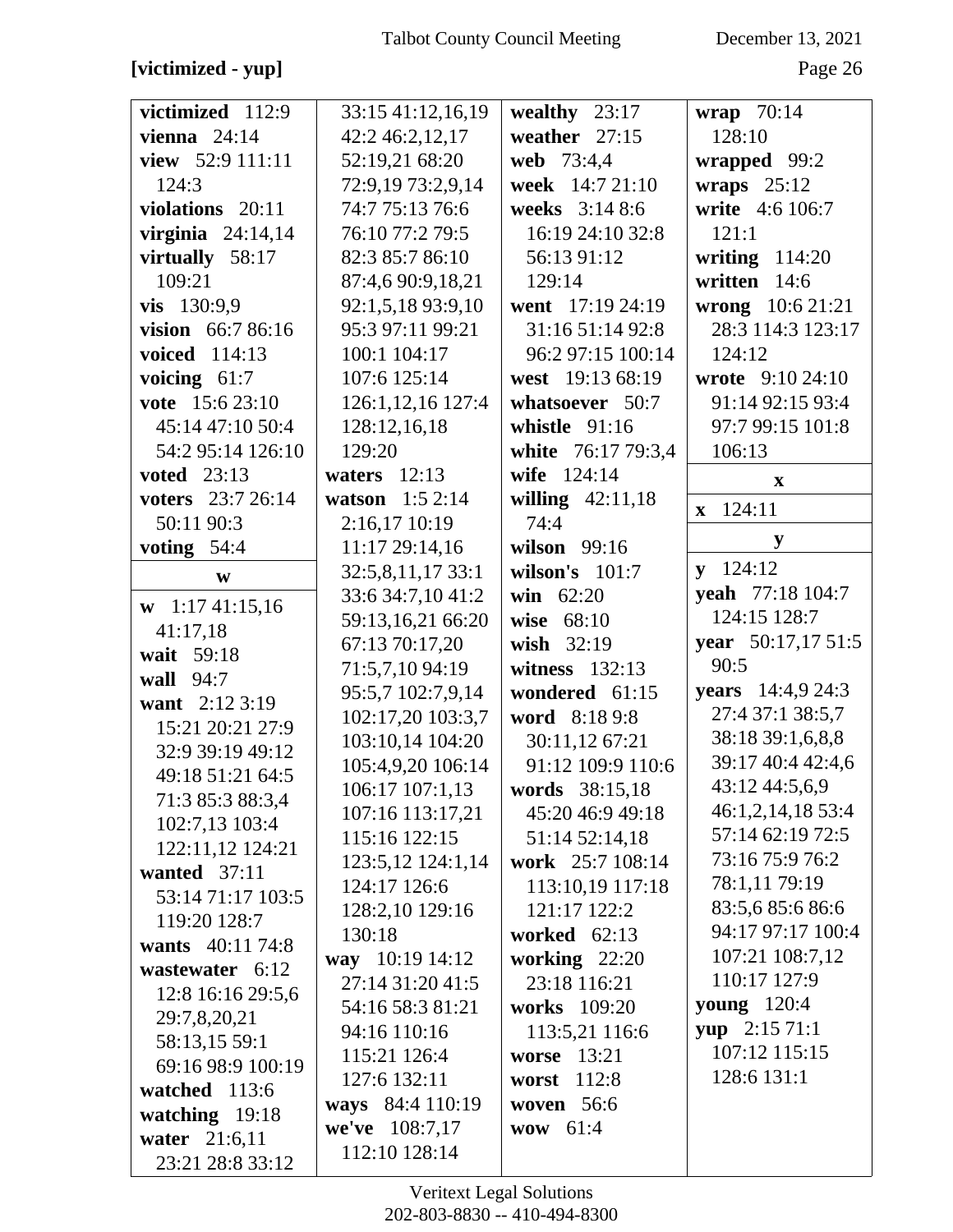**[victimized - yup]**

**victimized** 112:9
**vienna** 24:14
**view** 52:9 111:11 124:3
**violations** 20:11
**virginia** 24:14,14
**virtually** 58:17 109:21
**vis** 130:9,9
**vision** 66:7 86:16
**voiced** 114:13
**voicing** 61:7
**vote** 15:6 23:10 45:14 47:10 50:4 54:2 95:14 126:10
**voted** 23:13
**voters** 23:7 26:14 50:11 90:3
**voting** 54:4

**w**

**w** 1:17 41:15,16 41:17,18
**wait** 59:18
**wall** 94:7
**want** 2:12 3:19 15:21 20:21 27:9 32:9 39:19 49:12 49:18 51:21 64:5 71:3 85:3 88:3,4 102:7,13 103:4 122:11,12 124:21
**wanted** 37:11 53:14 71:17 103:5 119:20 128:7
**wants** 40:11 74:8
**wastewater** 6:12 12:8 16:16 29:5,6 29:7,8,20,21 58:13,15 59:1 69:16 98:9 100:19
**watched** 113:6
**watching** 19:18
**water** 21:6,11 23:21 28:8 33:12 33:15 41:12,16,19 42:2 46:2,12,17 52:19,21 68:20 72:9,19 73:2,9,14 74:7 75:13 76:6 76:10 77:2 79:5 82:3 85:7 86:10 87:4,6 90:9,18,21 92:1,5,18 93:9,10 95:3 97:11 99:21 100:1 104:17 107:6 125:14 126:1,12,16 127:4 128:12,16,18 129:20
**waters** 12:13
**watson** 1:5 2:14 2:16,17 10:19 11:17 29:14,16 32:5,8,11,17 33:1 33:6 34:7,10 41:2 59:13,16,21 66:20 67:13 70:17,20 71:5,7,10 94:19 95:5,7 102:7,9,14 102:17,20 103:3,7 103:10,14 104:20 105:4,9,20 106:14 106:17 107:1,13 107:16 113:17,21 115:16 122:15 123:5,12 124:1,14 124:17 126:6 128:2,10 129:16 130:18
**way** 10:19 14:12 27:14 31:20 41:5 54:16 58:3 81:21 94:16 110:16 115:21 126:4 127:6 132:11
**ways** 84:4 110:19
**we've** 108:7,17 112:10 128:14
**wealthy** 23:17
**weather** 27:15
**web** 73:4,4
**week** 14:7 21:10
**weeks** 3:14 8:6 16:19 24:10 32:8 56:13 91:12 129:14
**went** 17:19 24:19 31:16 51:14 92:8 96:2 97:15 100:14
**west** 19:13 68:19
**whatsoever** 50:7
**whistle** 91:16
**white** 76:17 79:3,4
**wife** 124:14
**willing** 42:11,18 74:4
**wilson** 99:16
**wilson's** 101:7
**win** 62:20
**wise** 68:10
**wish** 32:19
**witness** 132:13
**wondered** 61:15
**word** 8:18 9:8 30:11,12 67:21 91:12 109:9 110:6
**words** 38:15,18 45:20 46:9 49:18 51:14 52:14,18
**work** 25:7 108:14 113:10,19 117:18 121:17 122:2
**worked** 62:13
**working** 22:20 23:18 116:21
**works** 109:20 113:5,21 116:6
**worse** 13:21
**worst** 112:8
**woven** 56:6
**wow** 61:4
**wrap** 70:14 128:10
**wrapped** 99:2
**wraps** 25:12
**write** 4:6 106:7 121:1
**writing** 114:20
**written** 14:6
**wrong** 10:6 21:21 28:3 114:3 123:17 124:12
**wrote** 9:10 24:10 91:14 92:15 93:4 97:7 99:15 101:8 106:13

**x**

**x** 124:11

**y**

**y** 124:12
**yeah** 77:18 104:7 124:15 128:7
**year** 50:17,17 51:5 90:5
**years** 14:4,9 24:3 27:4 37:1 38:5,7 38:18 39:1,6,8,8 39:17 40:4 42:4,6 43:12 44:5,6,9 46:1,2,14,18 53:4 57:14 62:19 72:5 73:16 75:9 76:2 78:1,11 79:19 83:5,6 85:6 86:6 94:17 97:17 100:4 107:21 108:7,12 110:17 127:9
**young** 120:4
**yup** 2:15 71:1 107:12 115:15 128:6 131:1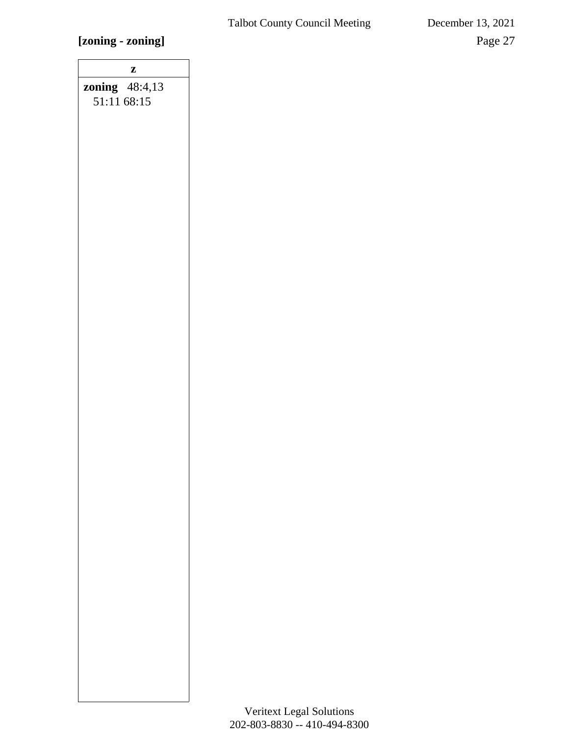**[zoning - zoning]**

| z |
|---|
| **zoning** 48:4,13 51:11 68:15 |